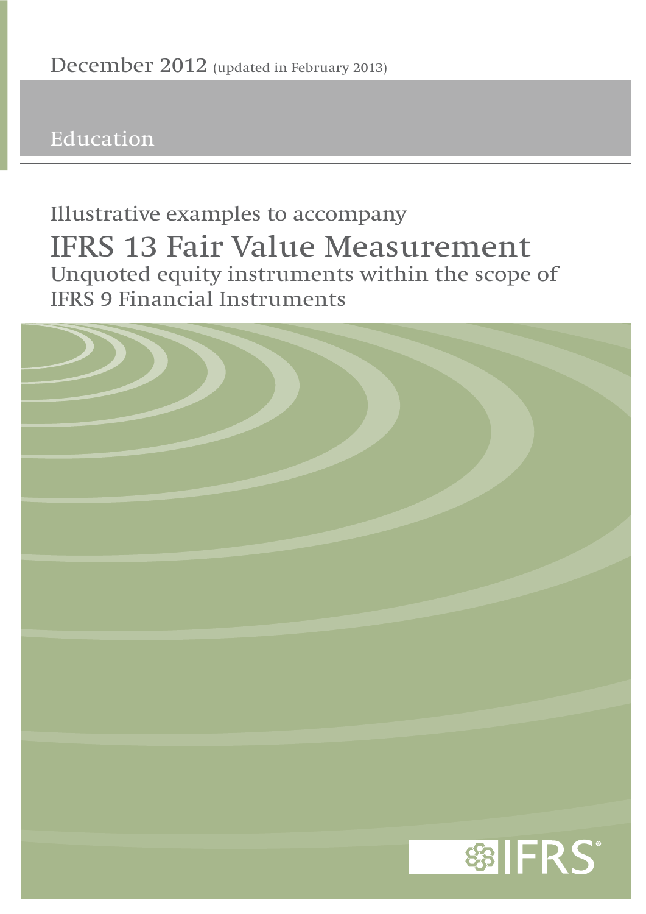December 2012 (updated in February 2013)

Education

Illustrative examples to accompany

# IFRS 13 Fair Value Measurement

## Unquoted equity instruments within the scope of IFRS 9 Financial Instruments

IFRS®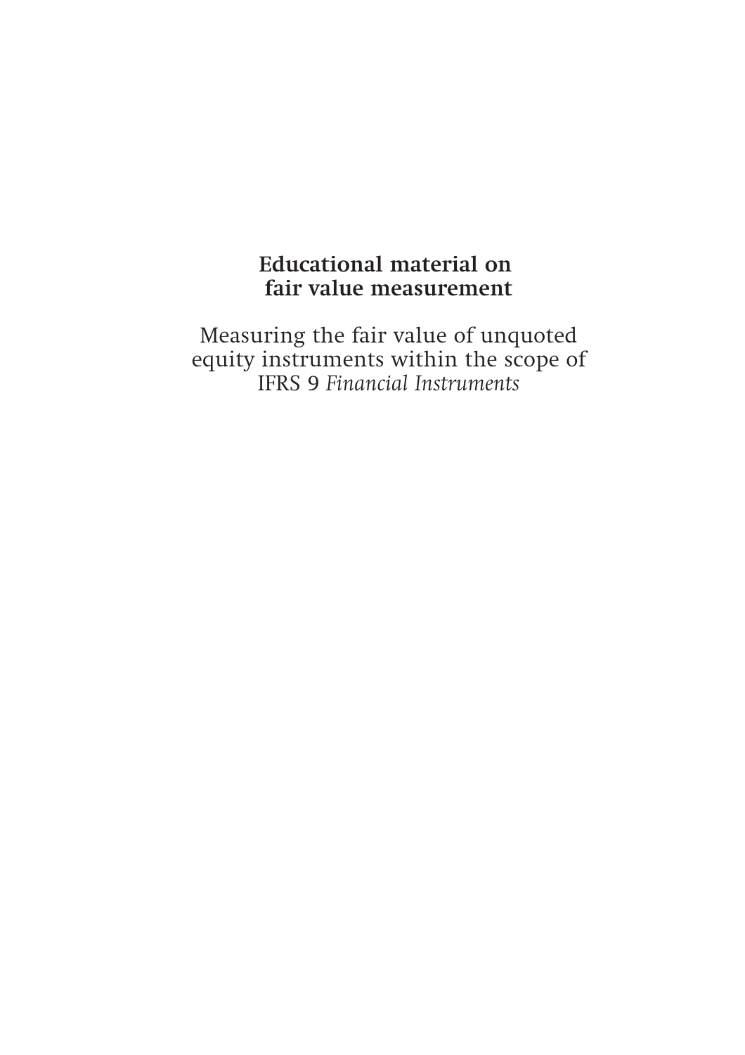# Educational material on fair value measurement

Measuring the fair value of unquoted equity instruments within the scope of IFRS 9 *Financial Instruments*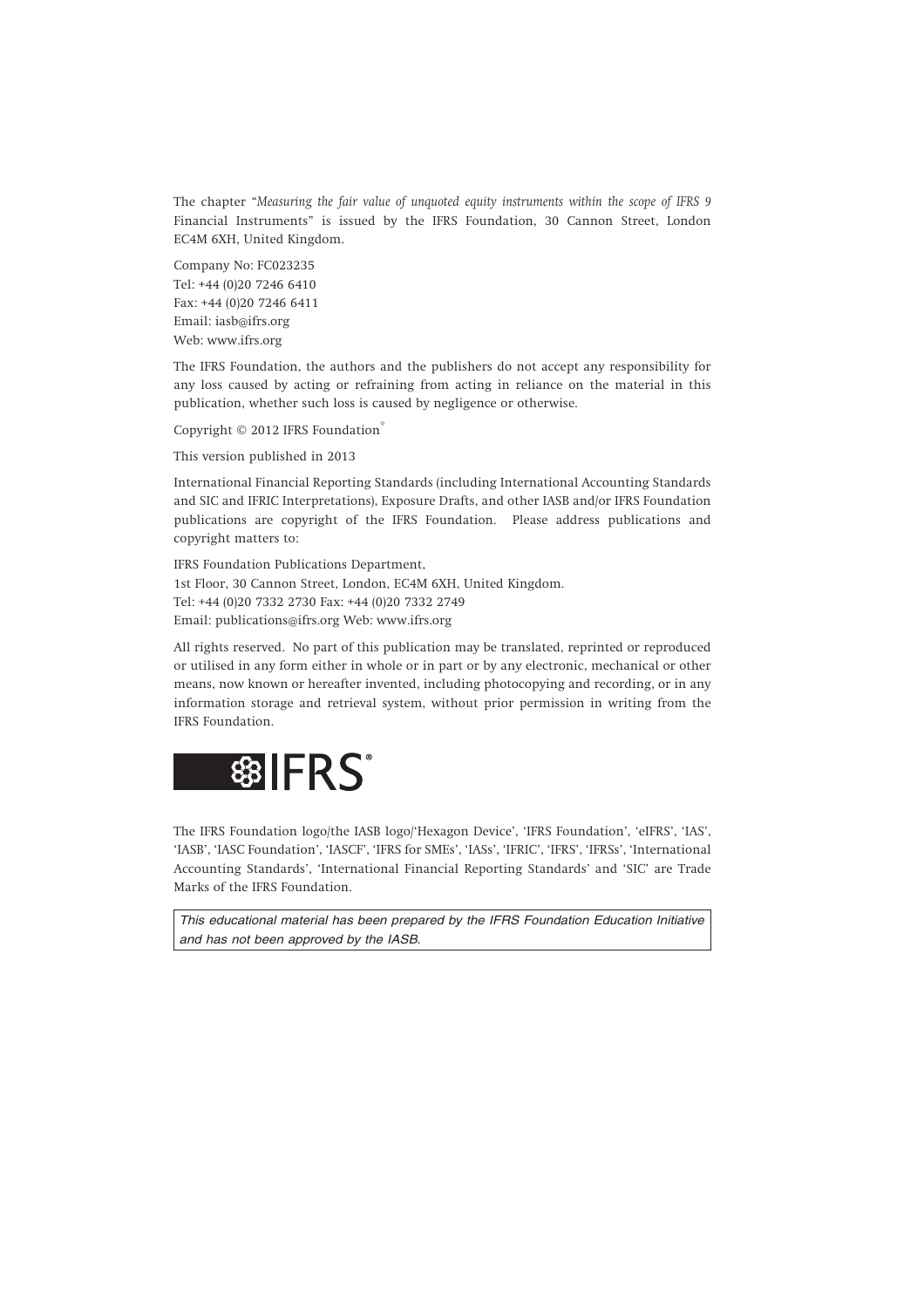The chapter "*Measuring the fair value of unquoted equity instruments within the scope of IFRS 9* Financial Instruments" is issued by the IFRS Foundation, 30 Cannon Street, London EC4M 6XH, United Kingdom.

Company No: FC023235
Tel: +44 (0)20 7246 6410
Fax: +44 (0)20 7246 6411
Email: iasb@ifrs.org
Web: www.ifrs.org

The IFRS Foundation, the authors and the publishers do not accept any responsibility for any loss caused by acting or refraining from acting in reliance on the material in this publication, whether such loss is caused by negligence or otherwise.

Copyright © 2012 IFRS Foundation®

This version published in 2013

International Financial Reporting Standards (including International Accounting Standards and SIC and IFRIC Interpretations), Exposure Drafts, and other IASB and/or IFRS Foundation publications are copyright of the IFRS Foundation. Please address publications and copyright matters to:

IFRS Foundation Publications Department,
1st Floor, 30 Cannon Street, London, EC4M 6XH, United Kingdom.
Tel: +44 (0)20 7332 2730 Fax: +44 (0)20 7332 2749
Email: publications@ifrs.org Web: www.ifrs.org

All rights reserved. No part of this publication may be translated, reprinted or reproduced or utilised in any form either in whole or in part or by any electronic, mechanical or other means, now known or hereafter invented, including photocopying and recording, or in any information storage and retrieval system, without prior permission in writing from the IFRS Foundation.

IFRS®

The IFRS Foundation logo/the IASB logo/'Hexagon Device', 'IFRS Foundation', 'eIFRS', 'IAS', 'IASB', 'IASC Foundation', 'IASCF', 'IFRS for SMEs', 'IASs', 'IFRIC', 'IFRS', 'IFRSs', 'International Accounting Standards', 'International Financial Reporting Standards' and 'SIC' are Trade Marks of the IFRS Foundation.

*This educational material has been prepared by the IFRS Foundation Education Initiative and has not been approved by the IASB.*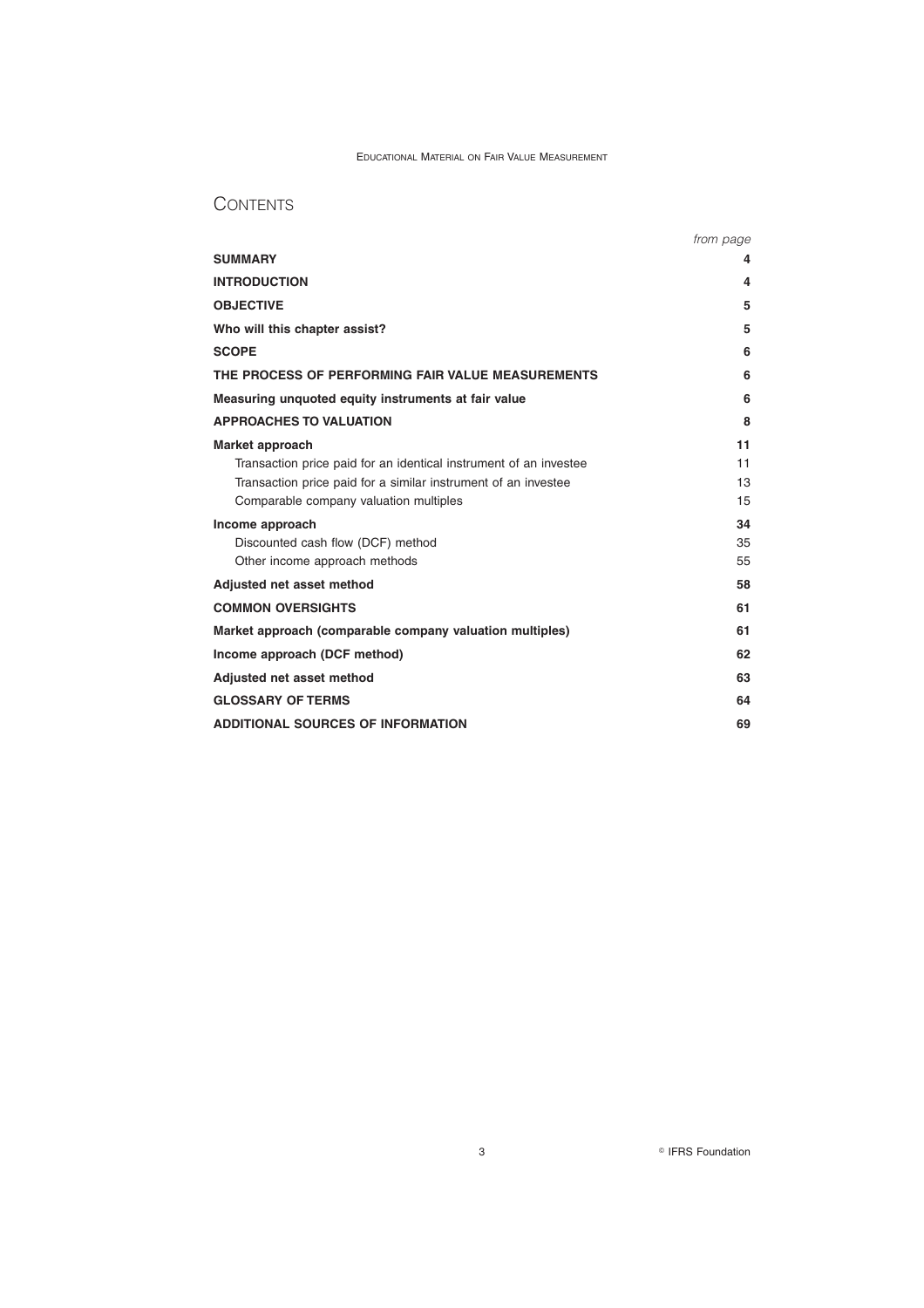# CONTENTS

| | *from page* |
|---|---|
| **SUMMARY** | **4** |
| **INTRODUCTION** | **4** |
| **OBJECTIVE** | **5** |
| **Who will this chapter assist?** | **5** |
| **SCOPE** | **6** |
| **THE PROCESS OF PERFORMING FAIR VALUE MEASUREMENTS** | **6** |
| **Measuring unquoted equity instruments at fair value** | **6** |
| **APPROACHES TO VALUATION** | **8** |
| **Market approach** | **11** |
| Transaction price paid for an identical instrument of an investee | 11 |
| Transaction price paid for a similar instrument of an investee | 13 |
| Comparable company valuation multiples | 15 |
| **Income approach** | **34** |
| Discounted cash flow (DCF) method | 35 |
| Other income approach methods | 55 |
| **Adjusted net asset method** | **58** |
| **COMMON OVERSIGHTS** | **61** |
| **Market approach (comparable company valuation multiples)** | **61** |
| **Income approach (DCF method)** | **62** |
| **Adjusted net asset method** | **63** |
| **GLOSSARY OF TERMS** | **64** |
| **ADDITIONAL SOURCES OF INFORMATION** | **69** |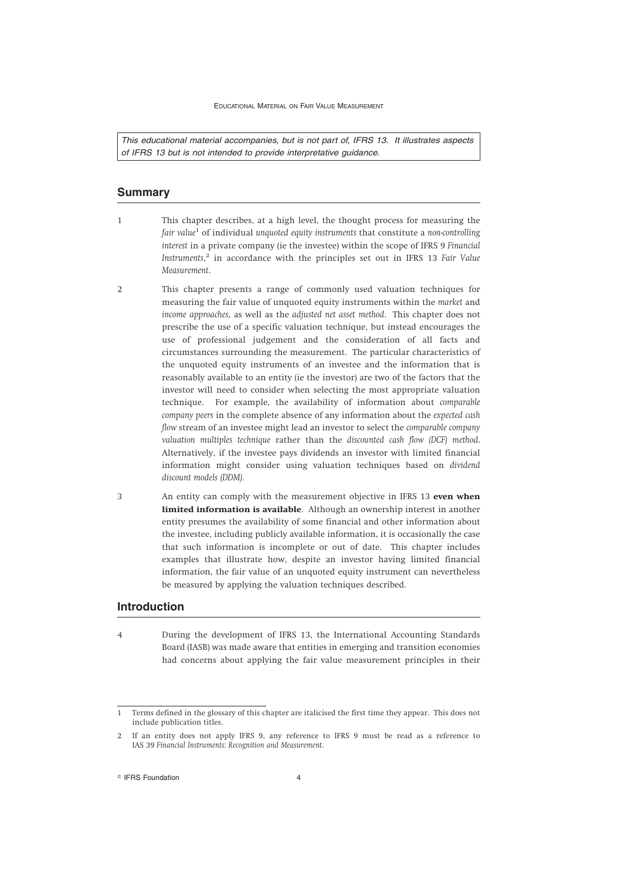*This educational material accompanies, but is not part of, IFRS 13. It illustrates aspects of IFRS 13 but is not intended to provide interpretative guidance.*

## Summary

1 This chapter describes, at a high level, the thought process for measuring the *fair value*[1] of individual *unquoted equity instruments* that constitute a *non-controlling interest* in a private company (ie the investee) within the scope of IFRS 9 *Financial Instruments*,[2] in accordance with the principles set out in IFRS 13 *Fair Value Measurement*.

2 This chapter presents a range of commonly used valuation techniques for measuring the fair value of unquoted equity instruments within the *market* and *income approaches*, as well as the *adjusted net asset method*. This chapter does not prescribe the use of a specific valuation technique, but instead encourages the use of professional judgement and the consideration of all facts and circumstances surrounding the measurement. The particular characteristics of the unquoted equity instruments of an investee and the information that is reasonably available to an entity (ie the investor) are two of the factors that the investor will need to consider when selecting the most appropriate valuation technique. For example, the availability of information about *comparable company peers* in the complete absence of any information about the *expected cash flow* stream of an investee might lead an investor to select the *comparable company valuation multiples technique* rather than the *discounted cash flow (DCF) method*. Alternatively, if the investee pays dividends an investor with limited financial information might consider using valuation techniques based on *dividend discount models (DDM)*.

3 An entity can comply with the measurement objective in IFRS 13 **even when limited information is available**. Although an ownership interest in another entity presumes the availability of some financial and other information about the investee, including publicly available information, it is occasionally the case that such information is incomplete or out of date. This chapter includes examples that illustrate how, despite an investor having limited financial information, the fair value of an unquoted equity instrument can nevertheless be measured by applying the valuation techniques described.

## Introduction

4 During the development of IFRS 13, the International Accounting Standards Board (IASB) was made aware that entities in emerging and transition economies had concerns about applying the fair value measurement principles in their

---

1 Terms defined in the glossary of this chapter are italicised the first time they appear. This does not include publication titles.

2 If an entity does not apply IFRS 9, any reference to IFRS 9 must be read as a reference to IAS 39 *Financial Instruments: Recognition and Measurement*.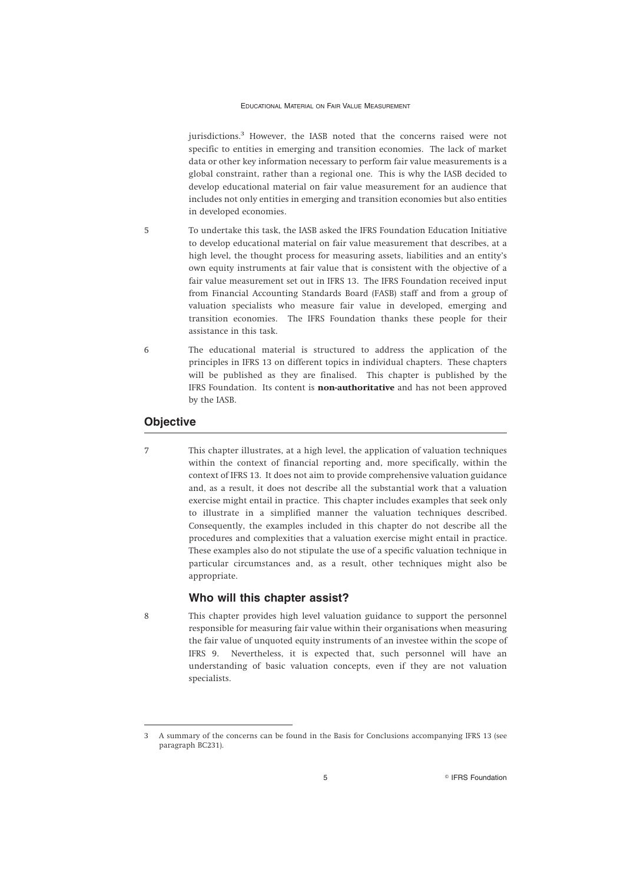jurisdictions.[3] However, the IASB noted that the concerns raised were not specific to entities in emerging and transition economies. The lack of market data or other key information necessary to perform fair value measurements is a global constraint, rather than a regional one. This is why the IASB decided to develop educational material on fair value measurement for an audience that includes not only entities in emerging and transition economies but also entities in developed economies.

5 To undertake this task, the IASB asked the IFRS Foundation Education Initiative to develop educational material on fair value measurement that describes, at a high level, the thought process for measuring assets, liabilities and an entity's own equity instruments at fair value that is consistent with the objective of a fair value measurement set out in IFRS 13. The IFRS Foundation received input from Financial Accounting Standards Board (FASB) staff and from a group of valuation specialists who measure fair value in developed, emerging and transition economies. The IFRS Foundation thanks these people for their assistance in this task.

6 The educational material is structured to address the application of the principles in IFRS 13 on different topics in individual chapters. These chapters will be published as they are finalised. This chapter is published by the IFRS Foundation. Its content is **non-authoritative** and has not been approved by the IASB.

## Objective

7 This chapter illustrates, at a high level, the application of valuation techniques within the context of financial reporting and, more specifically, within the context of IFRS 13. It does not aim to provide comprehensive valuation guidance and, as a result, it does not describe all the substantial work that a valuation exercise might entail in practice. This chapter includes examples that seek only to illustrate in a simplified manner the valuation techniques described. Consequently, the examples included in this chapter do not describe all the procedures and complexities that a valuation exercise might entail in practice. These examples also do not stipulate the use of a specific valuation technique in particular circumstances and, as a result, other techniques might also be appropriate.

### Who will this chapter assist?

8 This chapter provides high level valuation guidance to support the personnel responsible for measuring fair value within their organisations when measuring the fair value of unquoted equity instruments of an investee within the scope of IFRS 9. Nevertheless, it is expected that, such personnel will have an understanding of basic valuation concepts, even if they are not valuation specialists.

---

[3] A summary of the concerns can be found in the Basis for Conclusions accompanying IFRS 13 (see paragraph BC231).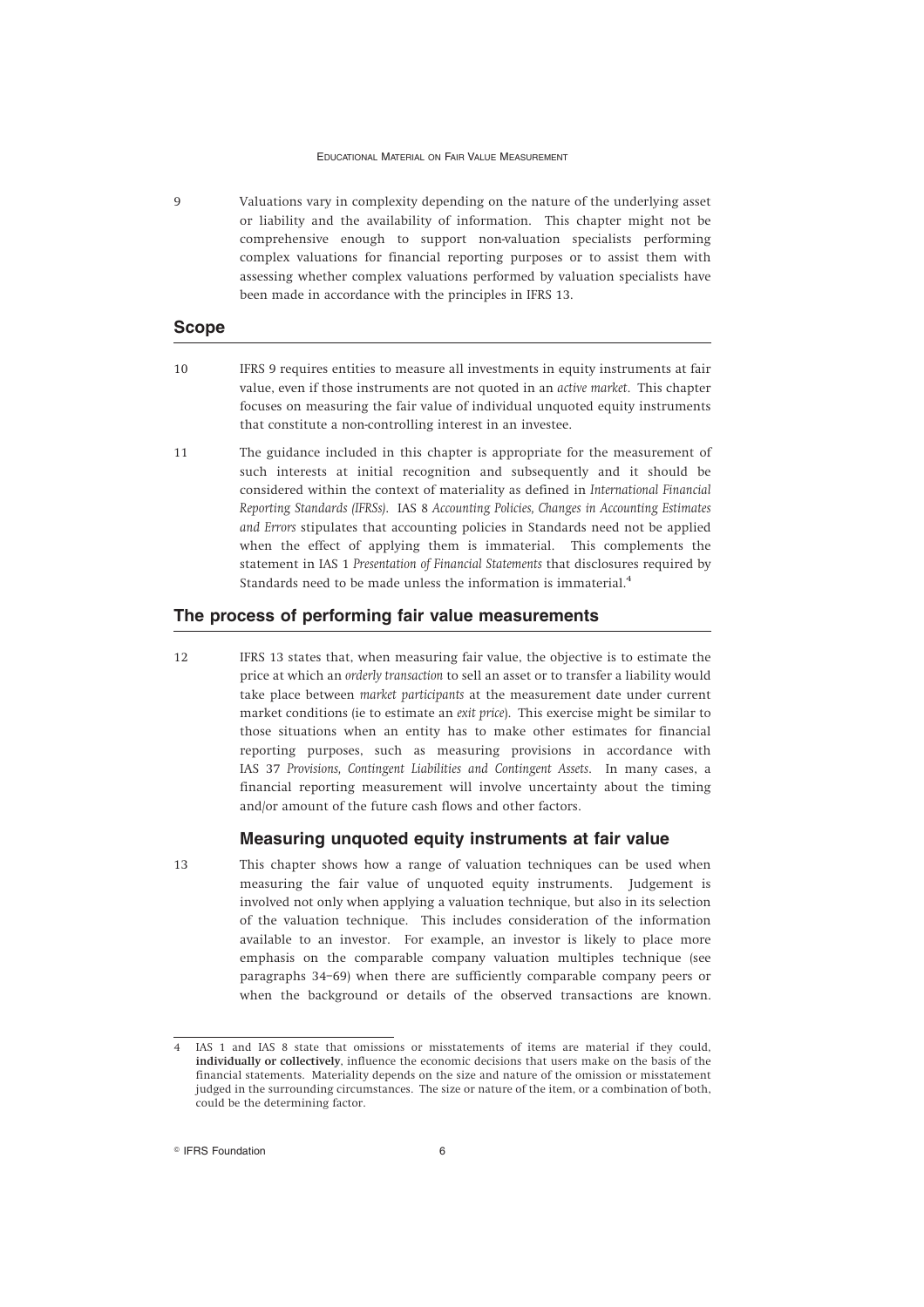9 Valuations vary in complexity depending on the nature of the underlying asset or liability and the availability of information. This chapter might not be comprehensive enough to support non-valuation specialists performing complex valuations for financial reporting purposes or to assist them with assessing whether complex valuations performed by valuation specialists have been made in accordance with the principles in IFRS 13.

## Scope

10 IFRS 9 requires entities to measure all investments in equity instruments at fair value, even if those instruments are not quoted in an *active market*. This chapter focuses on measuring the fair value of individual unquoted equity instruments that constitute a non-controlling interest in an investee.

11 The guidance included in this chapter is appropriate for the measurement of such interests at initial recognition and subsequently and it should be considered within the context of materiality as defined in *International Financial Reporting Standards (IFRSs)*. IAS 8 *Accounting Policies, Changes in Accounting Estimates and Errors* stipulates that accounting policies in Standards need not be applied when the effect of applying them is immaterial. This complements the statement in IAS 1 *Presentation of Financial Statements* that disclosures required by Standards need to be made unless the information is immaterial.[4]

## The process of performing fair value measurements

12 IFRS 13 states that, when measuring fair value, the objective is to estimate the price at which an *orderly transaction* to sell an asset or to transfer a liability would take place between *market participants* at the measurement date under current market conditions (ie to estimate an *exit price*). This exercise might be similar to those situations when an entity has to make other estimates for financial reporting purposes, such as measuring provisions in accordance with IAS 37 *Provisions, Contingent Liabilities and Contingent Assets*. In many cases, a financial reporting measurement will involve uncertainty about the timing and/or amount of the future cash flows and other factors.

### Measuring unquoted equity instruments at fair value

13 This chapter shows how a range of valuation techniques can be used when measuring the fair value of unquoted equity instruments. Judgement is involved not only when applying a valuation technique, but also in its selection of the valuation technique. This includes consideration of the information available to an investor. For example, an investor is likely to place more emphasis on the comparable company valuation multiples technique (see paragraphs 34–69) when there are sufficiently comparable company peers or when the background or details of the observed transactions are known.

---

[4] IAS 1 and IAS 8 state that omissions or misstatements of items are material if they could, **individually or collectively**, influence the economic decisions that users make on the basis of the financial statements. Materiality depends on the size and nature of the omission or misstatement judged in the surrounding circumstances. The size or nature of the item, or a combination of both, could be the determining factor.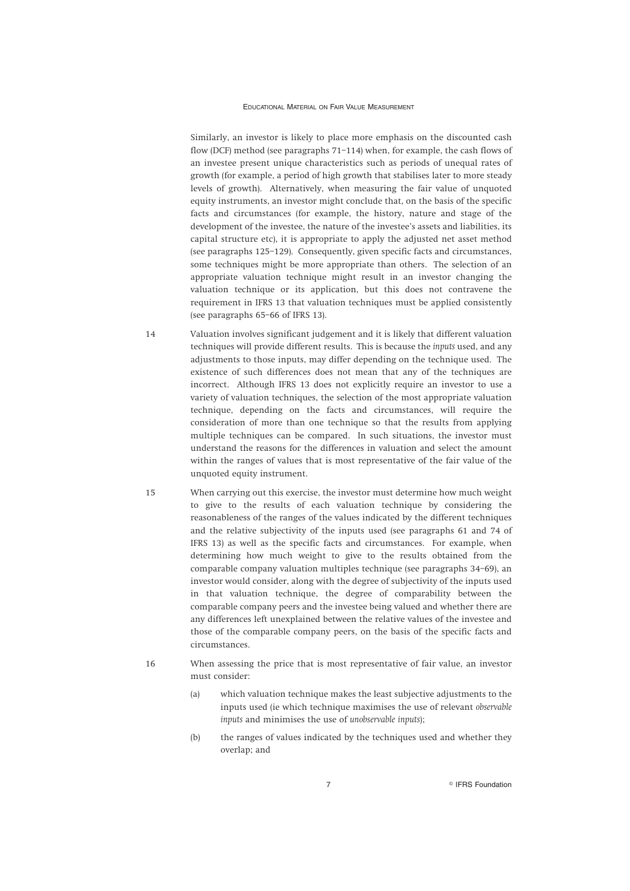Similarly, an investor is likely to place more emphasis on the discounted cash flow (DCF) method (see paragraphs 71–114) when, for example, the cash flows of an investee present unique characteristics such as periods of unequal rates of growth (for example, a period of high growth that stabilises later to more steady levels of growth). Alternatively, when measuring the fair value of unquoted equity instruments, an investor might conclude that, on the basis of the specific facts and circumstances (for example, the history, nature and stage of the development of the investee, the nature of the investee's assets and liabilities, its capital structure etc), it is appropriate to apply the adjusted net asset method (see paragraphs 125–129). Consequently, given specific facts and circumstances, some techniques might be more appropriate than others. The selection of an appropriate valuation technique might result in an investor changing the valuation technique or its application, but this does not contravene the requirement in IFRS 13 that valuation techniques must be applied consistently (see paragraphs 65–66 of IFRS 13).

14 Valuation involves significant judgement and it is likely that different valuation techniques will provide different results. This is because the *inputs* used, and any adjustments to those inputs, may differ depending on the technique used. The existence of such differences does not mean that any of the techniques are incorrect. Although IFRS 13 does not explicitly require an investor to use a variety of valuation techniques, the selection of the most appropriate valuation technique, depending on the facts and circumstances, will require the consideration of more than one technique so that the results from applying multiple techniques can be compared. In such situations, the investor must understand the reasons for the differences in valuation and select the amount within the ranges of values that is most representative of the fair value of the unquoted equity instrument.

15 When carrying out this exercise, the investor must determine how much weight to give to the results of each valuation technique by considering the reasonableness of the ranges of the values indicated by the different techniques and the relative subjectivity of the inputs used (see paragraphs 61 and 74 of IFRS 13) as well as the specific facts and circumstances. For example, when determining how much weight to give to the results obtained from the comparable company valuation multiples technique (see paragraphs 34–69), an investor would consider, along with the degree of subjectivity of the inputs used in that valuation technique, the degree of comparability between the comparable company peers and the investee being valued and whether there are any differences left unexplained between the relative values of the investee and those of the comparable company peers, on the basis of the specific facts and circumstances.

16 When assessing the price that is most representative of fair value, an investor must consider:

(a) which valuation technique makes the least subjective adjustments to the inputs used (ie which technique maximises the use of relevant *observable inputs* and minimises the use of *unobservable inputs*);

(b) the ranges of values indicated by the techniques used and whether they overlap; and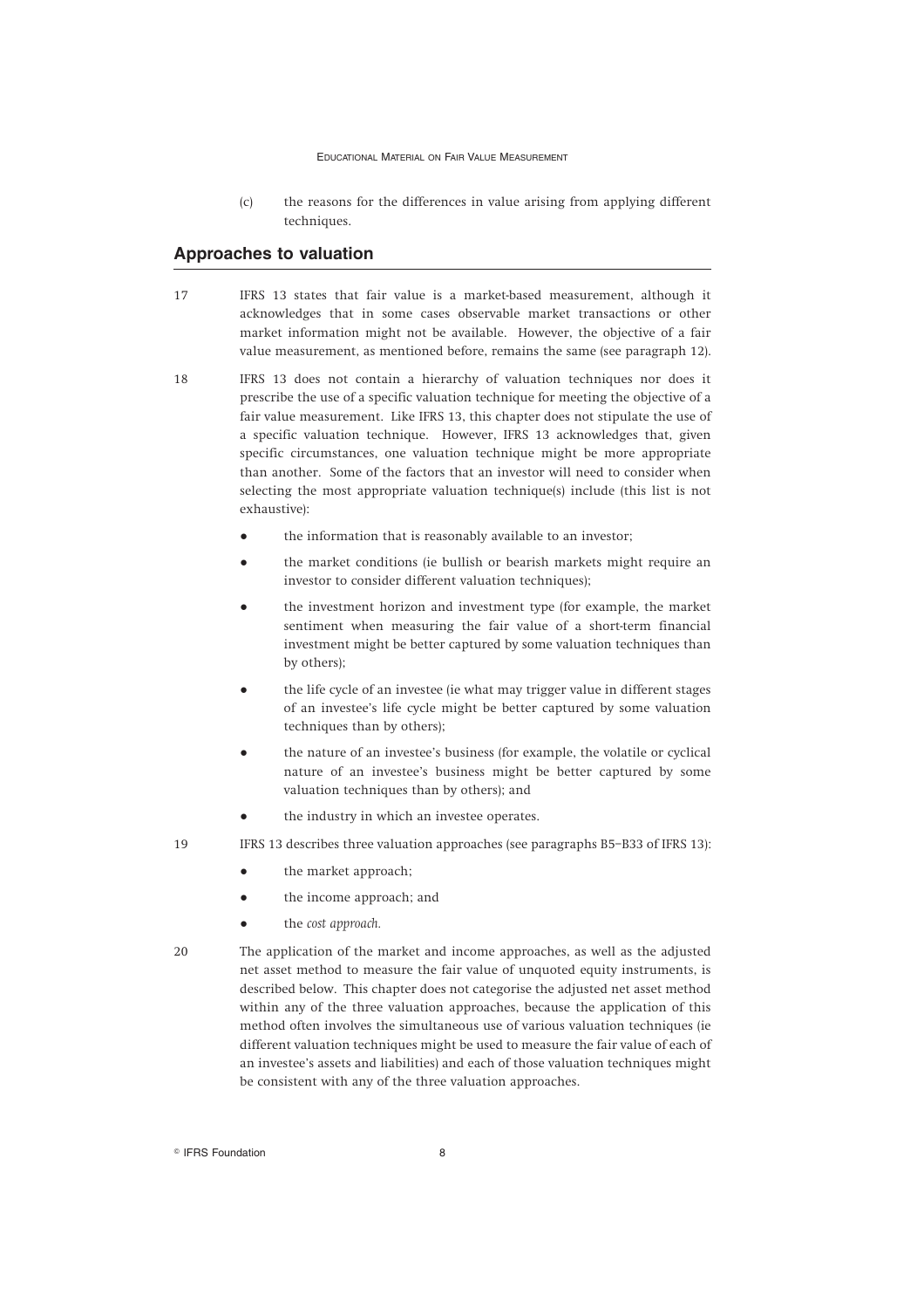(c) the reasons for the differences in value arising from applying different techniques.

## Approaches to valuation

17 IFRS 13 states that fair value is a market-based measurement, although it acknowledges that in some cases observable market transactions or other market information might not be available. However, the objective of a fair value measurement, as mentioned before, remains the same (see paragraph 12).

18 IFRS 13 does not contain a hierarchy of valuation techniques nor does it prescribe the use of a specific valuation technique for meeting the objective of a fair value measurement. Like IFRS 13, this chapter does not stipulate the use of a specific valuation technique. However, IFRS 13 acknowledges that, given specific circumstances, one valuation technique might be more appropriate than another. Some of the factors that an investor will need to consider when selecting the most appropriate valuation technique(s) include (this list is not exhaustive):

- the information that is reasonably available to an investor;
- the market conditions (ie bullish or bearish markets might require an investor to consider different valuation techniques);
- the investment horizon and investment type (for example, the market sentiment when measuring the fair value of a short-term financial investment might be better captured by some valuation techniques than by others);
- the life cycle of an investee (ie what may trigger value in different stages of an investee's life cycle might be better captured by some valuation techniques than by others);
- the nature of an investee's business (for example, the volatile or cyclical nature of an investee's business might be better captured by some valuation techniques than by others); and
- the industry in which an investee operates.

19 IFRS 13 describes three valuation approaches (see paragraphs B5–B33 of IFRS 13):

- the market approach;
- the income approach; and
- the *cost approach.*

20 The application of the market and income approaches, as well as the adjusted net asset method to measure the fair value of unquoted equity instruments, is described below. This chapter does not categorise the adjusted net asset method within any of the three valuation approaches, because the application of this method often involves the simultaneous use of various valuation techniques (ie different valuation techniques might be used to measure the fair value of each of an investee's assets and liabilities) and each of those valuation techniques might be consistent with any of the three valuation approaches.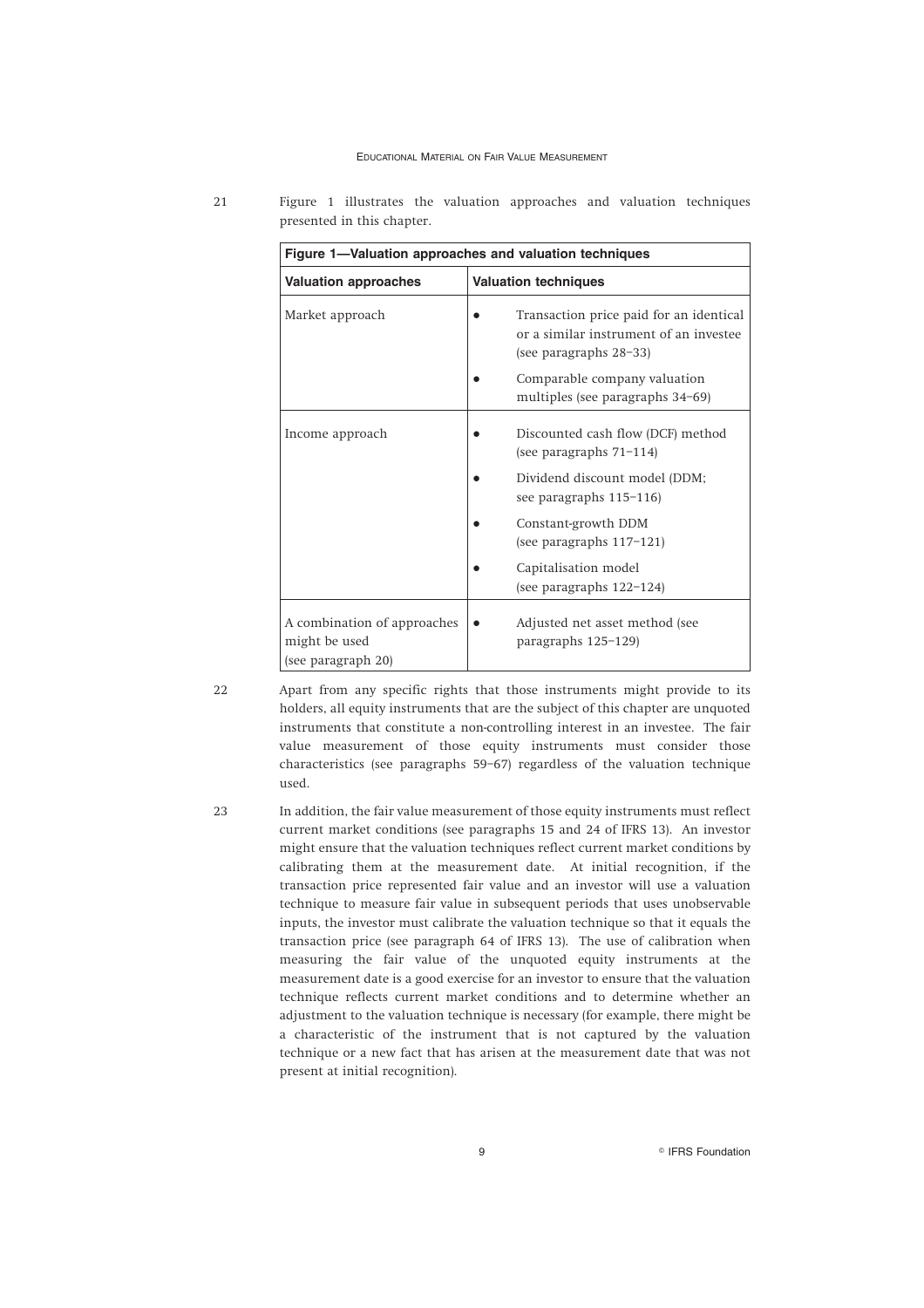21 Figure 1 illustrates the valuation approaches and valuation techniques presented in this chapter.

| **Figure 1—Valuation approaches and valuation techniques** | |
|---|---|
| **Valuation approaches** | **Valuation techniques** |
| Market approach | • Transaction price paid for an identical or a similar instrument of an investee (see paragraphs 28–33)<br>• Comparable company valuation multiples (see paragraphs 34–69) |
| Income approach | • Discounted cash flow (DCF) method (see paragraphs 71–114)<br>• Dividend discount model (DDM; see paragraphs 115–116)<br>• Constant-growth DDM (see paragraphs 117–121)<br>• Capitalisation model (see paragraphs 122–124) |
| A combination of approaches might be used (see paragraph 20) | • Adjusted net asset method (see paragraphs 125–129) |

22 Apart from any specific rights that those instruments might provide to its holders, all equity instruments that are the subject of this chapter are unquoted instruments that constitute a non-controlling interest in an investee. The fair value measurement of those equity instruments must consider those characteristics (see paragraphs 59–67) regardless of the valuation technique used.

23 In addition, the fair value measurement of those equity instruments must reflect current market conditions (see paragraphs 15 and 24 of IFRS 13). An investor might ensure that the valuation techniques reflect current market conditions by calibrating them at the measurement date. At initial recognition, if the transaction price represented fair value and an investor will use a valuation technique to measure fair value in subsequent periods that uses unobservable inputs, the investor must calibrate the valuation technique so that it equals the transaction price (see paragraph 64 of IFRS 13). The use of calibration when measuring the fair value of the unquoted equity instruments at the measurement date is a good exercise for an investor to ensure that the valuation technique reflects current market conditions and to determine whether an adjustment to the valuation technique is necessary (for example, there might be a characteristic of the instrument that is not captured by the valuation technique or a new fact that has arisen at the measurement date that was not present at initial recognition).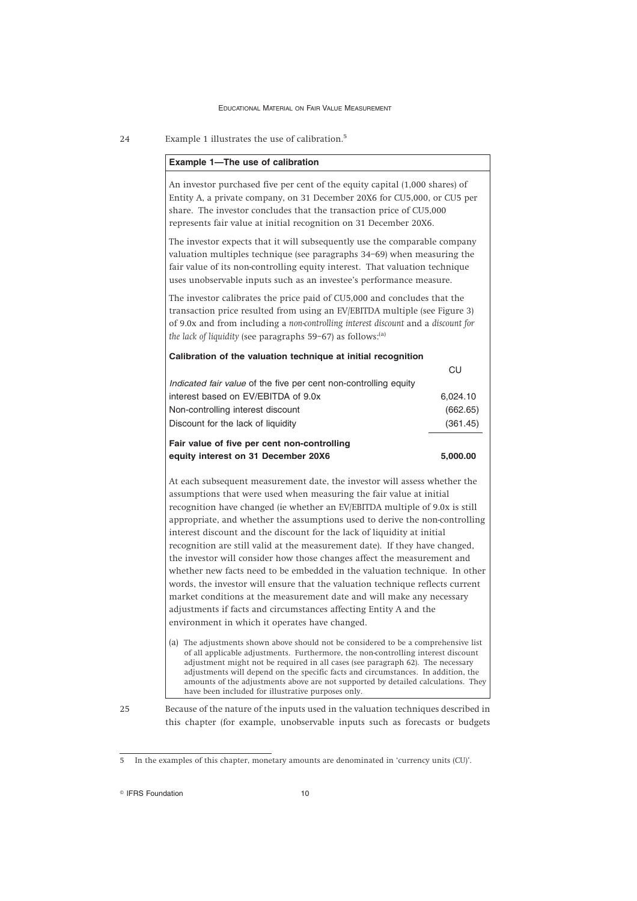24 Example 1 illustrates the use of calibration.[5]

**Example 1—The use of calibration**

An investor purchased five per cent of the equity capital (1,000 shares) of Entity A, a private company, on 31 December 20X6 for CU5,000, or CU5 per share. The investor concludes that the transaction price of CU5,000 represents fair value at initial recognition on 31 December 20X6.

The investor expects that it will subsequently use the comparable company valuation multiples technique (see paragraphs 34–69) when measuring the fair value of its non-controlling equity interest. That valuation technique uses unobservable inputs such as an investee's performance measure.

The investor calibrates the price paid of CU5,000 and concludes that the transaction price resulted from using an EV/EBITDA multiple (see Figure 3) of 9.0x and from including a *non-controlling interest discount* and a *discount for the lack of liquidity* (see paragraphs 59–67) as follows:[(a)]

**Calibration of the valuation technique at initial recognition**

| | CU |
|---|---|
| *Indicated fair value* of the five per cent non-controlling equity interest based on EV/EBITDA of 9.0x | 6,024.10 |
| Non-controlling interest discount | (662.65) |
| Discount for the lack of liquidity | (361.45) |
| **Fair value of five per cent non-controlling equity interest on 31 December 20X6** | **5,000.00** |

At each subsequent measurement date, the investor will assess whether the assumptions that were used when measuring the fair value at initial recognition have changed (ie whether an EV/EBITDA multiple of 9.0x is still appropriate, and whether the assumptions used to derive the non-controlling interest discount and the discount for the lack of liquidity at initial recognition are still valid at the measurement date). If they have changed, the investor will consider how those changes affect the measurement and whether new facts need to be embedded in the valuation technique. In other words, the investor will ensure that the valuation technique reflects current market conditions at the measurement date and will make any necessary adjustments if facts and circumstances affecting Entity A and the environment in which it operates have changed.

(a) The adjustments shown above should not be considered to be a comprehensive list of all applicable adjustments. Furthermore, the non-controlling interest discount adjustment might not be required in all cases (see paragraph 62). The necessary adjustments will depend on the specific facts and circumstances. In addition, the amounts of the adjustments above are not supported by detailed calculations. They have been included for illustrative purposes only.

25 Because of the nature of the inputs used in the valuation techniques described in this chapter (for example, unobservable inputs such as forecasts or budgets

5 In the examples of this chapter, monetary amounts are denominated in 'currency units (CU)'.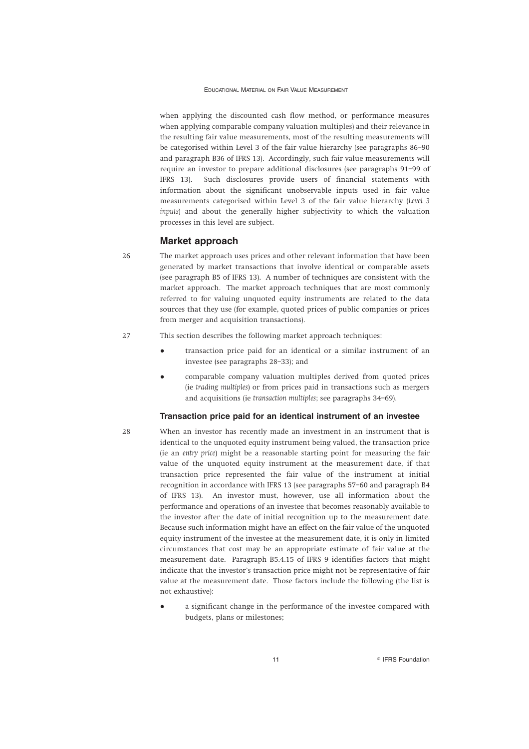when applying the discounted cash flow method, or performance measures when applying comparable company valuation multiples) and their relevance in the resulting fair value measurements, most of the resulting measurements will be categorised within Level 3 of the fair value hierarchy (see paragraphs 86–90 and paragraph B36 of IFRS 13). Accordingly, such fair value measurements will require an investor to prepare additional disclosures (see paragraphs 91–99 of IFRS 13). Such disclosures provide users of financial statements with information about the significant unobservable inputs used in fair value measurements categorised within Level 3 of the fair value hierarchy (*Level 3 inputs*) and about the generally higher subjectivity to which the valuation processes in this level are subject.

## Market approach

26 The market approach uses prices and other relevant information that have been generated by market transactions that involve identical or comparable assets (see paragraph B5 of IFRS 13). A number of techniques are consistent with the market approach. The market approach techniques that are most commonly referred to for valuing unquoted equity instruments are related to the data sources that they use (for example, quoted prices of public companies or prices from merger and acquisition transactions).

27 This section describes the following market approach techniques:

- transaction price paid for an identical or a similar instrument of an investee (see paragraphs 28–33); and
- comparable company valuation multiples derived from quoted prices (ie *trading multiples*) or from prices paid in transactions such as mergers and acquisitions (ie *transaction multiples*; see paragraphs 34–69).

### Transaction price paid for an identical instrument of an investee

28 When an investor has recently made an investment in an instrument that is identical to the unquoted equity instrument being valued, the transaction price (ie an *entry price*) might be a reasonable starting point for measuring the fair value of the unquoted equity instrument at the measurement date, if that transaction price represented the fair value of the instrument at initial recognition in accordance with IFRS 13 (see paragraphs 57–60 and paragraph B4 of IFRS 13). An investor must, however, use all information about the performance and operations of an investee that becomes reasonably available to the investor after the date of initial recognition up to the measurement date. Because such information might have an effect on the fair value of the unquoted equity instrument of the investee at the measurement date, it is only in limited circumstances that cost may be an appropriate estimate of fair value at the measurement date. Paragraph B5.4.15 of IFRS 9 identifies factors that might indicate that the investor's transaction price might not be representative of fair value at the measurement date. Those factors include the following (the list is not exhaustive):

- a significant change in the performance of the investee compared with budgets, plans or milestones;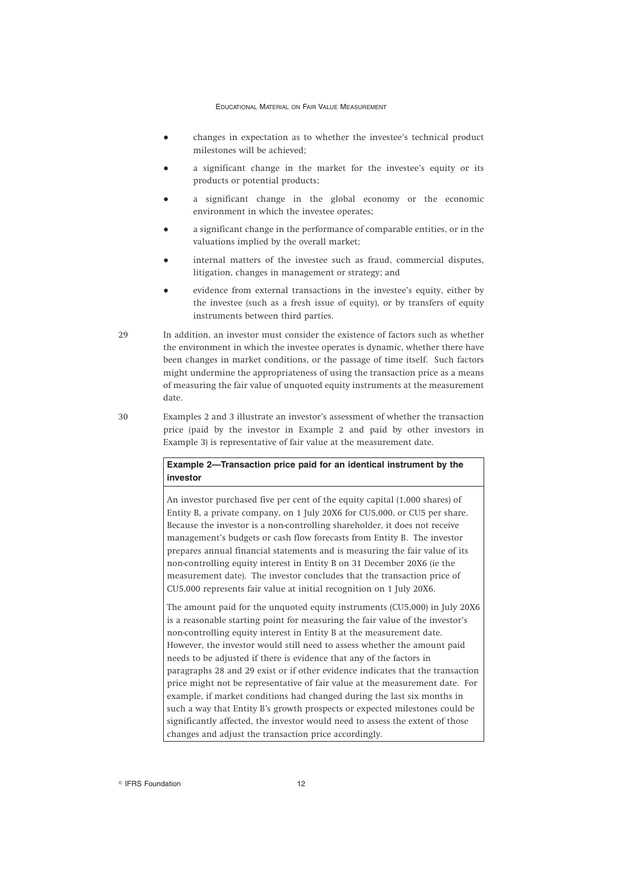- changes in expectation as to whether the investee's technical product milestones will be achieved;
- a significant change in the market for the investee's equity or its products or potential products;
- a significant change in the global economy or the economic environment in which the investee operates;
- a significant change in the performance of comparable entities, or in the valuations implied by the overall market;
- internal matters of the investee such as fraud, commercial disputes, litigation, changes in management or strategy; and
- evidence from external transactions in the investee's equity, either by the investee (such as a fresh issue of equity), or by transfers of equity instruments between third parties.

29 In addition, an investor must consider the existence of factors such as whether the environment in which the investee operates is dynamic, whether there have been changes in market conditions, or the passage of time itself. Such factors might undermine the appropriateness of using the transaction price as a means of measuring the fair value of unquoted equity instruments at the measurement date.

30 Examples 2 and 3 illustrate an investor's assessment of whether the transaction price (paid by the investor in Example 2 and paid by other investors in Example 3) is representative of fair value at the measurement date.

**Example 2—Transaction price paid for an identical instrument by the investor**

An investor purchased five per cent of the equity capital (1,000 shares) of Entity B, a private company, on 1 July 20X6 for CU5,000, or CU5 per share. Because the investor is a non-controlling shareholder, it does not receive management's budgets or cash flow forecasts from Entity B. The investor prepares annual financial statements and is measuring the fair value of its non-controlling equity interest in Entity B on 31 December 20X6 (ie the measurement date). The investor concludes that the transaction price of CU5,000 represents fair value at initial recognition on 1 July 20X6.

The amount paid for the unquoted equity instruments (CU5,000) in July 20X6 is a reasonable starting point for measuring the fair value of the investor's non-controlling equity interest in Entity B at the measurement date. However, the investor would still need to assess whether the amount paid needs to be adjusted if there is evidence that any of the factors in paragraphs 28 and 29 exist or if other evidence indicates that the transaction price might not be representative of fair value at the measurement date. For example, if market conditions had changed during the last six months in such a way that Entity B's growth prospects or expected milestones could be significantly affected, the investor would need to assess the extent of those changes and adjust the transaction price accordingly.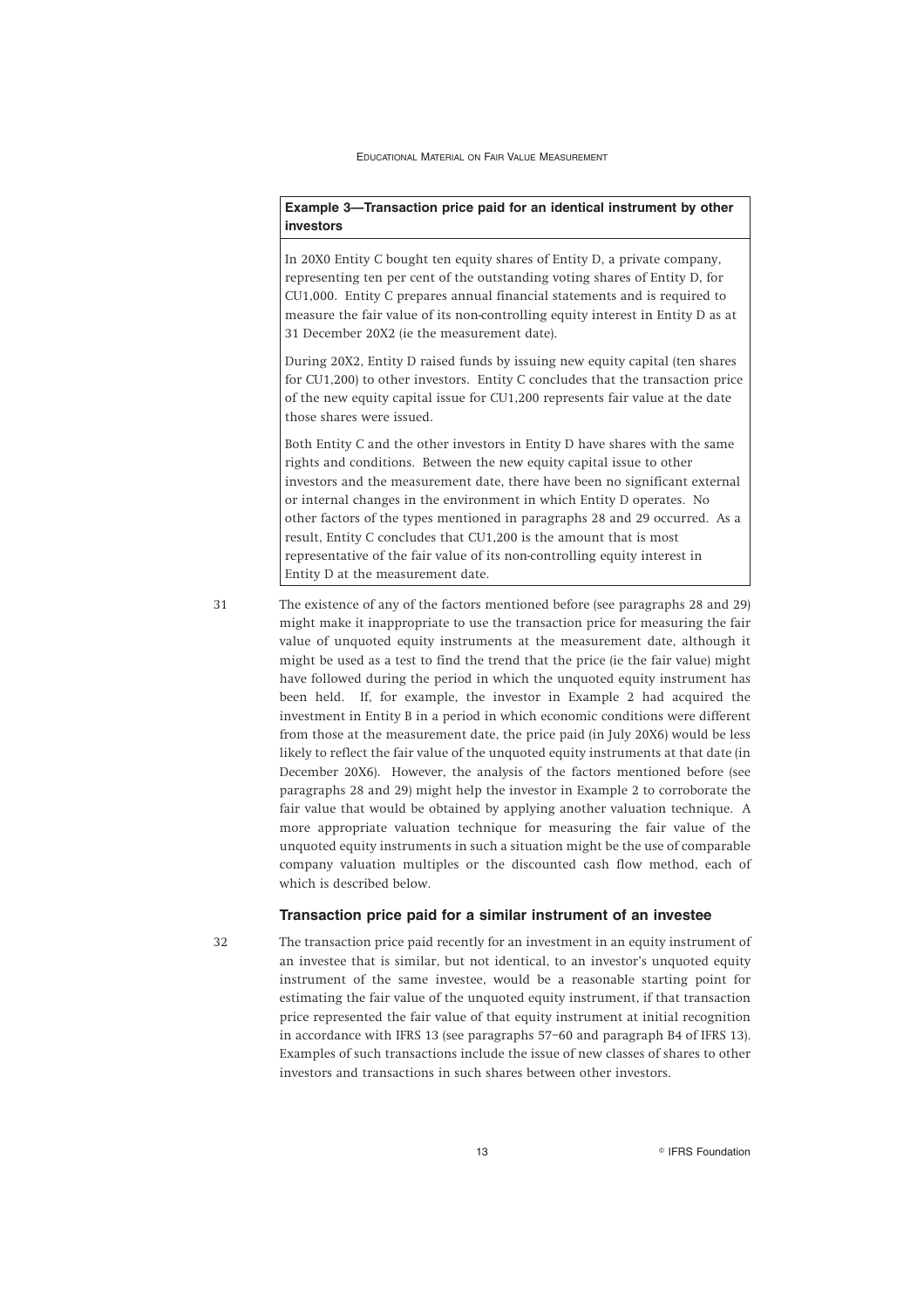**Example 3—Transaction price paid for an identical instrument by other investors**

In 20X0 Entity C bought ten equity shares of Entity D, a private company, representing ten per cent of the outstanding voting shares of Entity D, for CU1,000. Entity C prepares annual financial statements and is required to measure the fair value of its non-controlling equity interest in Entity D as at 31 December 20X2 (ie the measurement date).

During 20X2, Entity D raised funds by issuing new equity capital (ten shares for CU1,200) to other investors. Entity C concludes that the transaction price of the new equity capital issue for CU1,200 represents fair value at the date those shares were issued.

Both Entity C and the other investors in Entity D have shares with the same rights and conditions. Between the new equity capital issue to other investors and the measurement date, there have been no significant external or internal changes in the environment in which Entity D operates. No other factors of the types mentioned in paragraphs 28 and 29 occurred. As a result, Entity C concludes that CU1,200 is the amount that is most representative of the fair value of its non-controlling equity interest in Entity D at the measurement date.

31 The existence of any of the factors mentioned before (see paragraphs 28 and 29) might make it inappropriate to use the transaction price for measuring the fair value of unquoted equity instruments at the measurement date, although it might be used as a test to find the trend that the price (ie the fair value) might have followed during the period in which the unquoted equity instrument has been held. If, for example, the investor in Example 2 had acquired the investment in Entity B in a period in which economic conditions were different from those at the measurement date, the price paid (in July 20X6) would be less likely to reflect the fair value of the unquoted equity instruments at that date (in December 20X6). However, the analysis of the factors mentioned before (see paragraphs 28 and 29) might help the investor in Example 2 to corroborate the fair value that would be obtained by applying another valuation technique. A more appropriate valuation technique for measuring the fair value of the unquoted equity instruments in such a situation might be the use of comparable company valuation multiples or the discounted cash flow method, each of which is described below.

### Transaction price paid for a similar instrument of an investee

32 The transaction price paid recently for an investment in an equity instrument of an investee that is similar, but not identical, to an investor's unquoted equity instrument of the same investee, would be a reasonable starting point for estimating the fair value of the unquoted equity instrument, if that transaction price represented the fair value of that equity instrument at initial recognition in accordance with IFRS 13 (see paragraphs 57–60 and paragraph B4 of IFRS 13). Examples of such transactions include the issue of new classes of shares to other investors and transactions in such shares between other investors.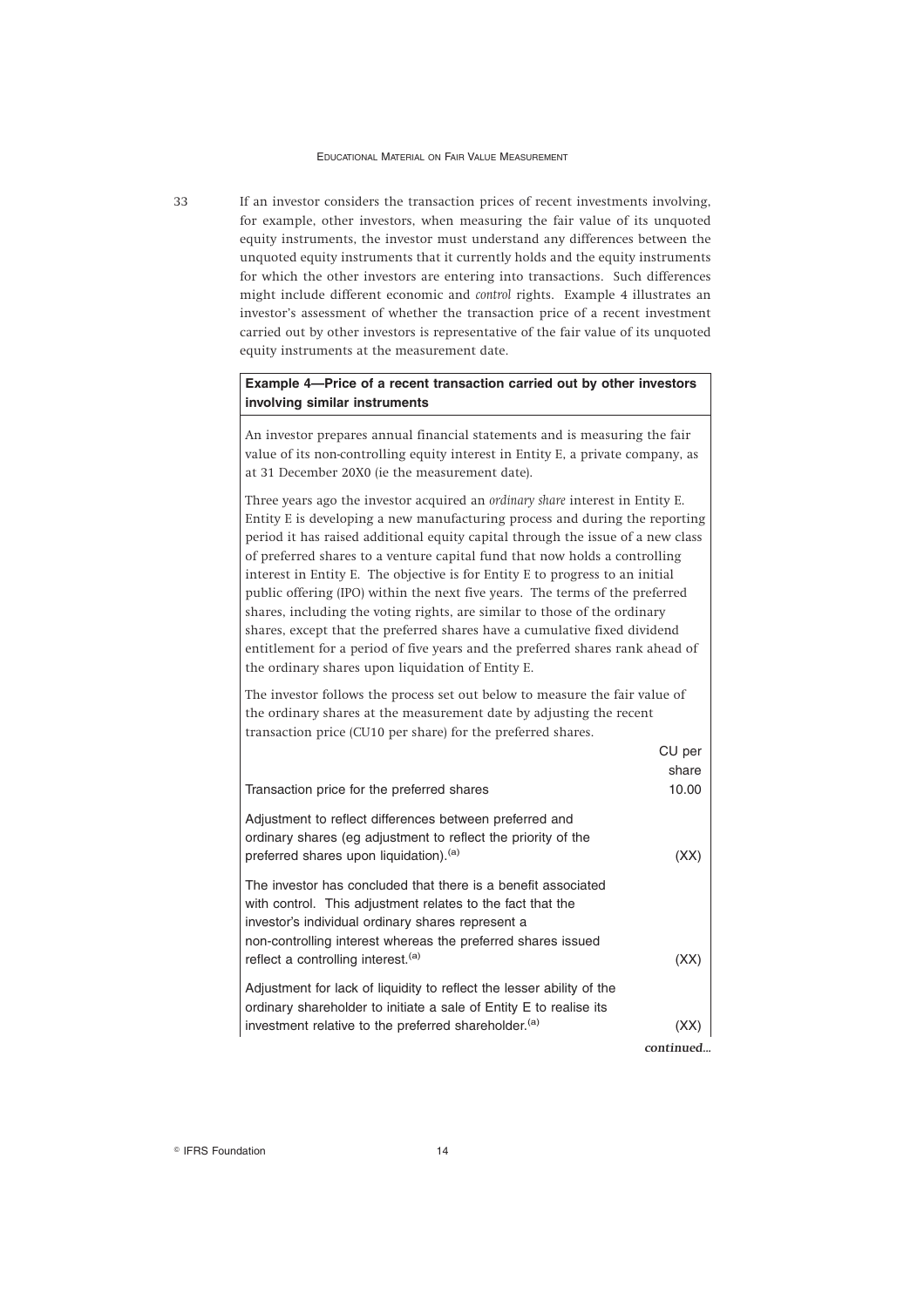33 If an investor considers the transaction prices of recent investments involving, for example, other investors, when measuring the fair value of its unquoted equity instruments, the investor must understand any differences between the unquoted equity instruments that it currently holds and the equity instruments for which the other investors are entering into transactions. Such differences might include different economic and *control* rights. Example 4 illustrates an investor's assessment of whether the transaction price of a recent investment carried out by other investors is representative of the fair value of its unquoted equity instruments at the measurement date.

**Example 4—Price of a recent transaction carried out by other investors involving similar instruments**

An investor prepares annual financial statements and is measuring the fair value of its non-controlling equity interest in Entity E, a private company, as at 31 December 20X0 (ie the measurement date).

Three years ago the investor acquired an *ordinary share* interest in Entity E. Entity E is developing a new manufacturing process and during the reporting period it has raised additional equity capital through the issue of a new class of preferred shares to a venture capital fund that now holds a controlling interest in Entity E. The objective is for Entity E to progress to an initial public offering (IPO) within the next five years. The terms of the preferred shares, including the voting rights, are similar to those of the ordinary shares, except that the preferred shares have a cumulative fixed dividend entitlement for a period of five years and the preferred shares rank ahead of the ordinary shares upon liquidation of Entity E.

The investor follows the process set out below to measure the fair value of the ordinary shares at the measurement date by adjusting the recent transaction price (CU10 per share) for the preferred shares.

| | CU per share |
|---|---|
| Transaction price for the preferred shares | 10.00 |
| Adjustment to reflect differences between preferred and ordinary shares (eg adjustment to reflect the priority of the preferred shares upon liquidation).[(a)] | (XX) |
| The investor has concluded that there is a benefit associated with control. This adjustment relates to the fact that the investor's individual ordinary shares represent a non-controlling interest whereas the preferred shares issued reflect a controlling interest.[(a)] | (XX) |
| Adjustment for lack of liquidity to reflect the lesser ability of the ordinary shareholder to initiate a sale of Entity E to realise its investment relative to the preferred shareholder.[(a)] | (XX) |

*continued...*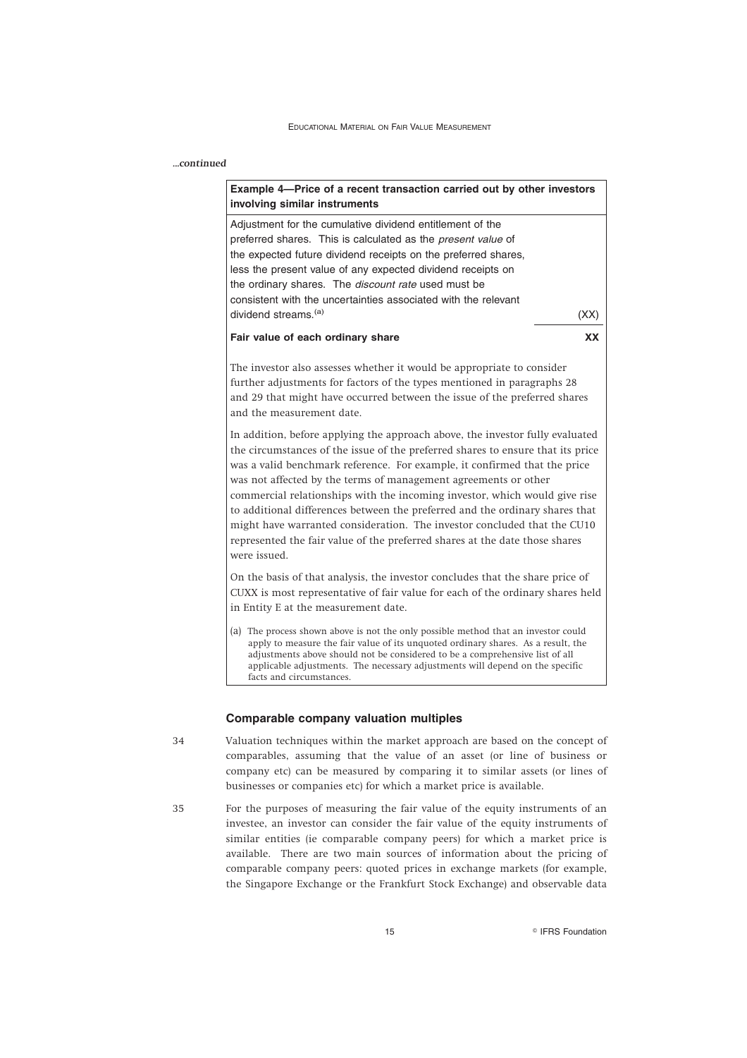*...continued*

| **Example 4—Price of a recent transaction carried out by other investors involving similar instruments** | |
|---|---|
| Adjustment for the cumulative dividend entitlement of the preferred shares. This is calculated as the *present value* of the expected future dividend receipts on the preferred shares, less the present value of any expected dividend receipts on the ordinary shares. The *discount rate* used must be consistent with the uncertainties associated with the relevant dividend streams.[(a)] | (XX) |
| **Fair value of each ordinary share** | **XX** |

The investor also assesses whether it would be appropriate to consider further adjustments for factors of the types mentioned in paragraphs 28 and 29 that might have occurred between the issue of the preferred shares and the measurement date.

In addition, before applying the approach above, the investor fully evaluated the circumstances of the issue of the preferred shares to ensure that its price was a valid benchmark reference. For example, it confirmed that the price was not affected by the terms of management agreements or other commercial relationships with the incoming investor, which would give rise to additional differences between the preferred and the ordinary shares that might have warranted consideration. The investor concluded that the CU10 represented the fair value of the preferred shares at the date those shares were issued.

On the basis of that analysis, the investor concludes that the share price of CUXX is most representative of fair value for each of the ordinary shares held in Entity E at the measurement date.

(a) The process shown above is not the only possible method that an investor could apply to measure the fair value of its unquoted ordinary shares. As a result, the adjustments above should not be considered to be a comprehensive list of all applicable adjustments. The necessary adjustments will depend on the specific facts and circumstances.

### Comparable company valuation multiples

34 Valuation techniques within the market approach are based on the concept of comparables, assuming that the value of an asset (or line of business or company etc) can be measured by comparing it to similar assets (or lines of businesses or companies etc) for which a market price is available.

35 For the purposes of measuring the fair value of the equity instruments of an investee, an investor can consider the fair value of the equity instruments of similar entities (ie comparable company peers) for which a market price is available. There are two main sources of information about the pricing of comparable company peers: quoted prices in exchange markets (for example, the Singapore Exchange or the Frankfurt Stock Exchange) and observable data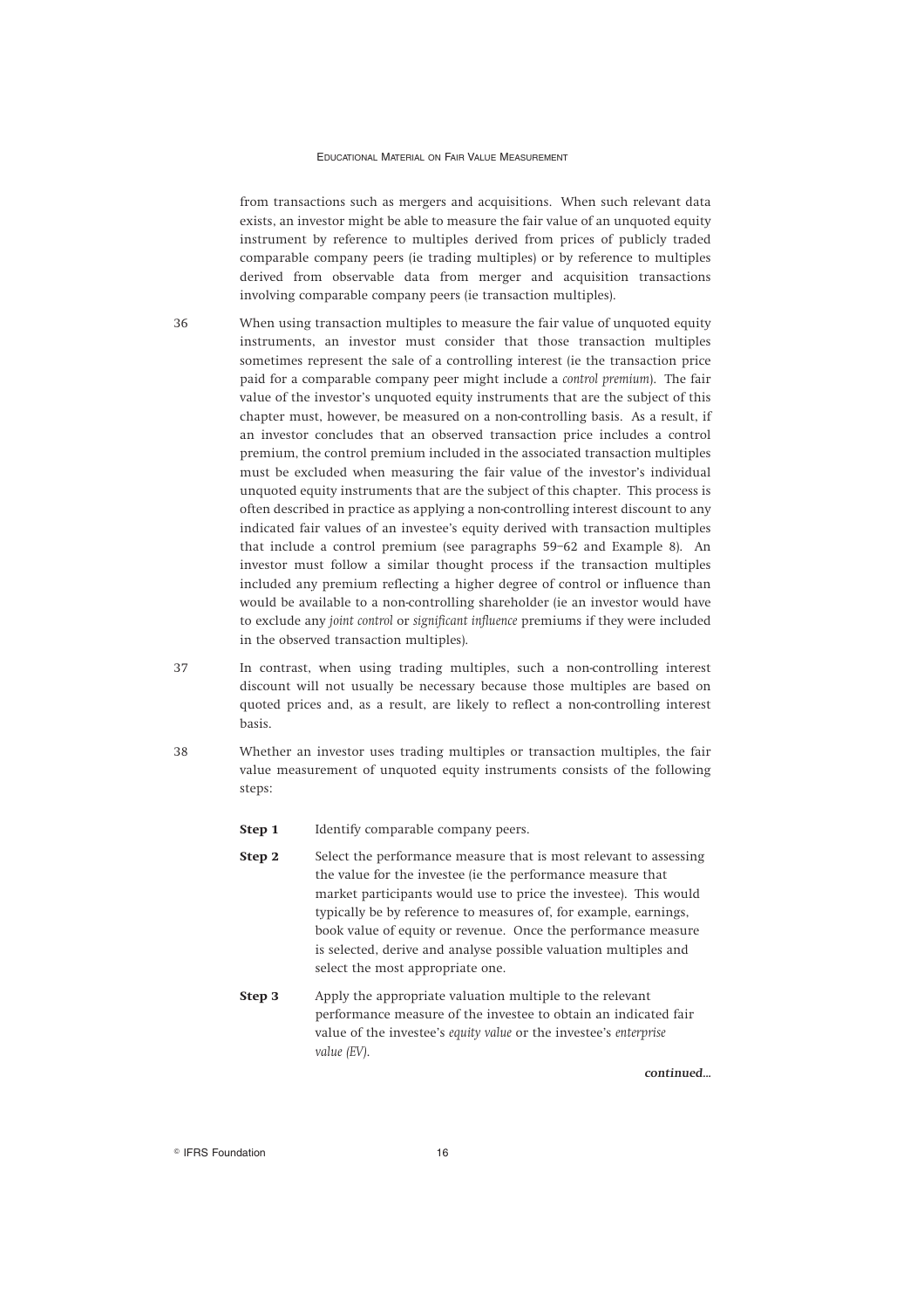from transactions such as mergers and acquisitions. When such relevant data exists, an investor might be able to measure the fair value of an unquoted equity instrument by reference to multiples derived from prices of publicly traded comparable company peers (ie trading multiples) or by reference to multiples derived from observable data from merger and acquisition transactions involving comparable company peers (ie transaction multiples).

36 When using transaction multiples to measure the fair value of unquoted equity instruments, an investor must consider that those transaction multiples sometimes represent the sale of a controlling interest (ie the transaction price paid for a comparable company peer might include a *control premium*). The fair value of the investor's unquoted equity instruments that are the subject of this chapter must, however, be measured on a non-controlling basis. As a result, if an investor concludes that an observed transaction price includes a control premium, the control premium included in the associated transaction multiples must be excluded when measuring the fair value of the investor's individual unquoted equity instruments that are the subject of this chapter. This process is often described in practice as applying a non-controlling interest discount to any indicated fair values of an investee's equity derived with transaction multiples that include a control premium (see paragraphs 59–62 and Example 8). An investor must follow a similar thought process if the transaction multiples included any premium reflecting a higher degree of control or influence than would be available to a non-controlling shareholder (ie an investor would have to exclude any *joint control* or *significant influence* premiums if they were included in the observed transaction multiples).

37 In contrast, when using trading multiples, such a non-controlling interest discount will not usually be necessary because those multiples are based on quoted prices and, as a result, are likely to reflect a non-controlling interest basis.

38 Whether an investor uses trading multiples or transaction multiples, the fair value measurement of unquoted equity instruments consists of the following steps:

**Step 1** Identify comparable company peers.

**Step 2** Select the performance measure that is most relevant to assessing the value for the investee (ie the performance measure that market participants would use to price the investee). This would typically be by reference to measures of, for example, earnings, book value of equity or revenue. Once the performance measure is selected, derive and analyse possible valuation multiples and select the most appropriate one.

**Step 3** Apply the appropriate valuation multiple to the relevant performance measure of the investee to obtain an indicated fair value of the investee's *equity value* or the investee's *enterprise value (EV)*.

*continued...*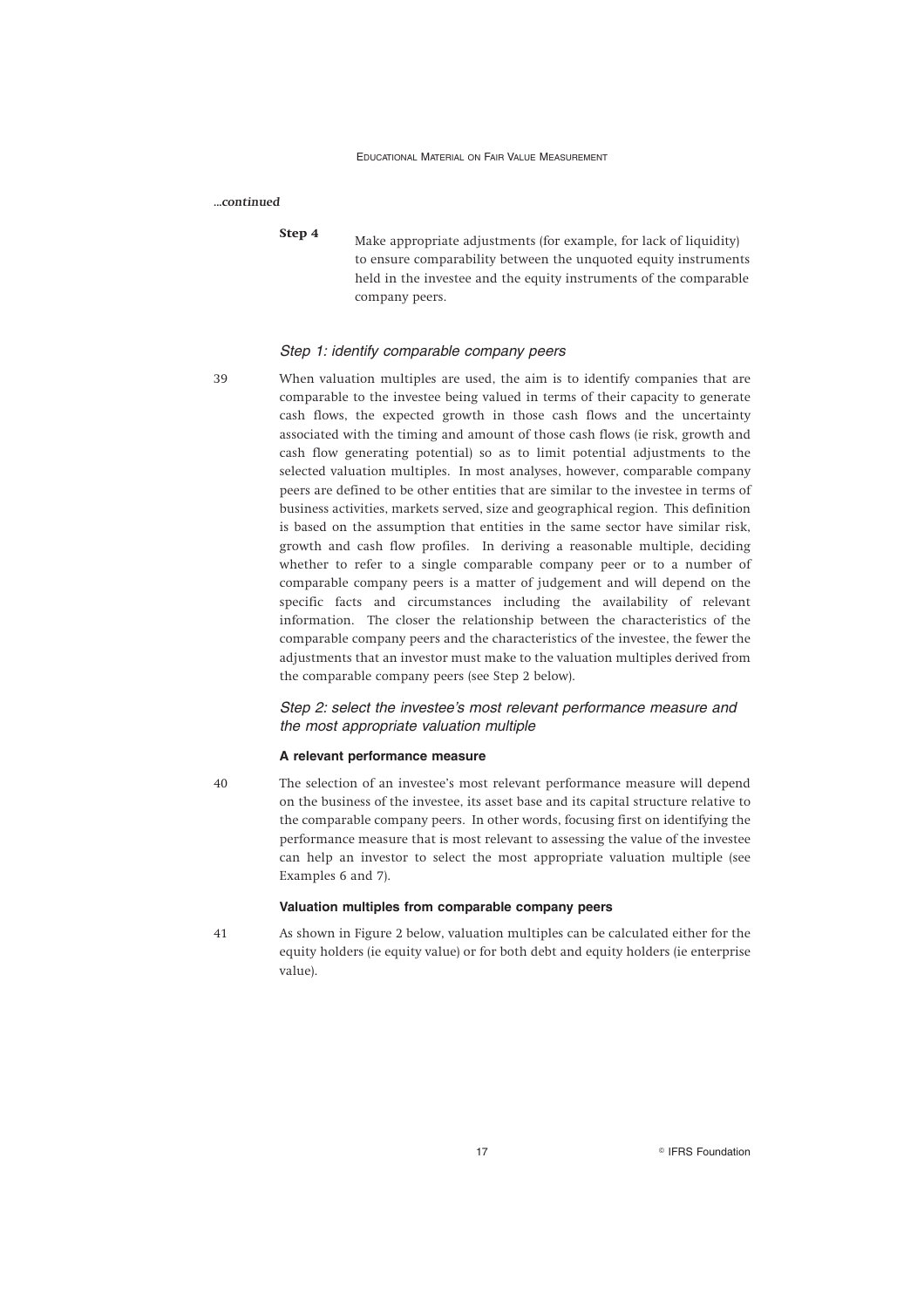*...continued*

| | |
|---|---|
| **Step 4** | Make appropriate adjustments (for example, for lack of liquidity) to ensure comparability between the unquoted equity instruments held in the investee and the equity instruments of the comparable company peers. |

### *Step 1: identify comparable company peers*

39 When valuation multiples are used, the aim is to identify companies that are comparable to the investee being valued in terms of their capacity to generate cash flows, the expected growth in those cash flows and the uncertainty associated with the timing and amount of those cash flows (ie risk, growth and cash flow generating potential) so as to limit potential adjustments to the selected valuation multiples. In most analyses, however, comparable company peers are defined to be other entities that are similar to the investee in terms of business activities, markets served, size and geographical region. This definition is based on the assumption that entities in the same sector have similar risk, growth and cash flow profiles. In deriving a reasonable multiple, deciding whether to refer to a single comparable company peer or to a number of comparable company peers is a matter of judgement and will depend on the specific facts and circumstances including the availability of relevant information. The closer the relationship between the characteristics of the comparable company peers and the characteristics of the investee, the fewer the adjustments that an investor must make to the valuation multiples derived from the comparable company peers (see Step 2 below).

### *Step 2: select the investee's most relevant performance measure and the most appropriate valuation multiple*

#### A relevant performance measure

40 The selection of an investee's most relevant performance measure will depend on the business of the investee, its asset base and its capital structure relative to the comparable company peers. In other words, focusing first on identifying the performance measure that is most relevant to assessing the value of the investee can help an investor to select the most appropriate valuation multiple (see Examples 6 and 7).

#### Valuation multiples from comparable company peers

41 As shown in Figure 2 below, valuation multiples can be calculated either for the equity holders (ie equity value) or for both debt and equity holders (ie enterprise value).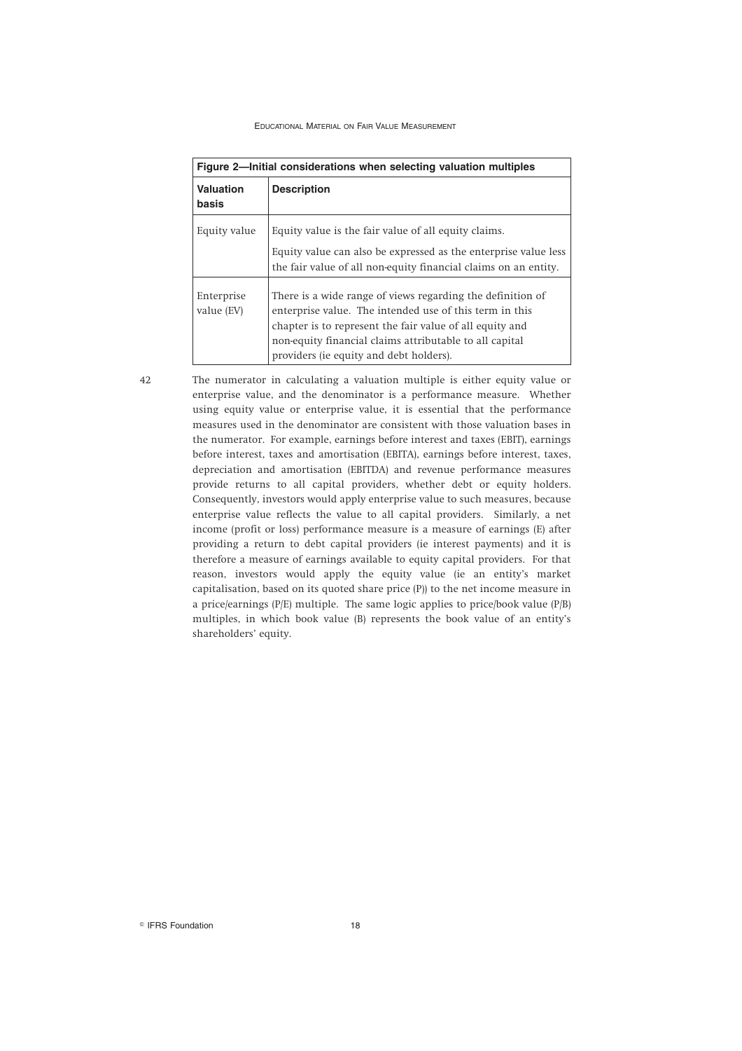| Figure 2—Initial considerations when selecting valuation multiples | |
|---|---|
| **Valuation basis** | **Description** |
| Equity value | Equity value is the fair value of all equity claims.<br><br>Equity value can also be expressed as the enterprise value less the fair value of all non-equity financial claims on an entity. |
| Enterprise value (EV) | There is a wide range of views regarding the definition of enterprise value. The intended use of this term in this chapter is to represent the fair value of all equity and non-equity financial claims attributable to all capital providers (ie equity and debt holders). |

42 The numerator in calculating a valuation multiple is either equity value or enterprise value, and the denominator is a performance measure. Whether using equity value or enterprise value, it is essential that the performance measures used in the denominator are consistent with those valuation bases in the numerator. For example, earnings before interest and taxes (EBIT), earnings before interest, taxes and amortisation (EBITA), earnings before interest, taxes, depreciation and amortisation (EBITDA) and revenue performance measures provide returns to all capital providers, whether debt or equity holders. Consequently, investors would apply enterprise value to such measures, because enterprise value reflects the value to all capital providers. Similarly, a net income (profit or loss) performance measure is a measure of earnings (E) after providing a return to debt capital providers (ie interest payments) and it is therefore a measure of earnings available to equity capital providers. For that reason, investors would apply the equity value (ie an entity's market capitalisation, based on its quoted share price (P)) to the net income measure in a price/earnings (P/E) multiple. The same logic applies to price/book value (P/B) multiples, in which book value (B) represents the book value of an entity's shareholders' equity.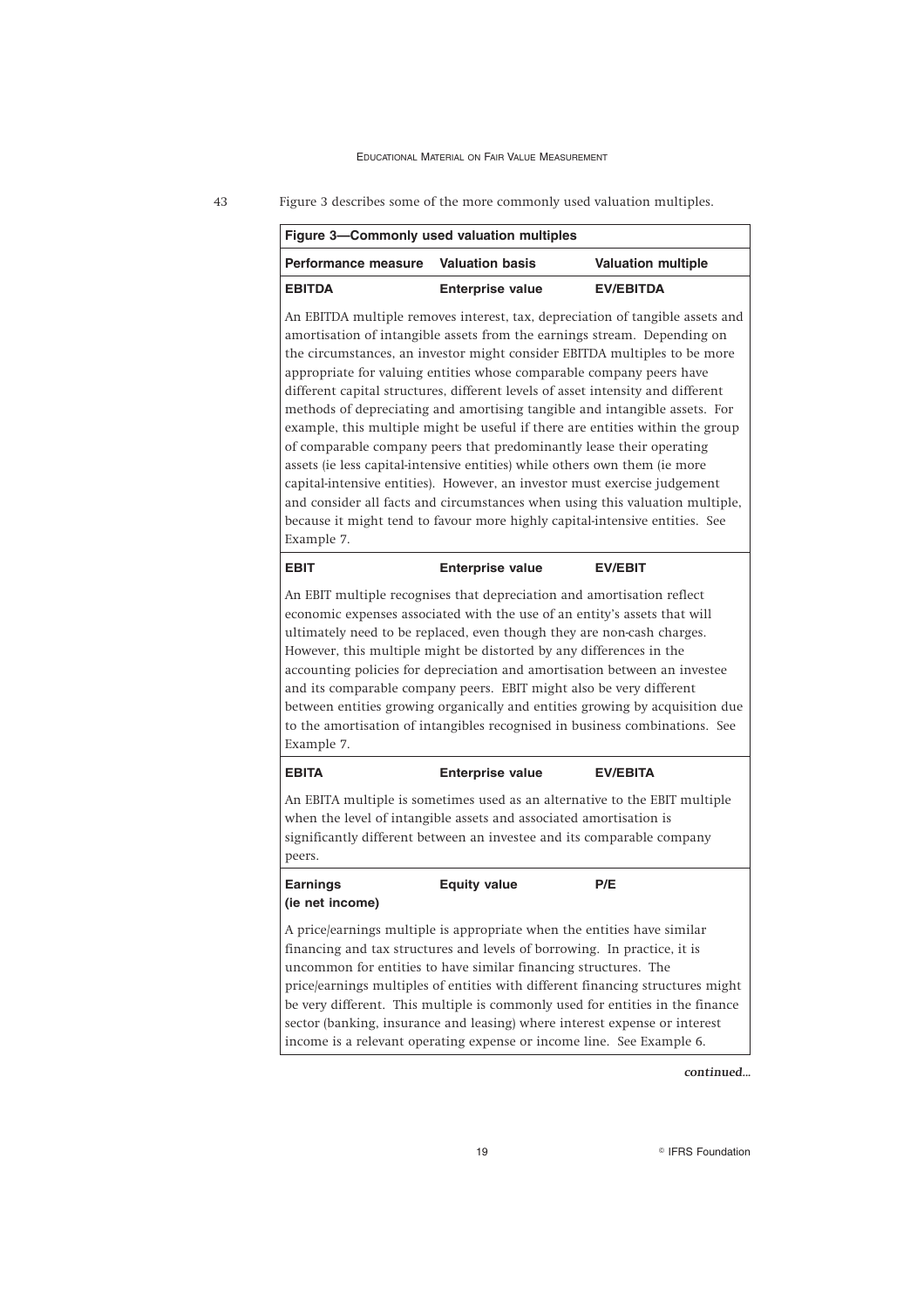43 Figure 3 describes some of the more commonly used valuation multiples.

**Figure 3—Commonly used valuation multiples**

| Performance measure | Valuation basis | Valuation multiple |
|---|---|---|
| **EBITDA** | **Enterprise value** | **EV/EBITDA** |
| An EBITDA multiple removes interest, tax, depreciation of tangible assets and amortisation of intangible assets from the earnings stream. Depending on the circumstances, an investor might consider EBITDA multiples to be more appropriate for valuing entities whose comparable company peers have different capital structures, different levels of asset intensity and different methods of depreciating and amortising tangible and intangible assets. For example, this multiple might be useful if there are entities within the group of comparable company peers that predominantly lease their operating assets (ie less capital-intensive entities) while others own them (ie more capital-intensive entities). However, an investor must exercise judgement and consider all facts and circumstances when using this valuation multiple, because it might tend to favour more highly capital-intensive entities. See Example 7. | | |
| **EBIT** | **Enterprise value** | **EV/EBIT** |
| An EBIT multiple recognises that depreciation and amortisation reflect economic expenses associated with the use of an entity's assets that will ultimately need to be replaced, even though they are non-cash charges. However, this multiple might be distorted by any differences in the accounting policies for depreciation and amortisation between an investee and its comparable company peers. EBIT might also be very different between entities growing organically and entities growing by acquisition due to the amortisation of intangibles recognised in business combinations. See Example 7. | | |
| **EBITA** | **Enterprise value** | **EV/EBITA** |
| An EBITA multiple is sometimes used as an alternative to the EBIT multiple when the level of intangible assets and associated amortisation is significantly different between an investee and its comparable company peers. | | |
| **Earnings (ie net income)** | **Equity value** | **P/E** |
| A price/earnings multiple is appropriate when the entities have similar financing and tax structures and levels of borrowing. In practice, it is uncommon for entities to have similar financing structures. The price/earnings multiples of entities with different financing structures might be very different. This multiple is commonly used for entities in the finance sector (banking, insurance and leasing) where interest expense or interest income is a relevant operating expense or income line. See Example 6. | | |

*continued...*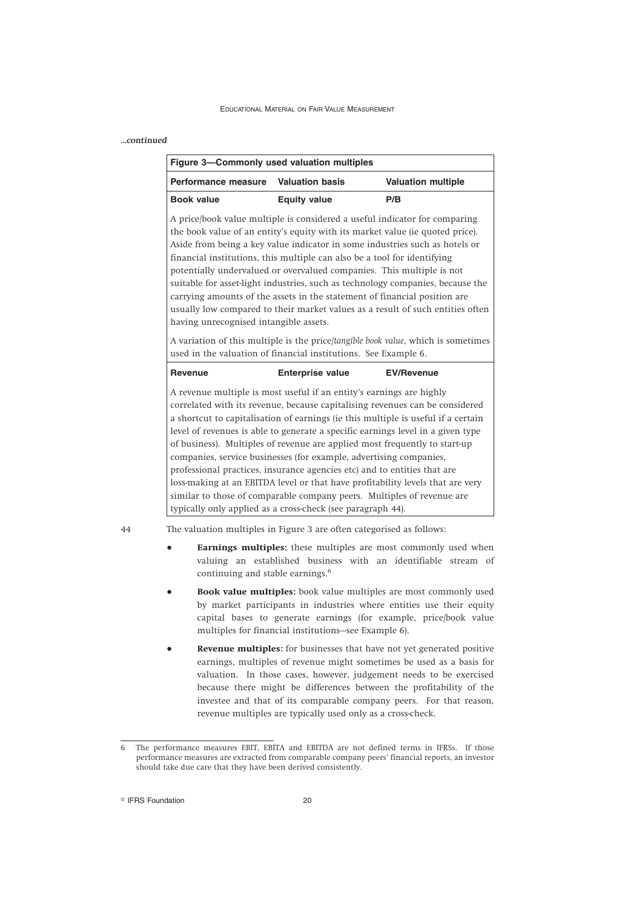*...continued*

| Figure 3—Commonly used valuation multiples | | |
|---|---|---|
| **Performance measure** | **Valuation basis** | **Valuation multiple** |
| **Book value** | **Equity value** | **P/B** |
| A price/book value multiple is considered a useful indicator for comparing the book value of an entity's equity with its market value (ie quoted price). Aside from being a key value indicator in some industries such as hotels or financial institutions, this multiple can also be a tool for identifying potentially undervalued or overvalued companies. This multiple is not suitable for asset-light industries, such as technology companies, because the carrying amounts of the assets in the statement of financial position are usually low compared to their market values as a result of such entities often having unrecognised intangible assets. A variation of this multiple is the price/*tangible book value*, which is sometimes used in the valuation of financial institutions. See Example 6. | | |
| **Revenue** | **Enterprise value** | **EV/Revenue** |
| A revenue multiple is most useful if an entity's earnings are highly correlated with its revenue, because capitalising revenues can be considered a shortcut to capitalisation of earnings (ie this multiple is useful if a certain level of revenues is able to generate a specific earnings level in a given type of business). Multiples of revenue are applied most frequently to start-up companies, service businesses (for example, advertising companies, professional practices, insurance agencies etc) and to entities that are loss-making at an EBITDA level or that have profitability levels that are very similar to those of comparable company peers. Multiples of revenue are typically only applied as a cross-check (see paragraph 44). | | |

44 The valuation multiples in Figure 3 are often categorised as follows:

- **Earnings multiples:** these multiples are most commonly used when valuing an established business with an identifiable stream of continuing and stable earnings.[6]
- **Book value multiples:** book value multiples are most commonly used by market participants in industries where entities use their equity capital bases to generate earnings (for example, price/book value multiples for financial institutions—see Example 6).
- **Revenue multiples:** for businesses that have not yet generated positive earnings, multiples of revenue might sometimes be used as a basis for valuation. In those cases, however, judgement needs to be exercised because there might be differences between the profitability of the investee and that of its comparable company peers. For that reason, revenue multiples are typically used only as a cross-check.

---

6 The performance measures EBIT, EBITA and EBITDA are not defined terms in IFRSs. If those performance measures are extracted from comparable company peers' financial reports, an investor should take due care that they have been derived consistently.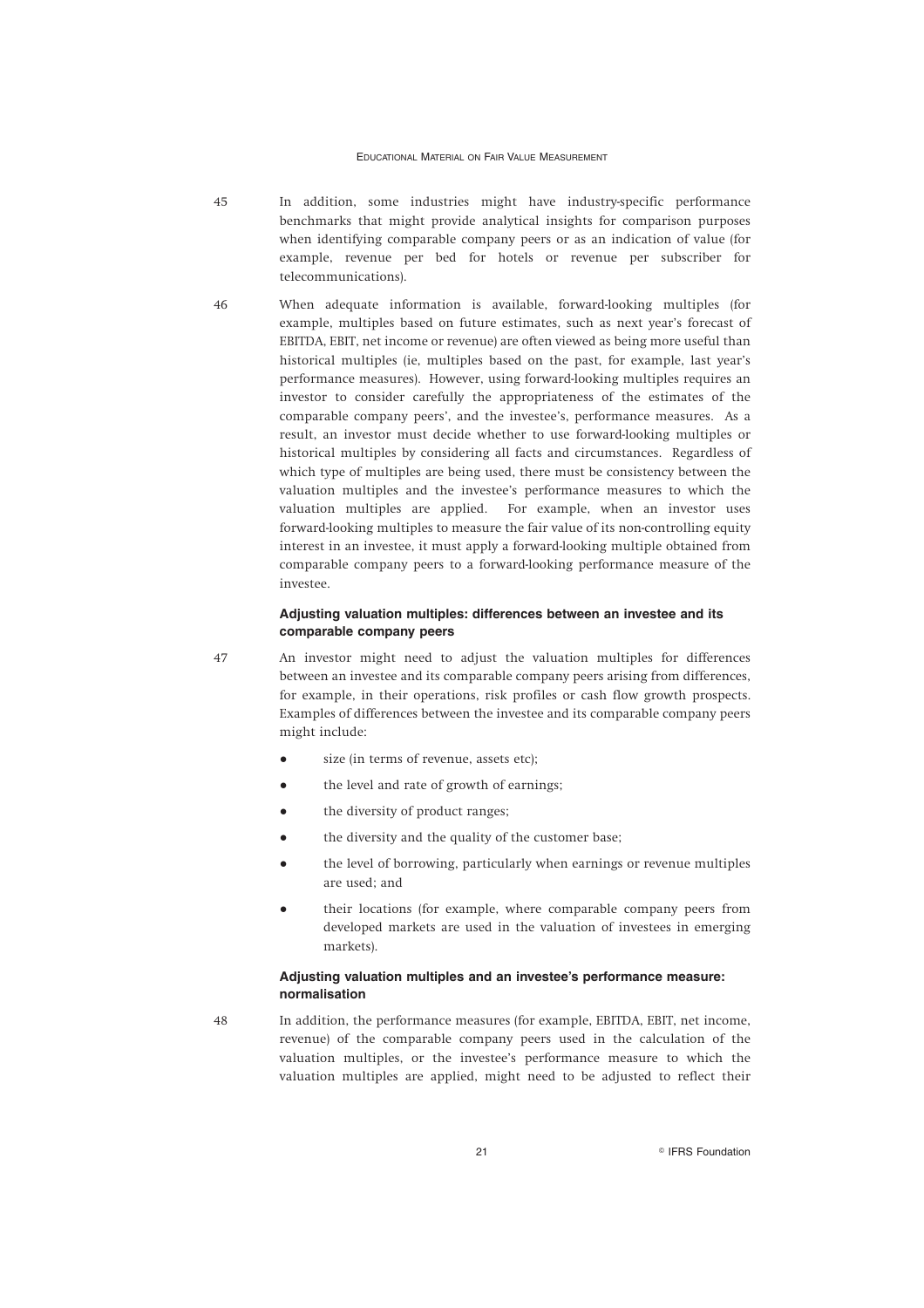45 In addition, some industries might have industry-specific performance benchmarks that might provide analytical insights for comparison purposes when identifying comparable company peers or as an indication of value (for example, revenue per bed for hotels or revenue per subscriber for telecommunications).

46 When adequate information is available, forward-looking multiples (for example, multiples based on future estimates, such as next year's forecast of EBITDA, EBIT, net income or revenue) are often viewed as being more useful than historical multiples (ie, multiples based on the past, for example, last year's performance measures). However, using forward-looking multiples requires an investor to consider carefully the appropriateness of the estimates of the comparable company peers', and the investee's, performance measures. As a result, an investor must decide whether to use forward-looking multiples or historical multiples by considering all facts and circumstances. Regardless of which type of multiples are being used, there must be consistency between the valuation multiples and the investee's performance measures to which the valuation multiples are applied. For example, when an investor uses forward-looking multiples to measure the fair value of its non-controlling equity interest in an investee, it must apply a forward-looking multiple obtained from comparable company peers to a forward-looking performance measure of the investee.

#### Adjusting valuation multiples: differences between an investee and its comparable company peers

47 An investor might need to adjust the valuation multiples for differences between an investee and its comparable company peers arising from differences, for example, in their operations, risk profiles or cash flow growth prospects. Examples of differences between the investee and its comparable company peers might include:

- size (in terms of revenue, assets etc);
- the level and rate of growth of earnings;
- the diversity of product ranges;
- the diversity and the quality of the customer base;
- the level of borrowing, particularly when earnings or revenue multiples are used; and
- their locations (for example, where comparable company peers from developed markets are used in the valuation of investees in emerging markets).

#### Adjusting valuation multiples and an investee's performance measure: normalisation

48 In addition, the performance measures (for example, EBITDA, EBIT, net income, revenue) of the comparable company peers used in the calculation of the valuation multiples, or the investee's performance measure to which the valuation multiples are applied, might need to be adjusted to reflect their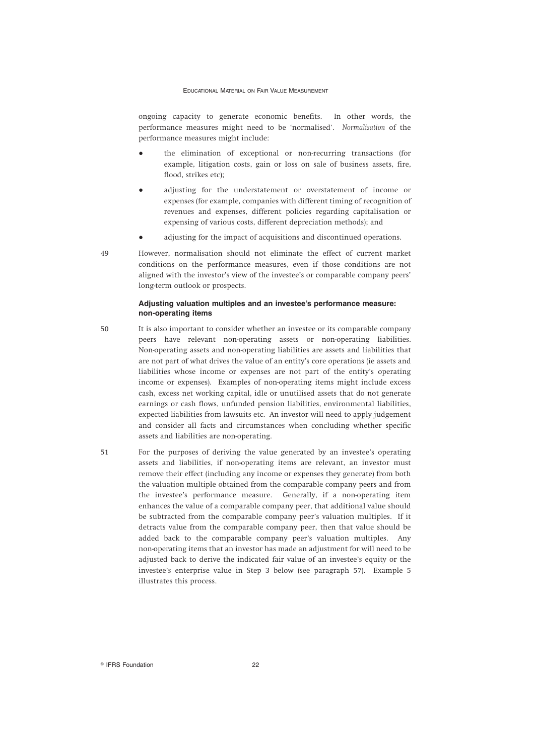ongoing capacity to generate economic benefits. In other words, the performance measures might need to be 'normalised'. *Normalisation* of the performance measures might include:

- the elimination of exceptional or non-recurring transactions (for example, litigation costs, gain or loss on sale of business assets, fire, flood, strikes etc);
- adjusting for the understatement or overstatement of income or expenses (for example, companies with different timing of recognition of revenues and expenses, different policies regarding capitalisation or expensing of various costs, different depreciation methods); and
- adjusting for the impact of acquisitions and discontinued operations.

49 However, normalisation should not eliminate the effect of current market conditions on the performance measures, even if those conditions are not aligned with the investor's view of the investee's or comparable company peers' long-term outlook or prospects.

### Adjusting valuation multiples and an investee's performance measure: non-operating items

50 It is also important to consider whether an investee or its comparable company peers have relevant non-operating assets or non-operating liabilities. Non-operating assets and non-operating liabilities are assets and liabilities that are not part of what drives the value of an entity's core operations (ie assets and liabilities whose income or expenses are not part of the entity's operating income or expenses). Examples of non-operating items might include excess cash, excess net working capital, idle or unutilised assets that do not generate earnings or cash flows, unfunded pension liabilities, environmental liabilities, expected liabilities from lawsuits etc. An investor will need to apply judgement and consider all facts and circumstances when concluding whether specific assets and liabilities are non-operating.

51 For the purposes of deriving the value generated by an investee's operating assets and liabilities, if non-operating items are relevant, an investor must remove their effect (including any income or expenses they generate) from both the valuation multiple obtained from the comparable company peers and from the investee's performance measure. Generally, if a non-operating item enhances the value of a comparable company peer, that additional value should be subtracted from the comparable company peer's valuation multiples. If it detracts value from the comparable company peer, then that value should be added back to the comparable company peer's valuation multiples. Any non-operating items that an investor has made an adjustment for will need to be adjusted back to derive the indicated fair value of an investee's equity or the investee's enterprise value in Step 3 below (see paragraph 57). Example 5 illustrates this process.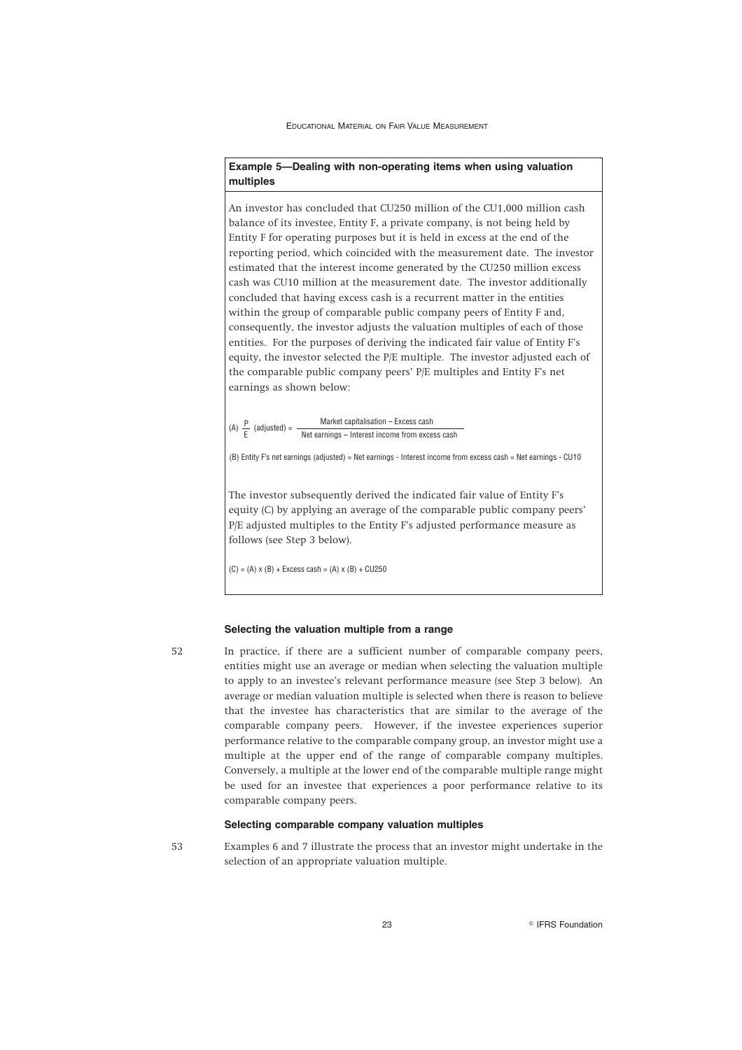### Example 5—Dealing with non-operating items when using valuation multiples

An investor has concluded that CU250 million of the CU1,000 million cash balance of its investee, Entity F, a private company, is not being held by Entity F for operating purposes but it is held in excess at the end of the reporting period, which coincided with the measurement date. The investor estimated that the interest income generated by the CU250 million excess cash was CU10 million at the measurement date. The investor additionally concluded that having excess cash is a recurrent matter in the entities within the group of comparable public company peers of Entity F and, consequently, the investor adjusts the valuation multiples of each of those entities. For the purposes of deriving the indicated fair value of Entity F's equity, the investor selected the P/E multiple. The investor adjusted each of the comparable public company peers' P/E multiples and Entity F's net earnings as shown below:

$$\text{(A)} \ \frac{P}{E} \ \text{(adjusted)} = \frac{\text{Market capitalisation – Excess cash}}{\text{Net earnings – Interest income from excess cash}}$$

(B) Entity F's net earnings (adjusted) = Net earnings - Interest income from excess cash = Net earnings - CU10

The investor subsequently derived the indicated fair value of Entity F's equity (C) by applying an average of the comparable public company peers' P/E adjusted multiples to the Entity F's adjusted performance measure as follows (see Step 3 below).

(C) = (A) x (B) + Excess cash = (A) x (B) + CU250

#### Selecting the valuation multiple from a range

52 In practice, if there are a sufficient number of comparable company peers, entities might use an average or median when selecting the valuation multiple to apply to an investee's relevant performance measure (see Step 3 below). An average or median valuation multiple is selected when there is reason to believe that the investee has characteristics that are similar to the average of the comparable company peers. However, if the investee experiences superior performance relative to the comparable company group, an investor might use a multiple at the upper end of the range of comparable company multiples. Conversely, a multiple at the lower end of the comparable multiple range might be used for an investee that experiences a poor performance relative to its comparable company peers.

#### Selecting comparable company valuation multiples

53 Examples 6 and 7 illustrate the process that an investor might undertake in the selection of an appropriate valuation multiple.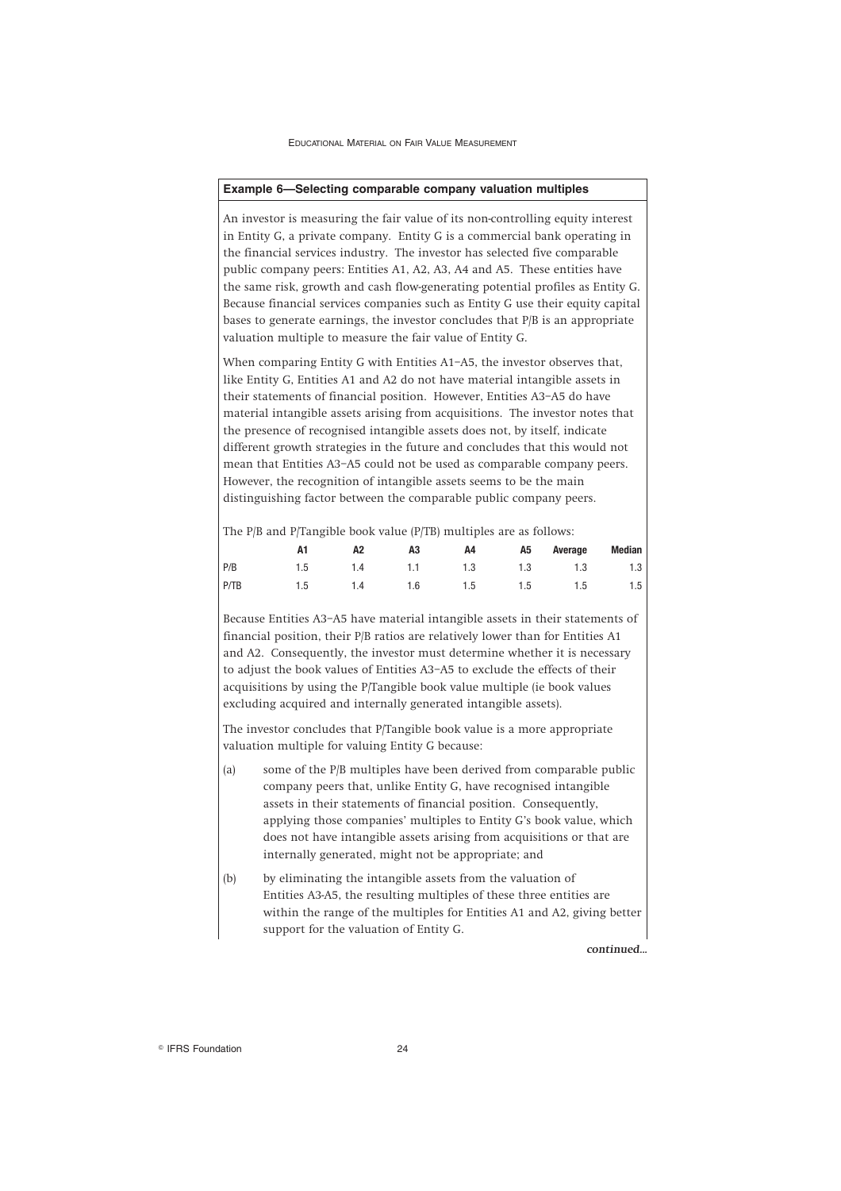### Example 6—Selecting comparable company valuation multiples

An investor is measuring the fair value of its non-controlling equity interest in Entity G, a private company. Entity G is a commercial bank operating in the financial services industry. The investor has selected five comparable public company peers: Entities A1, A2, A3, A4 and A5. These entities have the same risk, growth and cash flow-generating potential profiles as Entity G. Because financial services companies such as Entity G use their equity capital bases to generate earnings, the investor concludes that P/B is an appropriate valuation multiple to measure the fair value of Entity G.

When comparing Entity G with Entities A1–A5, the investor observes that, like Entity G, Entities A1 and A2 do not have material intangible assets in their statements of financial position. However, Entities A3–A5 do have material intangible assets arising from acquisitions. The investor notes that the presence of recognised intangible assets does not, by itself, indicate different growth strategies in the future and concludes that this would not mean that Entities A3–A5 could not be used as comparable company peers. However, the recognition of intangible assets seems to be the main distinguishing factor between the comparable public company peers.

The P/B and P/Tangible book value (P/TB) multiples are as follows:

| | A1 | A2 | A3 | A4 | A5 | Average | Median |
|---|---|---|---|---|---|---|---|
| P/B | 1.5 | 1.4 | 1.1 | 1.3 | 1.3 | 1.3 | 1.3 |
| P/TB | 1.5 | 1.4 | 1.6 | 1.5 | 1.5 | 1.5 | 1.5 |

Because Entities A3–A5 have material intangible assets in their statements of financial position, their P/B ratios are relatively lower than for Entities A1 and A2. Consequently, the investor must determine whether it is necessary to adjust the book values of Entities A3–A5 to exclude the effects of their acquisitions by using the P/Tangible book value multiple (ie book values excluding acquired and internally generated intangible assets).

The investor concludes that P/Tangible book value is a more appropriate valuation multiple for valuing Entity G because:

(a) some of the P/B multiples have been derived from comparable public company peers that, unlike Entity G, have recognised intangible assets in their statements of financial position. Consequently, applying those companies' multiples to Entity G's book value, which does not have intangible assets arising from acquisitions or that are internally generated, might not be appropriate; and

(b) by eliminating the intangible assets from the valuation of Entities A3-A5, the resulting multiples of these three entities are within the range of the multiples for Entities A1 and A2, giving better support for the valuation of Entity G.

*continued...*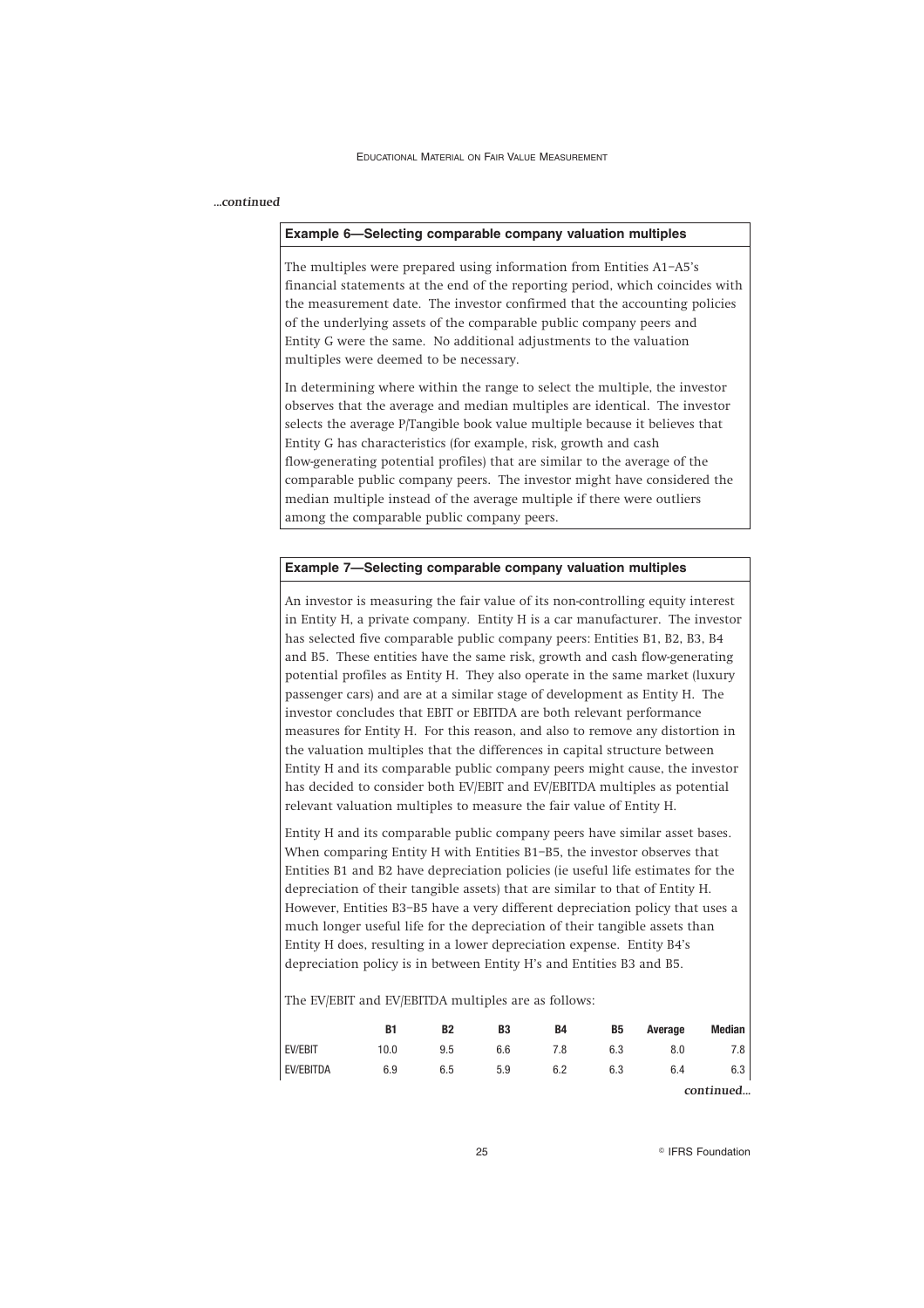*...continued*

### Example 6—Selecting comparable company valuation multiples

The multiples were prepared using information from Entities A1–A5's financial statements at the end of the reporting period, which coincides with the measurement date. The investor confirmed that the accounting policies of the underlying assets of the comparable public company peers and Entity G were the same. No additional adjustments to the valuation multiples were deemed to be necessary.

In determining where within the range to select the multiple, the investor observes that the average and median multiples are identical. The investor selects the average P/Tangible book value multiple because it believes that Entity G has characteristics (for example, risk, growth and cash flow-generating potential profiles) that are similar to the average of the comparable public company peers. The investor might have considered the median multiple instead of the average multiple if there were outliers among the comparable public company peers.

### Example 7—Selecting comparable company valuation multiples

An investor is measuring the fair value of its non-controlling equity interest in Entity H, a private company. Entity H is a car manufacturer. The investor has selected five comparable public company peers: Entities B1, B2, B3, B4 and B5. These entities have the same risk, growth and cash flow-generating potential profiles as Entity H. They also operate in the same market (luxury passenger cars) and are at a similar stage of development as Entity H. The investor concludes that EBIT or EBITDA are both relevant performance measures for Entity H. For this reason, and also to remove any distortion in the valuation multiples that the differences in capital structure between Entity H and its comparable public company peers might cause, the investor has decided to consider both EV/EBIT and EV/EBITDA multiples as potential relevant valuation multiples to measure the fair value of Entity H.

Entity H and its comparable public company peers have similar asset bases. When comparing Entity H with Entities B1–B5, the investor observes that Entities B1 and B2 have depreciation policies (ie useful life estimates for the depreciation of their tangible assets) that are similar to that of Entity H. However, Entities B3–B5 have a very different depreciation policy that uses a much longer useful life for the depreciation of their tangible assets than Entity H does, resulting in a lower depreciation expense. Entity B4's depreciation policy is in between Entity H's and Entities B3 and B5.

The EV/EBIT and EV/EBITDA multiples are as follows:

| | B1 | B2 | B3 | B4 | B5 | Average | Median |
|---|---|---|---|---|---|---|---|
| EV/EBIT | 10.0 | 9.5 | 6.6 | 7.8 | 6.3 | 8.0 | 7.8 |
| EV/EBITDA | 6.9 | 6.5 | 5.9 | 6.2 | 6.3 | 6.4 | 6.3 |

*continued...*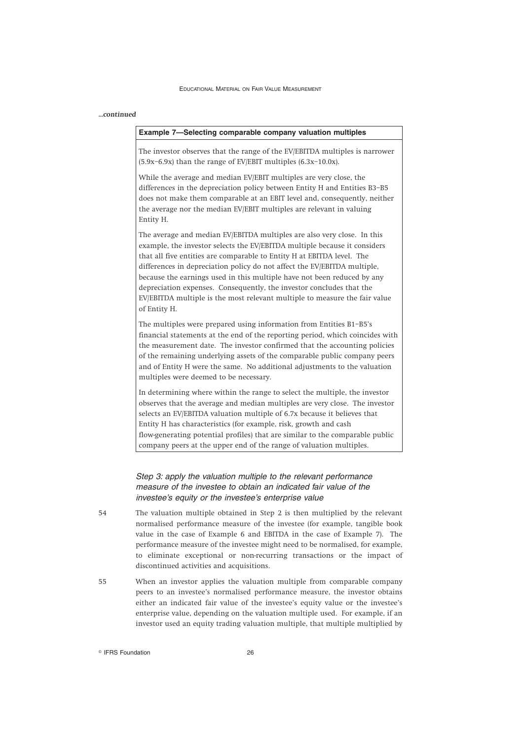*...continued*

**Example 7—Selecting comparable company valuation multiples**

The investor observes that the range of the EV/EBITDA multiples is narrower (5.9x–6.9x) than the range of EV/EBIT multiples (6.3x–10.0x).

While the average and median EV/EBIT multiples are very close, the differences in the depreciation policy between Entity H and Entities B3–B5 does not make them comparable at an EBIT level and, consequently, neither the average nor the median EV/EBIT multiples are relevant in valuing Entity H.

The average and median EV/EBITDA multiples are also very close. In this example, the investor selects the EV/EBITDA multiple because it considers that all five entities are comparable to Entity H at EBITDA level. The differences in depreciation policy do not affect the EV/EBITDA multiple, because the earnings used in this multiple have not been reduced by any depreciation expenses. Consequently, the investor concludes that the EV/EBITDA multiple is the most relevant multiple to measure the fair value of Entity H.

The multiples were prepared using information from Entities B1–B5's financial statements at the end of the reporting period, which coincides with the measurement date. The investor confirmed that the accounting policies of the remaining underlying assets of the comparable public company peers and of Entity H were the same. No additional adjustments to the valuation multiples were deemed to be necessary.

In determining where within the range to select the multiple, the investor observes that the average and median multiples are very close. The investor selects an EV/EBITDA valuation multiple of 6.7x because it believes that Entity H has characteristics (for example, risk, growth and cash flow-generating potential profiles) that are similar to the comparable public company peers at the upper end of the range of valuation multiples.

### *Step 3: apply the valuation multiple to the relevant performance measure of the investee to obtain an indicated fair value of the investee's equity or the investee's enterprise value*

54 The valuation multiple obtained in Step 2 is then multiplied by the relevant normalised performance measure of the investee (for example, tangible book value in the case of Example 6 and EBITDA in the case of Example 7). The performance measure of the investee might need to be normalised, for example, to eliminate exceptional or non-recurring transactions or the impact of discontinued activities and acquisitions.

55 When an investor applies the valuation multiple from comparable company peers to an investee's normalised performance measure, the investor obtains either an indicated fair value of the investee's equity value or the investee's enterprise value, depending on the valuation multiple used. For example, if an investor used an equity trading valuation multiple, that multiple multiplied by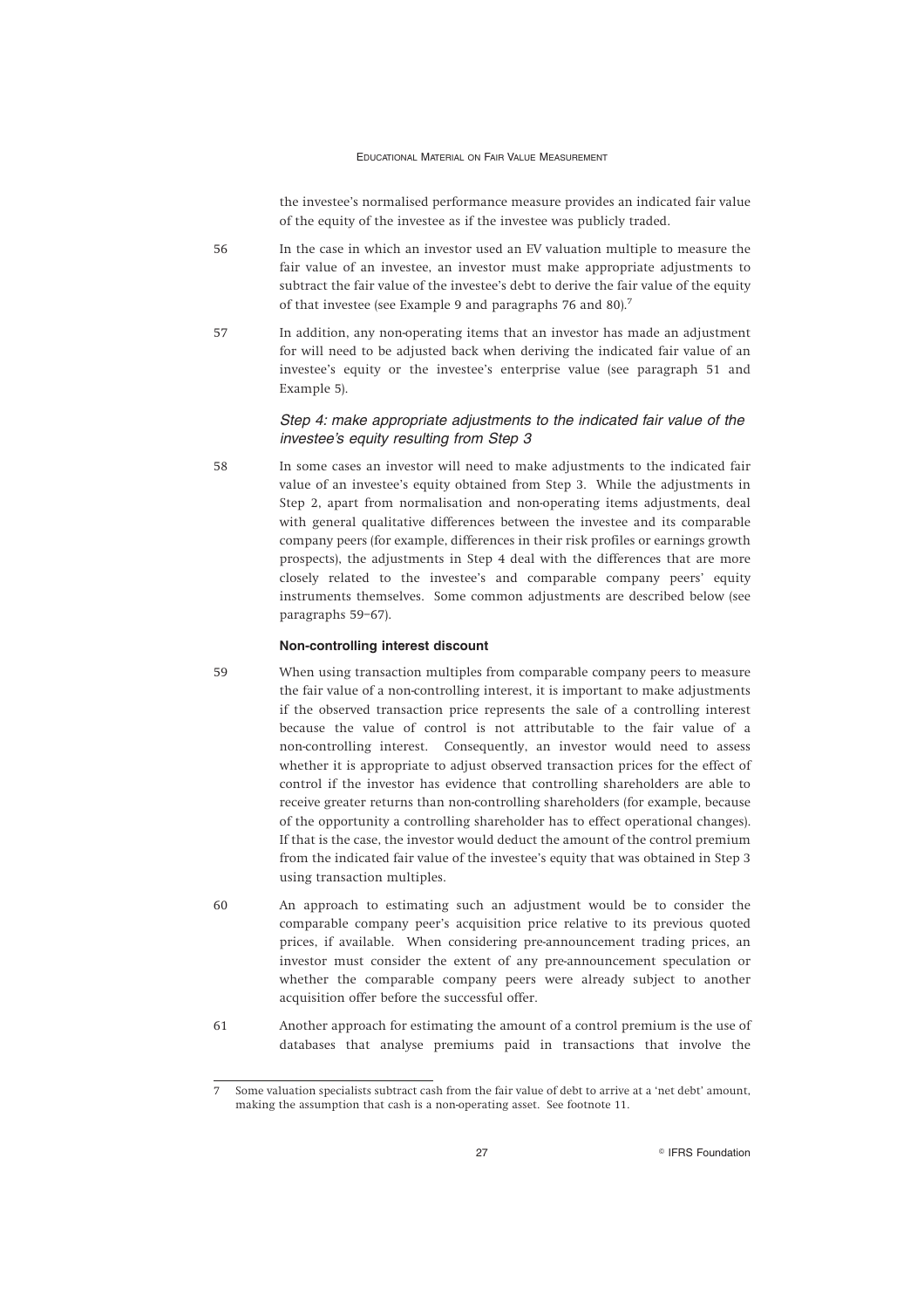the investee's normalised performance measure provides an indicated fair value of the equity of the investee as if the investee was publicly traded.

56 In the case in which an investor used an EV valuation multiple to measure the fair value of an investee, an investor must make appropriate adjustments to subtract the fair value of the investee's debt to derive the fair value of the equity of that investee (see Example 9 and paragraphs 76 and 80).[7]

57 In addition, any non-operating items that an investor has made an adjustment for will need to be adjusted back when deriving the indicated fair value of an investee's equity or the investee's enterprise value (see paragraph 51 and Example 5).

### *Step 4: make appropriate adjustments to the indicated fair value of the investee's equity resulting from Step 3*

58 In some cases an investor will need to make adjustments to the indicated fair value of an investee's equity obtained from Step 3. While the adjustments in Step 2, apart from normalisation and non-operating items adjustments, deal with general qualitative differences between the investee and its comparable company peers (for example, differences in their risk profiles or earnings growth prospects), the adjustments in Step 4 deal with the differences that are more closely related to the investee's and comparable company peers' equity instruments themselves. Some common adjustments are described below (see paragraphs 59–67).

#### **Non-controlling interest discount**

59 When using transaction multiples from comparable company peers to measure the fair value of a non-controlling interest, it is important to make adjustments if the observed transaction price represents the sale of a controlling interest because the value of control is not attributable to the fair value of a non-controlling interest. Consequently, an investor would need to assess whether it is appropriate to adjust observed transaction prices for the effect of control if the investor has evidence that controlling shareholders are able to receive greater returns than non-controlling shareholders (for example, because of the opportunity a controlling shareholder has to effect operational changes). If that is the case, the investor would deduct the amount of the control premium from the indicated fair value of the investee's equity that was obtained in Step 3 using transaction multiples.

60 An approach to estimating such an adjustment would be to consider the comparable company peer's acquisition price relative to its previous quoted prices, if available. When considering pre-announcement trading prices, an investor must consider the extent of any pre-announcement speculation or whether the comparable company peers were already subject to another acquisition offer before the successful offer.

61 Another approach for estimating the amount of a control premium is the use of databases that analyse premiums paid in transactions that involve the

---

7 Some valuation specialists subtract cash from the fair value of debt to arrive at a 'net debt' amount, making the assumption that cash is a non-operating asset. See footnote 11.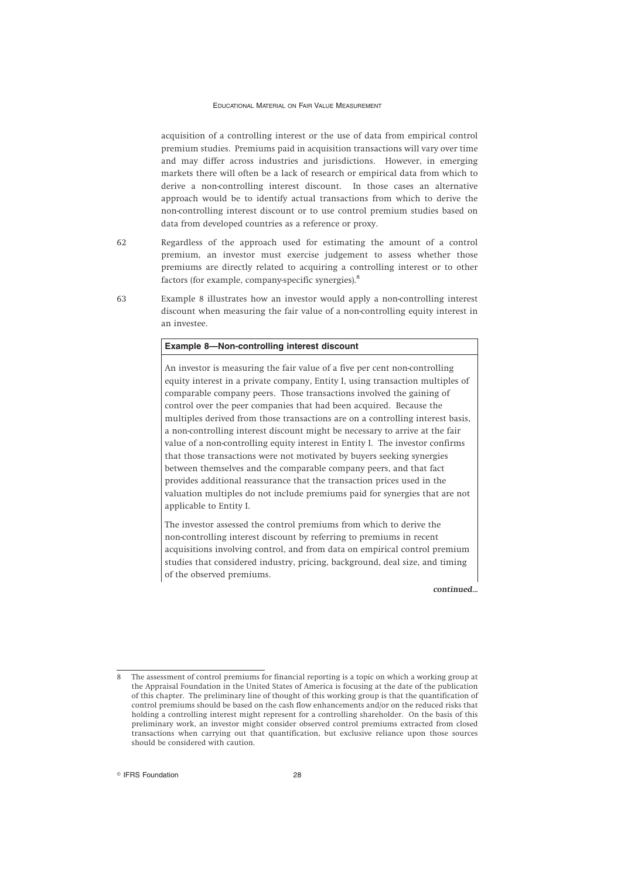acquisition of a controlling interest or the use of data from empirical control premium studies. Premiums paid in acquisition transactions will vary over time and may differ across industries and jurisdictions. However, in emerging markets there will often be a lack of research or empirical data from which to derive a non-controlling interest discount. In those cases an alternative approach would be to identify actual transactions from which to derive the non-controlling interest discount or to use control premium studies based on data from developed countries as a reference or proxy.

62 Regardless of the approach used for estimating the amount of a control premium, an investor must exercise judgement to assess whether those premiums are directly related to acquiring a controlling interest or to other factors (for example, company-specific synergies).[8]

63 Example 8 illustrates how an investor would apply a non-controlling interest discount when measuring the fair value of a non-controlling equity interest in an investee.

**Example 8—Non-controlling interest discount**

An investor is measuring the fair value of a five per cent non-controlling equity interest in a private company, Entity I, using transaction multiples of comparable company peers. Those transactions involved the gaining of control over the peer companies that had been acquired. Because the multiples derived from those transactions are on a controlling interest basis, a non-controlling interest discount might be necessary to arrive at the fair value of a non-controlling equity interest in Entity I. The investor confirms that those transactions were not motivated by buyers seeking synergies between themselves and the comparable company peers, and that fact provides additional reassurance that the transaction prices used in the valuation multiples do not include premiums paid for synergies that are not applicable to Entity I.

The investor assessed the control premiums from which to derive the non-controlling interest discount by referring to premiums in recent acquisitions involving control, and from data on empirical control premium studies that considered industry, pricing, background, deal size, and timing of the observed premiums.

*continued...*

---

8 The assessment of control premiums for financial reporting is a topic on which a working group at the Appraisal Foundation in the United States of America is focusing at the date of the publication of this chapter. The preliminary line of thought of this working group is that the quantification of control premiums should be based on the cash flow enhancements and/or on the reduced risks that holding a controlling interest might represent for a controlling shareholder. On the basis of this preliminary work, an investor might consider observed control premiums extracted from closed transactions when carrying out that quantification, but exclusive reliance upon those sources should be considered with caution.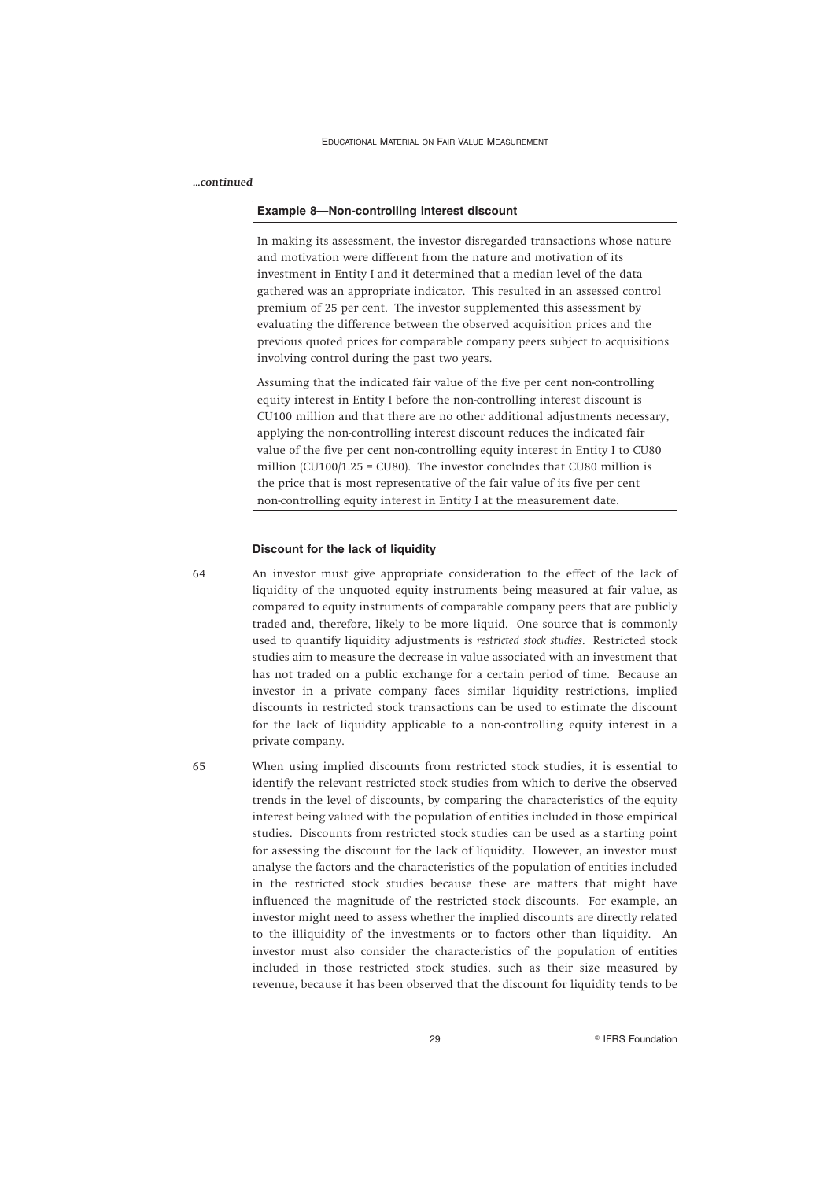*...continued*

**Example 8—Non-controlling interest discount**

In making its assessment, the investor disregarded transactions whose nature and motivation were different from the nature and motivation of its investment in Entity I and it determined that a median level of the data gathered was an appropriate indicator. This resulted in an assessed control premium of 25 per cent. The investor supplemented this assessment by evaluating the difference between the observed acquisition prices and the previous quoted prices for comparable company peers subject to acquisitions involving control during the past two years.

Assuming that the indicated fair value of the five per cent non-controlling equity interest in Entity I before the non-controlling interest discount is CU100 million and that there are no other additional adjustments necessary, applying the non-controlling interest discount reduces the indicated fair value of the five per cent non-controlling equity interest in Entity I to CU80 million (CU100/1.25 = CU80). The investor concludes that CU80 million is the price that is most representative of the fair value of its five per cent non-controlling equity interest in Entity I at the measurement date.

### Discount for the lack of liquidity

64 An investor must give appropriate consideration to the effect of the lack of liquidity of the unquoted equity instruments being measured at fair value, as compared to equity instruments of comparable company peers that are publicly traded and, therefore, likely to be more liquid. One source that is commonly used to quantify liquidity adjustments is *restricted stock studies*. Restricted stock studies aim to measure the decrease in value associated with an investment that has not traded on a public exchange for a certain period of time. Because an investor in a private company faces similar liquidity restrictions, implied discounts in restricted stock transactions can be used to estimate the discount for the lack of liquidity applicable to a non-controlling equity interest in a private company.

65 When using implied discounts from restricted stock studies, it is essential to identify the relevant restricted stock studies from which to derive the observed trends in the level of discounts, by comparing the characteristics of the equity interest being valued with the population of entities included in those empirical studies. Discounts from restricted stock studies can be used as a starting point for assessing the discount for the lack of liquidity. However, an investor must analyse the factors and the characteristics of the population of entities included in the restricted stock studies because these are matters that might have influenced the magnitude of the restricted stock discounts. For example, an investor might need to assess whether the implied discounts are directly related to the illiquidity of the investments or to factors other than liquidity. An investor must also consider the characteristics of the population of entities included in those restricted stock studies, such as their size measured by revenue, because it has been observed that the discount for liquidity tends to be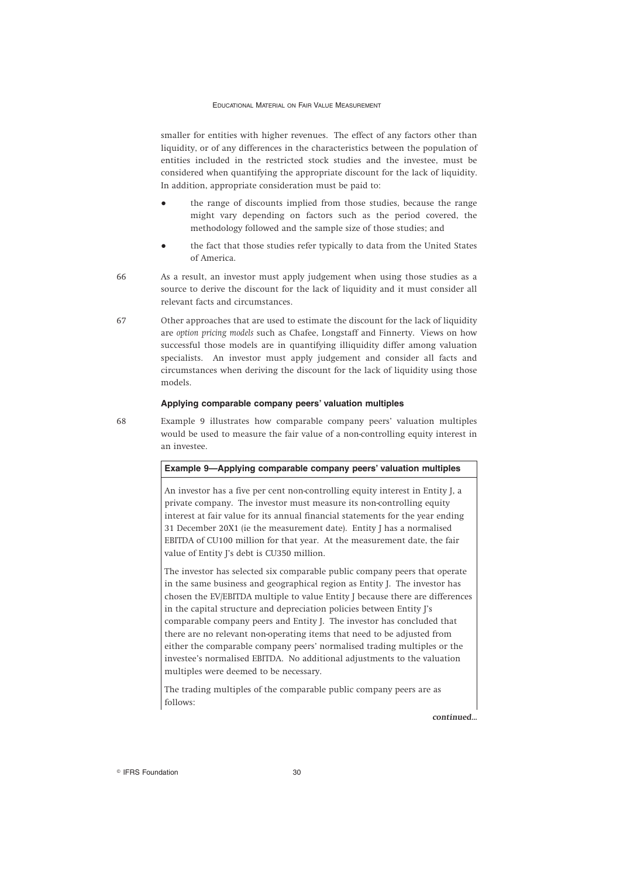smaller for entities with higher revenues. The effect of any factors other than liquidity, or of any differences in the characteristics between the population of entities included in the restricted stock studies and the investee, must be considered when quantifying the appropriate discount for the lack of liquidity. In addition, appropriate consideration must be paid to:

- the range of discounts implied from those studies, because the range might vary depending on factors such as the period covered, the methodology followed and the sample size of those studies; and
- the fact that those studies refer typically to data from the United States of America.

66 As a result, an investor must apply judgement when using those studies as a source to derive the discount for the lack of liquidity and it must consider all relevant facts and circumstances.

67 Other approaches that are used to estimate the discount for the lack of liquidity are *option pricing models* such as Chafee, Longstaff and Finnerty. Views on how successful those models are in quantifying illiquidity differ among valuation specialists. An investor must apply judgement and consider all facts and circumstances when deriving the discount for the lack of liquidity using those models.

### Applying comparable company peers' valuation multiples

68 Example 9 illustrates how comparable company peers' valuation multiples would be used to measure the fair value of a non-controlling equity interest in an investee.

**Example 9—Applying comparable company peers' valuation multiples**

An investor has a five per cent non-controlling equity interest in Entity J, a private company. The investor must measure its non-controlling equity interest at fair value for its annual financial statements for the year ending 31 December 20X1 (ie the measurement date). Entity J has a normalised EBITDA of CU100 million for that year. At the measurement date, the fair value of Entity J's debt is CU350 million.

The investor has selected six comparable public company peers that operate in the same business and geographical region as Entity J. The investor has chosen the EV/EBITDA multiple to value Entity J because there are differences in the capital structure and depreciation policies between Entity J's comparable company peers and Entity J. The investor has concluded that there are no relevant non-operating items that need to be adjusted from either the comparable company peers' normalised trading multiples or the investee's normalised EBITDA. No additional adjustments to the valuation multiples were deemed to be necessary.

The trading multiples of the comparable public company peers are as follows:

*continued...*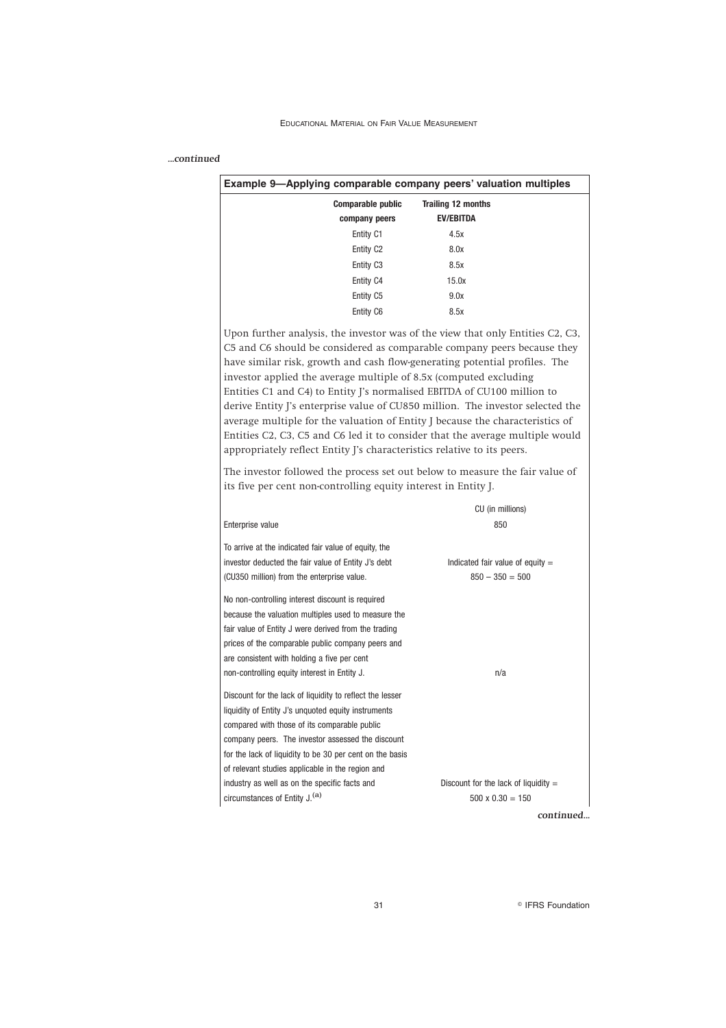*...continued*

**Example 9—Applying comparable company peers' valuation multiples**

| Comparable public company peers | Trailing 12 months EV/EBITDA |
|---|---|
| Entity C1 | 4.5x |
| Entity C2 | 8.0x |
| Entity C3 | 8.5x |
| Entity C4 | 15.0x |
| Entity C5 | 9.0x |
| Entity C6 | 8.5x |

Upon further analysis, the investor was of the view that only Entities C2, C3, C5 and C6 should be considered as comparable company peers because they have similar risk, growth and cash flow-generating potential profiles. The investor applied the average multiple of 8.5x (computed excluding Entities C1 and C4) to Entity J's normalised EBITDA of CU100 million to derive Entity J's enterprise value of CU850 million. The investor selected the average multiple for the valuation of Entity J because the characteristics of Entities C2, C3, C5 and C6 led it to consider that the average multiple would appropriately reflect Entity J's characteristics relative to its peers.

The investor followed the process set out below to measure the fair value of its five per cent non-controlling equity interest in Entity J.

| | CU (in millions) |
|---|---|
| Enterprise value | 850 |
| To arrive at the indicated fair value of equity, the investor deducted the fair value of Entity J's debt (CU350 million) from the enterprise value. | Indicated fair value of equity = 850 – 350 = 500 |
| No non-controlling interest discount is required because the valuation multiples used to measure the fair value of Entity J were derived from the trading prices of the comparable public company peers and are consistent with holding a five per cent non-controlling equity interest in Entity J. | n/a |
| Discount for the lack of liquidity to reflect the lesser liquidity of Entity J's unquoted equity instruments compared with those of its comparable public company peers. The investor assessed the discount for the lack of liquidity to be 30 per cent on the basis of relevant studies applicable in the region and industry as well as on the specific facts and circumstances of Entity J.[(a)] | Discount for the lack of liquidity = 500 x 0.30 = 150 |

*continued...*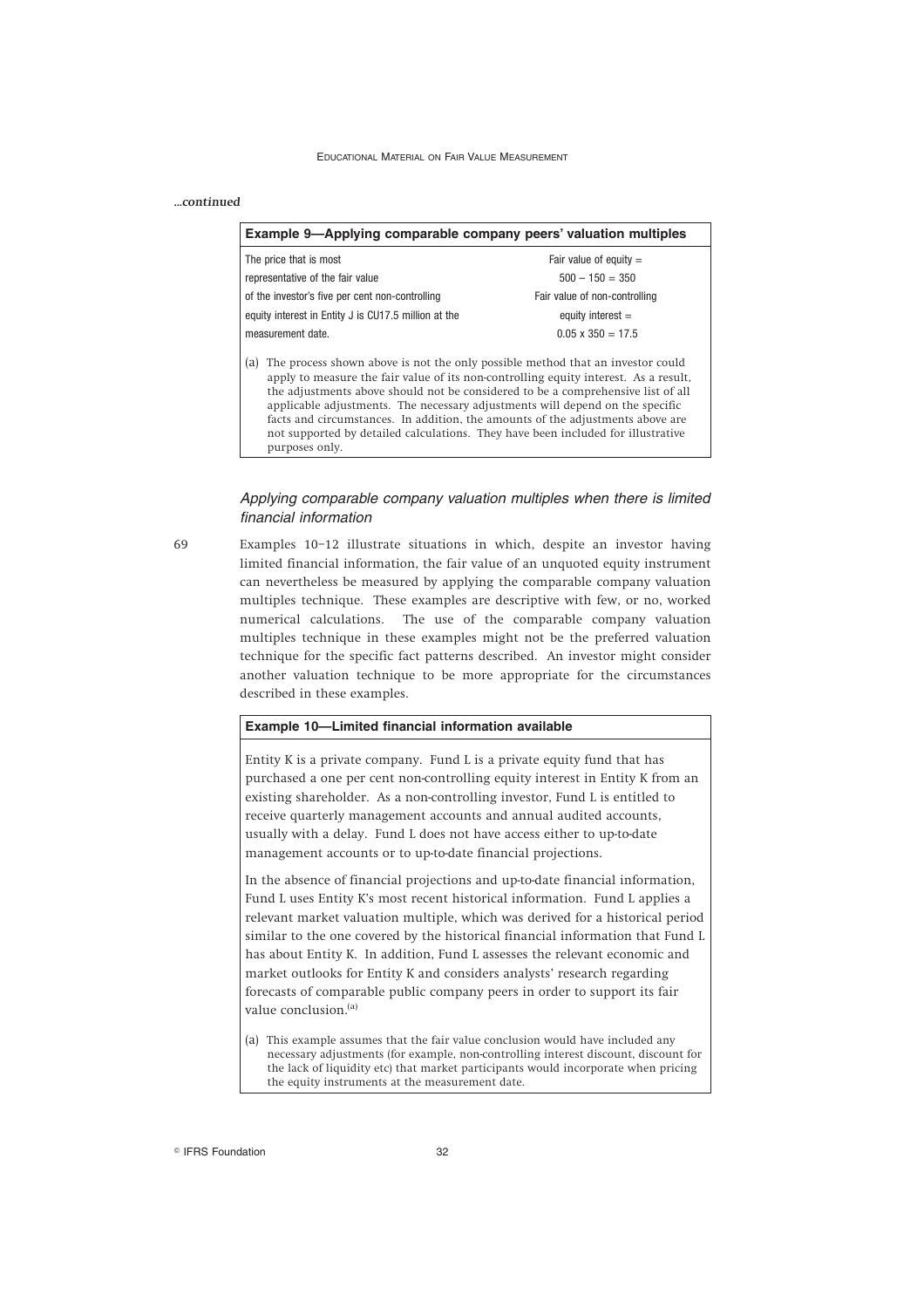*...continued*

**Example 9—Applying comparable company peers' valuation multiples**

| | |
|---|---|
| The price that is most representative of the fair value of the investor's five per cent non-controlling equity interest in Entity J is CU17.5 million at the measurement date. | Fair value of equity = 500 – 150 = 350<br>Fair value of non-controlling equity interest = 0.05 x 350 = 17.5 |

(a) The process shown above is not the only possible method that an investor could apply to measure the fair value of its non-controlling equity interest. As a result, the adjustments above should not be considered to be a comprehensive list of all applicable adjustments. The necessary adjustments will depend on the specific facts and circumstances. In addition, the amounts of the adjustments above are not supported by detailed calculations. They have been included for illustrative purposes only.

### *Applying comparable company valuation multiples when there is limited financial information*

69 Examples 10–12 illustrate situations in which, despite an investor having limited financial information, the fair value of an unquoted equity instrument can nevertheless be measured by applying the comparable company valuation multiples technique. These examples are descriptive with few, or no, worked numerical calculations. The use of the comparable company valuation multiples technique in these examples might not be the preferred valuation technique for the specific fact patterns described. An investor might consider another valuation technique to be more appropriate for the circumstances described in these examples.

**Example 10—Limited financial information available**

Entity K is a private company. Fund L is a private equity fund that has purchased a one per cent non-controlling equity interest in Entity K from an existing shareholder. As a non-controlling investor, Fund L is entitled to receive quarterly management accounts and annual audited accounts, usually with a delay. Fund L does not have access either to up-to-date management accounts or to up-to-date financial projections.

In the absence of financial projections and up-to-date financial information, Fund L uses Entity K's most recent historical information. Fund L applies a relevant market valuation multiple, which was derived for a historical period similar to the one covered by the historical financial information that Fund L has about Entity K. In addition, Fund L assesses the relevant economic and market outlooks for Entity K and considers analysts' research regarding forecasts of comparable public company peers in order to support its fair value conclusion.[(a)]

(a) This example assumes that the fair value conclusion would have included any necessary adjustments (for example, non-controlling interest discount, discount for the lack of liquidity etc) that market participants would incorporate when pricing the equity instruments at the measurement date.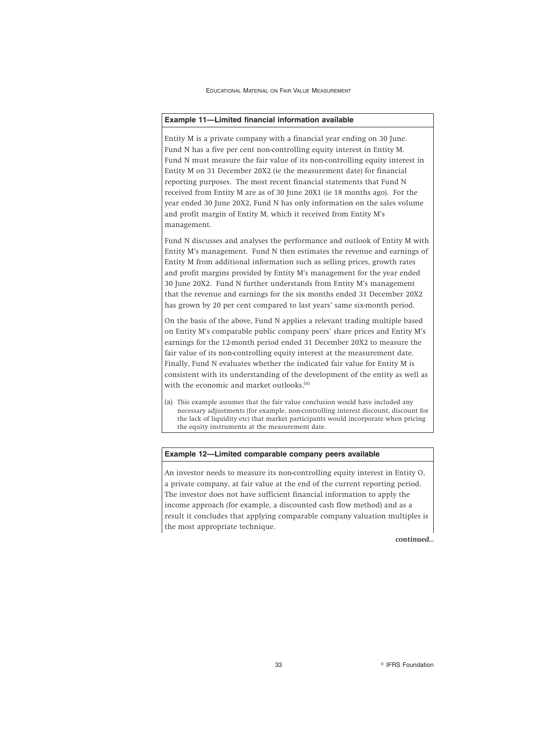**Example 11—Limited financial information available**

Entity M is a private company with a financial year ending on 30 June. Fund N has a five per cent non-controlling equity interest in Entity M. Fund N must measure the fair value of its non-controlling equity interest in Entity M on 31 December 20X2 (ie the measurement date) for financial reporting purposes. The most recent financial statements that Fund N received from Entity M are as of 30 June 20X1 (ie 18 months ago). For the year ended 30 June 20X2, Fund N has only information on the sales volume and profit margin of Entity M, which it received from Entity M's management.

Fund N discusses and analyses the performance and outlook of Entity M with Entity M's management. Fund N then estimates the revenue and earnings of Entity M from additional information such as selling prices, growth rates and profit margins provided by Entity M's management for the year ended 30 June 20X2. Fund N further understands from Entity M's management that the revenue and earnings for the six months ended 31 December 20X2 has grown by 20 per cent compared to last years' same six-month period.

On the basis of the above, Fund N applies a relevant trading multiple based on Entity M's comparable public company peers' share prices and Entity M's earnings for the 12-month period ended 31 December 20X2 to measure the fair value of its non-controlling equity interest at the measurement date. Finally, Fund N evaluates whether the indicated fair value for Entity M is consistent with its understanding of the development of the entity as well as with the economic and market outlooks.[a]

(a) This example assumes that the fair value conclusion would have included any necessary adjustments (for example, non-controlling interest discount, discount for the lack of liquidity etc) that market participants would incorporate when pricing the equity instruments at the measurement date.

**Example 12—Limited comparable company peers available**

An investor needs to measure its non-controlling equity interest in Entity O, a private company, at fair value at the end of the current reporting period. The investor does not have sufficient financial information to apply the income approach (for example, a discounted cash flow method) and as a result it concludes that applying comparable company valuation multiples is the most appropriate technique.

*continued...*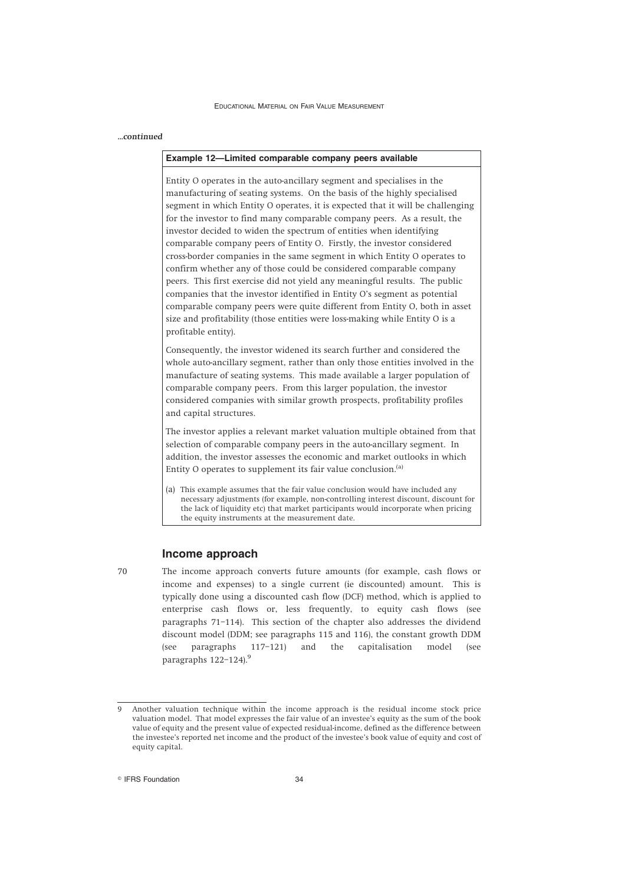*...continued*

**Example 12—Limited comparable company peers available**

Entity O operates in the auto-ancillary segment and specialises in the manufacturing of seating systems. On the basis of the highly specialised segment in which Entity O operates, it is expected that it will be challenging for the investor to find many comparable company peers. As a result, the investor decided to widen the spectrum of entities when identifying comparable company peers of Entity O. Firstly, the investor considered cross-border companies in the same segment in which Entity O operates to confirm whether any of those could be considered comparable company peers. This first exercise did not yield any meaningful results. The public companies that the investor identified in Entity O's segment as potential comparable company peers were quite different from Entity O, both in asset size and profitability (those entities were loss-making while Entity O is a profitable entity).

Consequently, the investor widened its search further and considered the whole auto-ancillary segment, rather than only those entities involved in the manufacture of seating systems. This made available a larger population of comparable company peers. From this larger population, the investor considered companies with similar growth prospects, profitability profiles and capital structures.

The investor applies a relevant market valuation multiple obtained from that selection of comparable company peers in the auto-ancillary segment. In addition, the investor assesses the economic and market outlooks in which Entity O operates to supplement its fair value conclusion.[(a)]

(a) This example assumes that the fair value conclusion would have included any necessary adjustments (for example, non-controlling interest discount, discount for the lack of liquidity etc) that market participants would incorporate when pricing the equity instruments at the measurement date.

## Income approach

70 The income approach converts future amounts (for example, cash flows or income and expenses) to a single current (ie discounted) amount. This is typically done using a discounted cash flow (DCF) method, which is applied to enterprise cash flows or, less frequently, to equity cash flows (see paragraphs 71–114). This section of the chapter also addresses the dividend discount model (DDM; see paragraphs 115 and 116), the constant growth DDM (see paragraphs 117–121) and the capitalisation model (see paragraphs 122–124).[9]

9 Another valuation technique within the income approach is the residual income stock price valuation model. That model expresses the fair value of an investee's equity as the sum of the book value of equity and the present value of expected residual-income, defined as the difference between the investee's reported net income and the product of the investee's book value of equity and cost of equity capital.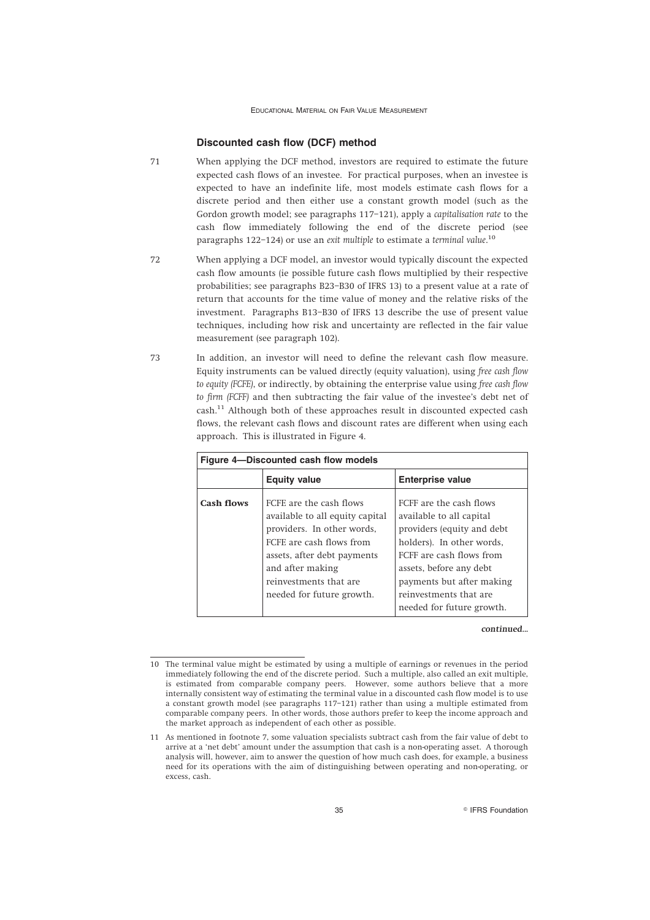### Discounted cash flow (DCF) method

71 When applying the DCF method, investors are required to estimate the future expected cash flows of an investee. For practical purposes, when an investee is expected to have an indefinite life, most models estimate cash flows for a discrete period and then either use a constant growth model (such as the Gordon growth model; see paragraphs 117–121), apply a *capitalisation rate* to the cash flow immediately following the end of the discrete period (see paragraphs 122–124) or use an *exit multiple* to estimate a *terminal value*.[10]

72 When applying a DCF model, an investor would typically discount the expected cash flow amounts (ie possible future cash flows multiplied by their respective probabilities; see paragraphs B23–B30 of IFRS 13) to a present value at a rate of return that accounts for the time value of money and the relative risks of the investment. Paragraphs B13–B30 of IFRS 13 describe the use of present value techniques, including how risk and uncertainty are reflected in the fair value measurement (see paragraph 102).

73 In addition, an investor will need to define the relevant cash flow measure. Equity instruments can be valued directly (equity valuation), using *free cash flow to equity (FCFE)*, or indirectly, by obtaining the enterprise value using *free cash flow to firm (FCFF)* and then subtracting the fair value of the investee's debt net of cash.[11] Although both of these approaches result in discounted expected cash flows, the relevant cash flows and discount rates are different when using each approach. This is illustrated in Figure 4.

**Figure 4—Discounted cash flow models**

| | Equity value | Enterprise value |
|---|---|---|
| **Cash flows** | FCFE are the cash flows available to all equity capital providers. In other words, FCFE are cash flows from assets, after debt payments and after making reinvestments that are needed for future growth. | FCFF are the cash flows available to all capital providers (equity and debt holders). In other words, FCFF are cash flows from assets, before any debt payments but after making reinvestments that are needed for future growth. |

*continued...*

10 The terminal value might be estimated by using a multiple of earnings or revenues in the period immediately following the end of the discrete period. Such a multiple, also called an exit multiple, is estimated from comparable company peers. However, some authors believe that a more internally consistent way of estimating the terminal value in a discounted cash flow model is to use a constant growth model (see paragraphs 117–121) rather than using a multiple estimated from comparable company peers. In other words, those authors prefer to keep the income approach and the market approach as independent of each other as possible.

11 As mentioned in footnote 7, some valuation specialists subtract cash from the fair value of debt to arrive at a 'net debt' amount under the assumption that cash is a non-operating asset. A thorough analysis will, however, aim to answer the question of how much cash does, for example, a business need for its operations with the aim of distinguishing between operating and non-operating, or excess, cash.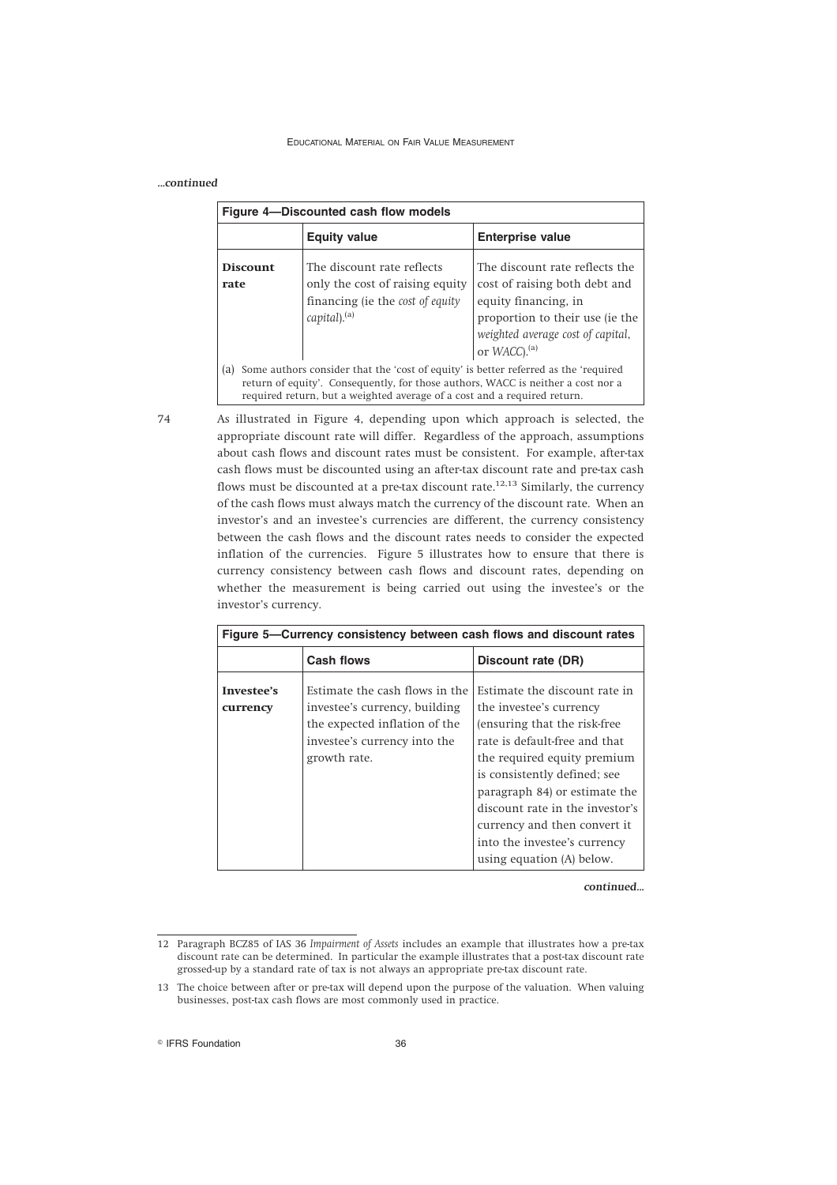*...continued*

| Figure 4—Discounted cash flow models | | |
|---|---|---|
| | **Equity value** | **Enterprise value** |
| **Discount rate** | The discount rate reflects only the cost of raising equity financing (ie the *cost of equity capital*).[(a)] | The discount rate reflects the cost of raising both debt and equity financing, in proportion to their use (ie the *weighted average cost of capital, or WACC*).[(a)] |

(a) Some authors consider that the 'cost of equity' is better referred as the 'required return of equity'. Consequently, for those authors, WACC is neither a cost nor a required return, but a weighted average of a cost and a required return.

74 As illustrated in Figure 4, depending upon which approach is selected, the appropriate discount rate will differ. Regardless of the approach, assumptions about cash flows and discount rates must be consistent. For example, after-tax cash flows must be discounted using an after-tax discount rate and pre-tax cash flows must be discounted at a pre-tax discount rate.[12,13] Similarly, the currency of the cash flows must always match the currency of the discount rate. When an investor's and an investee's currencies are different, the currency consistency between the cash flows and the discount rates needs to consider the expected inflation of the currencies. Figure 5 illustrates how to ensure that there is currency consistency between cash flows and discount rates, depending on whether the measurement is being carried out using the investee's or the investor's currency.

| Figure 5—Currency consistency between cash flows and discount rates | | |
|---|---|---|
| | **Cash flows** | **Discount rate (DR)** |
| **Investee's currency** | Estimate the cash flows in the investee's currency, building the expected inflation of the investee's currency into the growth rate. | Estimate the discount rate in the investee's currency (ensuring that the risk-free rate is default-free and that the required equity premium is consistently defined; see paragraph 84) or estimate the discount rate in the investor's currency and then convert it into the investee's currency using equation (A) below. |

*continued...*

12 Paragraph BCZ85 of IAS 36 *Impairment of Assets* includes an example that illustrates how a pre-tax discount rate can be determined. In particular the example illustrates that a post-tax discount rate grossed-up by a standard rate of tax is not always an appropriate pre-tax discount rate.

13 The choice between after or pre-tax will depend upon the purpose of the valuation. When valuing businesses, post-tax cash flows are most commonly used in practice.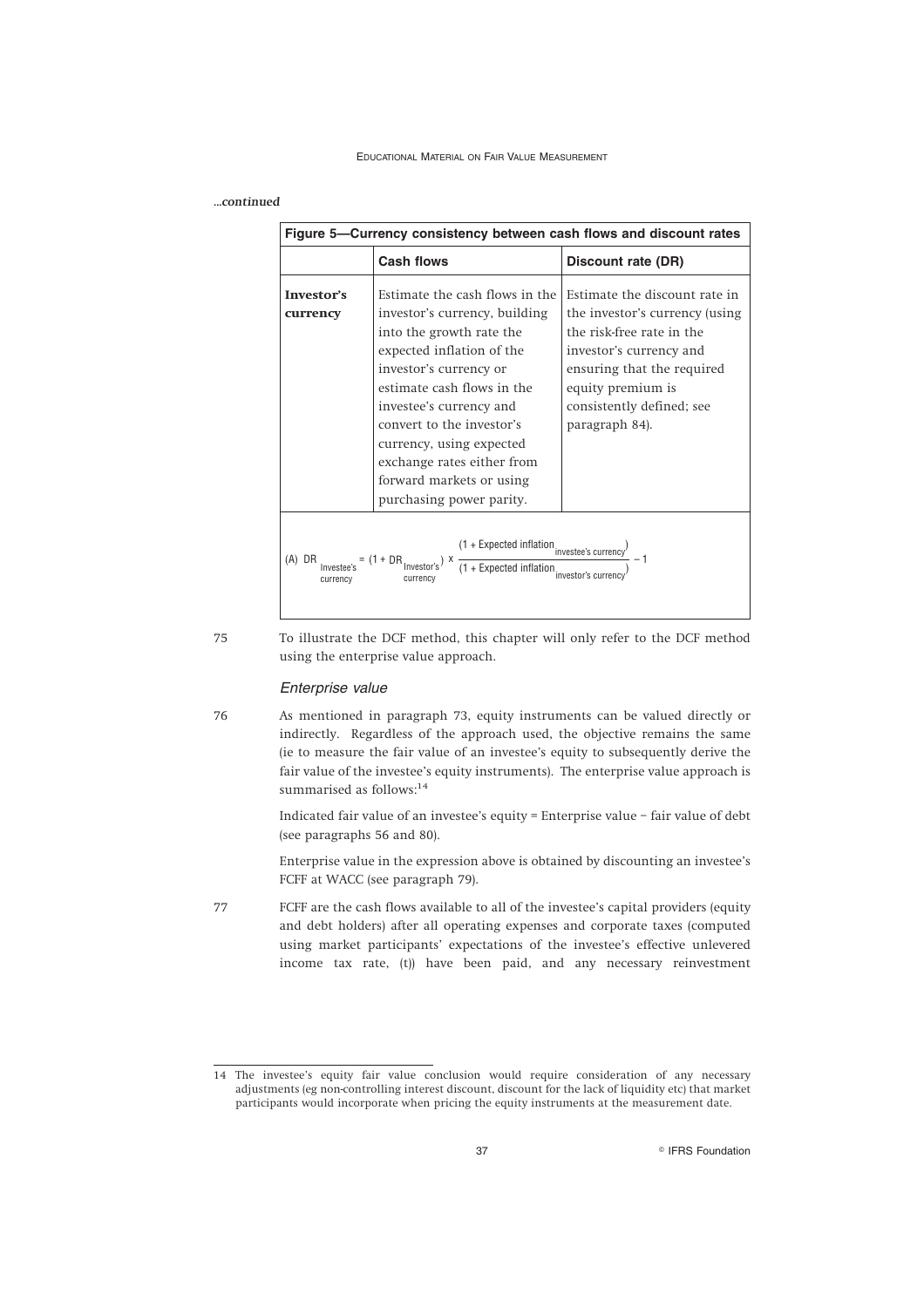*...continued*

| Figure 5—Currency consistency between cash flows and discount rates | | |
|---|---|---|
| | **Cash flows** | **Discount rate (DR)** |
| **Investor's currency** | Estimate the cash flows in the investor's currency, building into the growth rate the expected inflation of the investor's currency or estimate cash flows in the investee's currency and convert to the investor's currency, using expected exchange rates either from forward markets or using purchasing power parity. | Estimate the discount rate in the investor's currency (using the risk-free rate in the investor's currency and ensuring that the required equity premium is consistently defined; see paragraph 84). |

$$\text{(A) } DR_{\substack{\text{Investee's}\\\text{currency}}} = (1 + DR_{\substack{\text{Investor's}\\\text{currency}}}) \times \frac{(1 + \text{Expected inflation}_{\text{investee's currency}})}{(1 + \text{Expected inflation}_{\text{investor's currency}})} - 1$$

75 To illustrate the DCF method, this chapter will only refer to the DCF method using the enterprise value approach.

### *Enterprise value*

76 As mentioned in paragraph 73, equity instruments can be valued directly or indirectly. Regardless of the approach used, the objective remains the same (ie to measure the fair value of an investee's equity to subsequently derive the fair value of the investee's equity instruments). The enterprise value approach is summarised as follows:[14]

Indicated fair value of an investee's equity = Enterprise value − fair value of debt (see paragraphs 56 and 80).

Enterprise value in the expression above is obtained by discounting an investee's FCFF at WACC (see paragraph 79).

77 FCFF are the cash flows available to all of the investee's capital providers (equity and debt holders) after all operating expenses and corporate taxes (computed using market participants' expectations of the investee's effective unlevered income tax rate, (t)) have been paid, and any necessary reinvestment

---

14 The investee's equity fair value conclusion would require consideration of any necessary adjustments (eg non-controlling interest discount, discount for the lack of liquidity etc) that market participants would incorporate when pricing the equity instruments at the measurement date.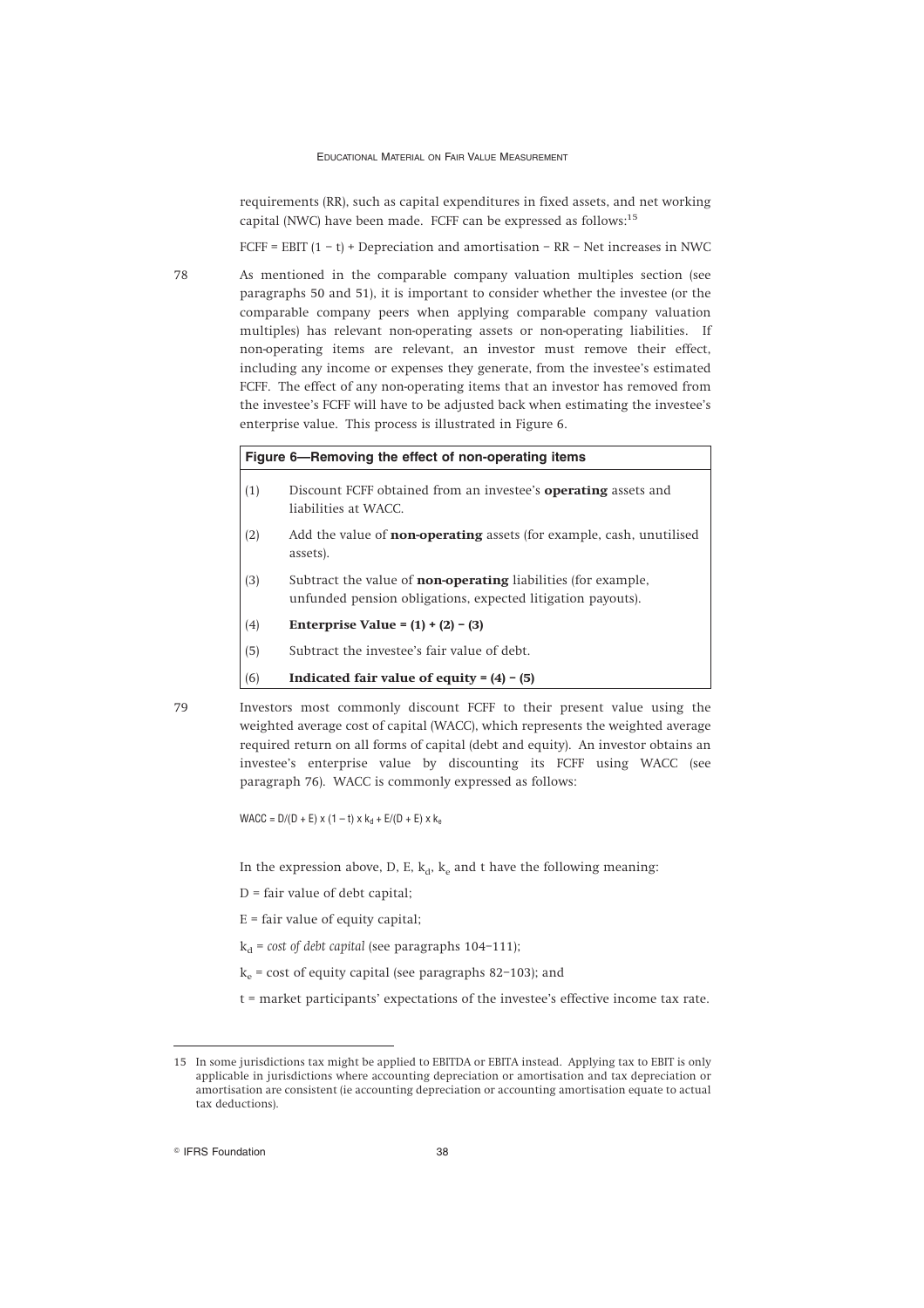requirements (RR), such as capital expenditures in fixed assets, and net working capital (NWC) have been made. FCFF can be expressed as follows:[15]

FCFF = EBIT (1 − t) + Depreciation and amortisation − RR − Net increases in NWC

78 As mentioned in the comparable company valuation multiples section (see paragraphs 50 and 51), it is important to consider whether the investee (or the comparable company peers when applying comparable company valuation multiples) has relevant non-operating assets or non-operating liabilities. If non-operating items are relevant, an investor must remove their effect, including any income or expenses they generate, from the investee's estimated FCFF. The effect of any non-operating items that an investor has removed from the investee's FCFF will have to be adjusted back when estimating the investee's enterprise value. This process is illustrated in Figure 6.

| **Figure 6—Removing the effect of non-operating items** | |
|---|---|
| (1) | Discount FCFF obtained from an investee's **operating** assets and liabilities at WACC. |
| (2) | Add the value of **non-operating** assets (for example, cash, unutilised assets). |
| (3) | Subtract the value of **non-operating** liabilities (for example, unfunded pension obligations, expected litigation payouts). |
| (4) | **Enterprise Value = (1) + (2) − (3)** |
| (5) | Subtract the investee's fair value of debt. |
| (6) | **Indicated fair value of equity = (4) − (5)** |

79 Investors most commonly discount FCFF to their present value using the weighted average cost of capital (WACC), which represents the weighted average required return on all forms of capital (debt and equity). An investor obtains an investee's enterprise value by discounting its FCFF using WACC (see paragraph 76). WACC is commonly expressed as follows:

$$WACC = D/(D + E) \times (1 - t) \times k_d + E/(D + E) \times k_e$$

In the expression above, D, E, $k_d$, $k_e$ and t have the following meaning:

D = fair value of debt capital;

E = fair value of equity capital;

$k_d$ = *cost of debt capital* (see paragraphs 104–111);

$k_e$ = cost of equity capital (see paragraphs 82–103); and

t = market participants' expectations of the investee's effective income tax rate.

---

15 In some jurisdictions tax might be applied to EBITDA or EBITA instead. Applying tax to EBIT is only applicable in jurisdictions where accounting depreciation or amortisation and tax depreciation or amortisation are consistent (ie accounting depreciation or accounting amortisation equate to actual tax deductions).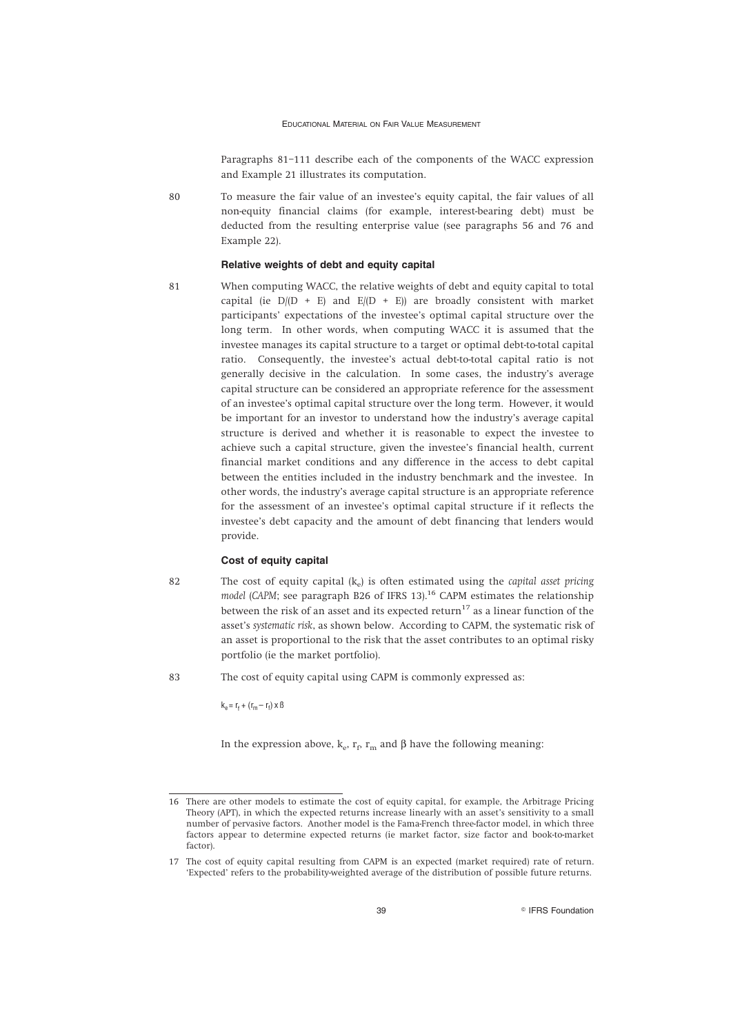Paragraphs 81–111 describe each of the components of the WACC expression and Example 21 illustrates its computation.

80 To measure the fair value of an investee's equity capital, the fair values of all non-equity financial claims (for example, interest-bearing debt) must be deducted from the resulting enterprise value (see paragraphs 56 and 76 and Example 22).

### Relative weights of debt and equity capital

81 When computing WACC, the relative weights of debt and equity capital to total capital (ie $D/(D + E)$ and $E/(D + E)$) are broadly consistent with market participants' expectations of the investee's optimal capital structure over the long term. In other words, when computing WACC it is assumed that the investee manages its capital structure to a target or optimal debt-to-total capital ratio. Consequently, the investee's actual debt-to-total capital ratio is not generally decisive in the calculation. In some cases, the industry's average capital structure can be considered an appropriate reference for the assessment of an investee's optimal capital structure over the long term. However, it would be important for an investor to understand how the industry's average capital structure is derived and whether it is reasonable to expect the investee to achieve such a capital structure, given the investee's financial health, current financial market conditions and any difference in the access to debt capital between the entities included in the industry benchmark and the investee. In other words, the industry's average capital structure is an appropriate reference for the assessment of an investee's optimal capital structure if it reflects the investee's debt capacity and the amount of debt financing that lenders would provide.

### Cost of equity capital

82 The cost of equity capital ($k_e$) is often estimated using the *capital asset pricing model* (*CAPM*; see paragraph B26 of IFRS 13).[16] CAPM estimates the relationship between the risk of an asset and its expected return[17] as a linear function of the asset's *systematic risk*, as shown below. According to CAPM, the systematic risk of an asset is proportional to the risk that the asset contributes to an optimal risky portfolio (ie the market portfolio).

83 The cost of equity capital using CAPM is commonly expressed as:

$$k_e = r_f + (r_m - r_f) \times \beta$$

In the expression above, $k_e$, $r_f$, $r_m$ and $\beta$ have the following meaning:

---

16 There are other models to estimate the cost of equity capital, for example, the Arbitrage Pricing Theory (APT), in which the expected returns increase linearly with an asset's sensitivity to a small number of pervasive factors. Another model is the Fama-French three-factor model, in which three factors appear to determine expected returns (ie market factor, size factor and book-to-market factor).

17 The cost of equity capital resulting from CAPM is an expected (market required) rate of return. 'Expected' refers to the probability-weighted average of the distribution of possible future returns.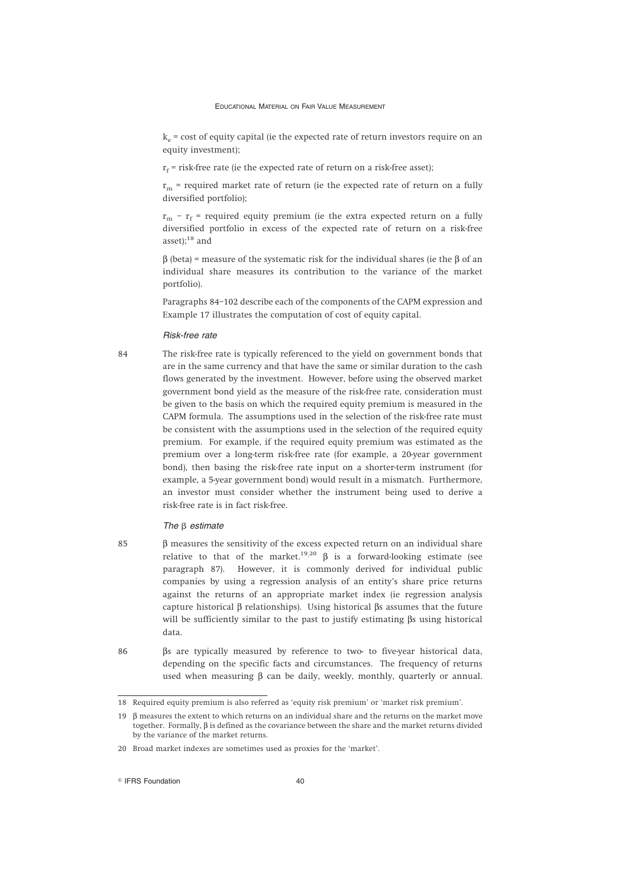$k_e$ = cost of equity capital (ie the expected rate of return investors require on an equity investment);

$r_f$ = risk-free rate (ie the expected rate of return on a risk-free asset);

$r_m$ = required market rate of return (ie the expected rate of return on a fully diversified portfolio);

$r_m - r_f$ = required equity premium (ie the extra expected return on a fully diversified portfolio in excess of the expected rate of return on a risk-free asset);[18] and

$\beta$ (beta) = measure of the systematic risk for the individual shares (ie the $\beta$ of an individual share measures its contribution to the variance of the market portfolio).

Paragraphs 84–102 describe each of the components of the CAPM expression and Example 17 illustrates the computation of cost of equity capital.

*Risk-free rate*

84 The risk-free rate is typically referenced to the yield on government bonds that are in the same currency and that have the same or similar duration to the cash flows generated by the investment. However, before using the observed market government bond yield as the measure of the risk-free rate, consideration must be given to the basis on which the required equity premium is measured in the CAPM formula. The assumptions used in the selection of the risk-free rate must be consistent with the assumptions used in the selection of the required equity premium. For example, if the required equity premium was estimated as the premium over a long-term risk-free rate (for example, a 20-year government bond), then basing the risk-free rate input on a shorter-term instrument (for example, a 5-year government bond) would result in a mismatch. Furthermore, an investor must consider whether the instrument being used to derive a risk-free rate is in fact risk-free.

*The $\beta$ estimate*

85 $\beta$ measures the sensitivity of the excess expected return on an individual share relative to that of the market.[19,20] $\beta$ is a forward-looking estimate (see paragraph 87). However, it is commonly derived for individual public companies by using a regression analysis of an entity's share price returns against the returns of an appropriate market index (ie regression analysis capture historical $\beta$ relationships). Using historical $\beta$s assumes that the future will be sufficiently similar to the past to justify estimating $\beta$s using historical data.

86 $\beta$s are typically measured by reference to two- to five-year historical data, depending on the specific facts and circumstances. The frequency of returns used when measuring $\beta$ can be daily, weekly, monthly, quarterly or annual.

---

18 Required equity premium is also referred as 'equity risk premium' or 'market risk premium'.

19 $\beta$ measures the extent to which returns on an individual share and the returns on the market move together. Formally, $\beta$ is defined as the covariance between the share and the market returns divided by the variance of the market returns.

20 Broad market indexes are sometimes used as proxies for the 'market'.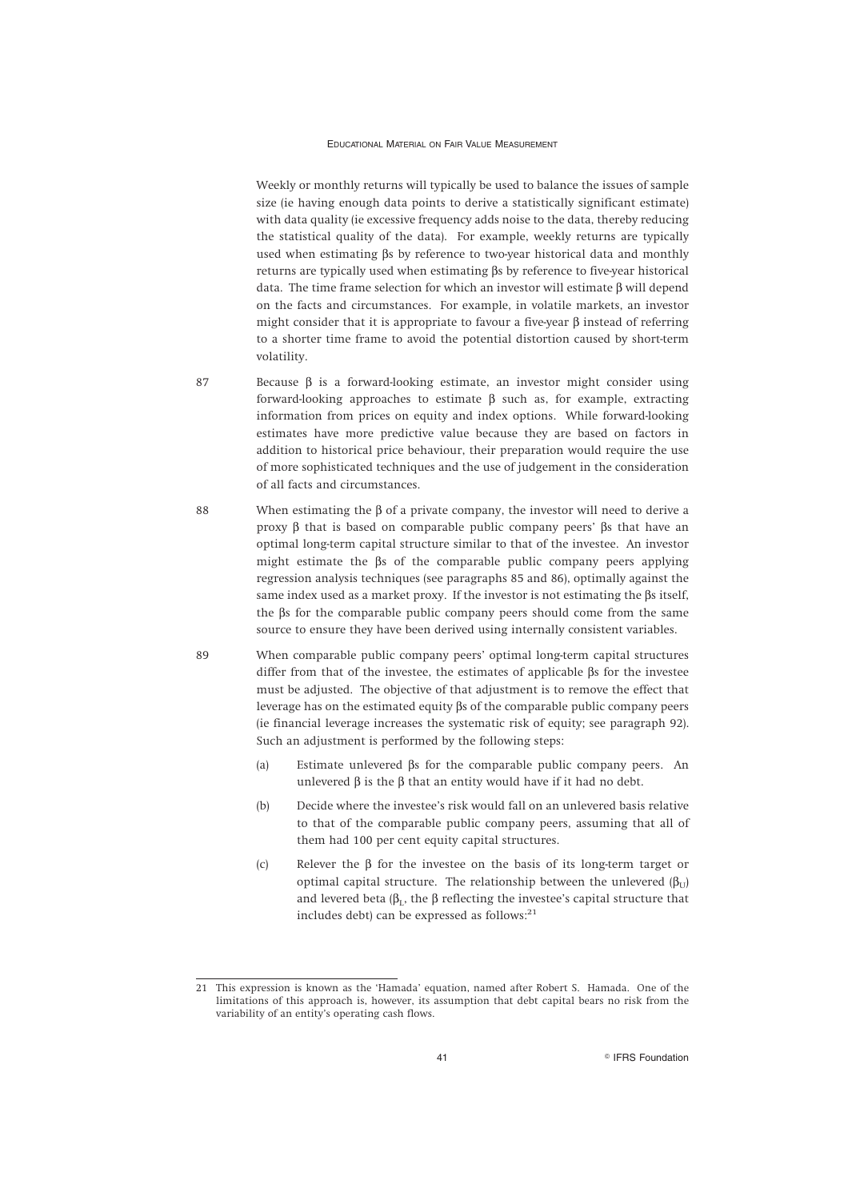Weekly or monthly returns will typically be used to balance the issues of sample size (ie having enough data points to derive a statistically significant estimate) with data quality (ie excessive frequency adds noise to the data, thereby reducing the statistical quality of the data). For example, weekly returns are typically used when estimating βs by reference to two-year historical data and monthly returns are typically used when estimating βs by reference to five-year historical data. The time frame selection for which an investor will estimate β will depend on the facts and circumstances. For example, in volatile markets, an investor might consider that it is appropriate to favour a five-year β instead of referring to a shorter time frame to avoid the potential distortion caused by short-term volatility.

87 Because β is a forward-looking estimate, an investor might consider using forward-looking approaches to estimate β such as, for example, extracting information from prices on equity and index options. While forward-looking estimates have more predictive value because they are based on factors in addition to historical price behaviour, their preparation would require the use of more sophisticated techniques and the use of judgement in the consideration of all facts and circumstances.

88 When estimating the β of a private company, the investor will need to derive a proxy β that is based on comparable public company peers' βs that have an optimal long-term capital structure similar to that of the investee. An investor might estimate the βs of the comparable public company peers applying regression analysis techniques (see paragraphs 85 and 86), optimally against the same index used as a market proxy. If the investor is not estimating the βs itself, the βs for the comparable public company peers should come from the same source to ensure they have been derived using internally consistent variables.

89 When comparable public company peers' optimal long-term capital structures differ from that of the investee, the estimates of applicable βs for the investee must be adjusted. The objective of that adjustment is to remove the effect that leverage has on the estimated equity βs of the comparable public company peers (ie financial leverage increases the systematic risk of equity; see paragraph 92). Such an adjustment is performed by the following steps:

(a) Estimate unlevered βs for the comparable public company peers. An unlevered β is the β that an entity would have if it had no debt.

(b) Decide where the investee's risk would fall on an unlevered basis relative to that of the comparable public company peers, assuming that all of them had 100 per cent equity capital structures.

(c) Relever the β for the investee on the basis of its long-term target or optimal capital structure. The relationship between the unlevered ($\beta_U$) and levered beta ($\beta_L$, the β reflecting the investee's capital structure that includes debt) can be expressed as follows:[21]

---

21 This expression is known as the 'Hamada' equation, named after Robert S. Hamada. One of the limitations of this approach is, however, its assumption that debt capital bears no risk from the variability of an entity's operating cash flows.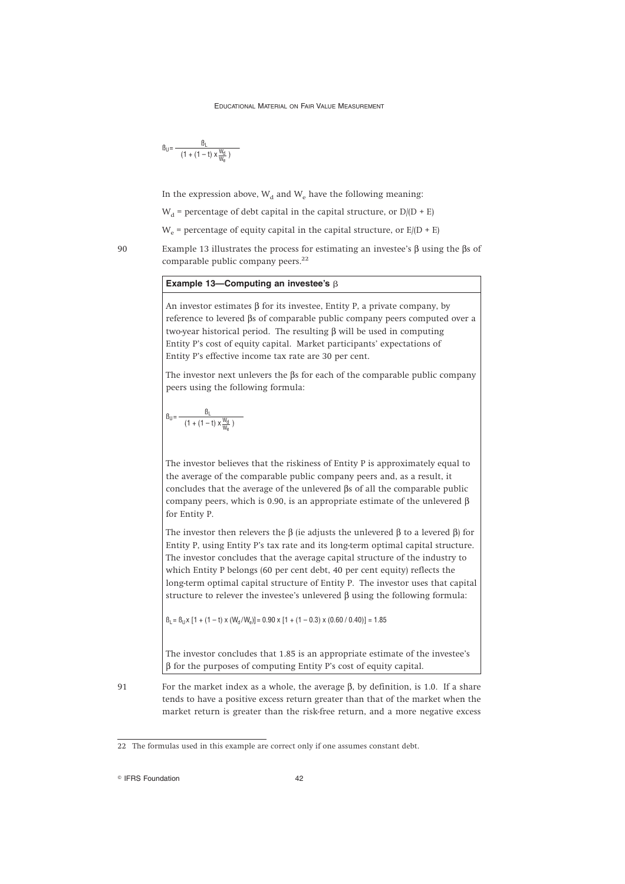$$\beta_U = \frac{\beta_L}{(1 + (1 - t) \times \frac{W_d}{W_e})}$$

In the expression above, $W_d$ and $W_e$ have the following meaning:

$W_d$ = percentage of debt capital in the capital structure, or $D/(D + E)$

$W_e$ = percentage of equity capital in the capital structure, or $E/(D + E)$

90 Example 13 illustrates the process for estimating an investee's β using the βs of comparable public company peers.[22]

**Example 13—Computing an investee's β**

An investor estimates β for its investee, Entity P, a private company, by reference to levered βs of comparable public company peers computed over a two-year historical period. The resulting β will be used in computing Entity P's cost of equity capital. Market participants' expectations of Entity P's effective income tax rate are 30 per cent.

The investor next unlevers the βs for each of the comparable public company peers using the following formula:

$$\beta_U = \frac{\beta_L}{(1 + (1 - t) \times \frac{W_d}{W_e})}$$

The investor believes that the riskiness of Entity P is approximately equal to the average of the comparable public company peers and, as a result, it concludes that the average of the unlevered βs of all the comparable public company peers, which is 0.90, is an appropriate estimate of the unlevered β for Entity P.

The investor then relevers the β (ie adjusts the unlevered β to a levered β) for Entity P, using Entity P's tax rate and its long-term optimal capital structure. The investor concludes that the average capital structure of the industry to which Entity P belongs (60 per cent debt, 40 per cent equity) reflects the long-term optimal capital structure of Entity P. The investor uses that capital structure to relever the investee's unlevered β using the following formula:

$$\beta_L = \beta_U \times [1 + (1 - t) \times (W_d / W_e)] = 0.90 \times [1 + (1 - 0.3) \times (0.60 / 0.40)] = 1.85$$

The investor concludes that 1.85 is an appropriate estimate of the investee's β for the purposes of computing Entity P's cost of equity capital.

91 For the market index as a whole, the average β, by definition, is 1.0. If a share tends to have a positive excess return greater than that of the market when the market return is greater than the risk-free return, and a more negative excess

---

22 The formulas used in this example are correct only if one assumes constant debt.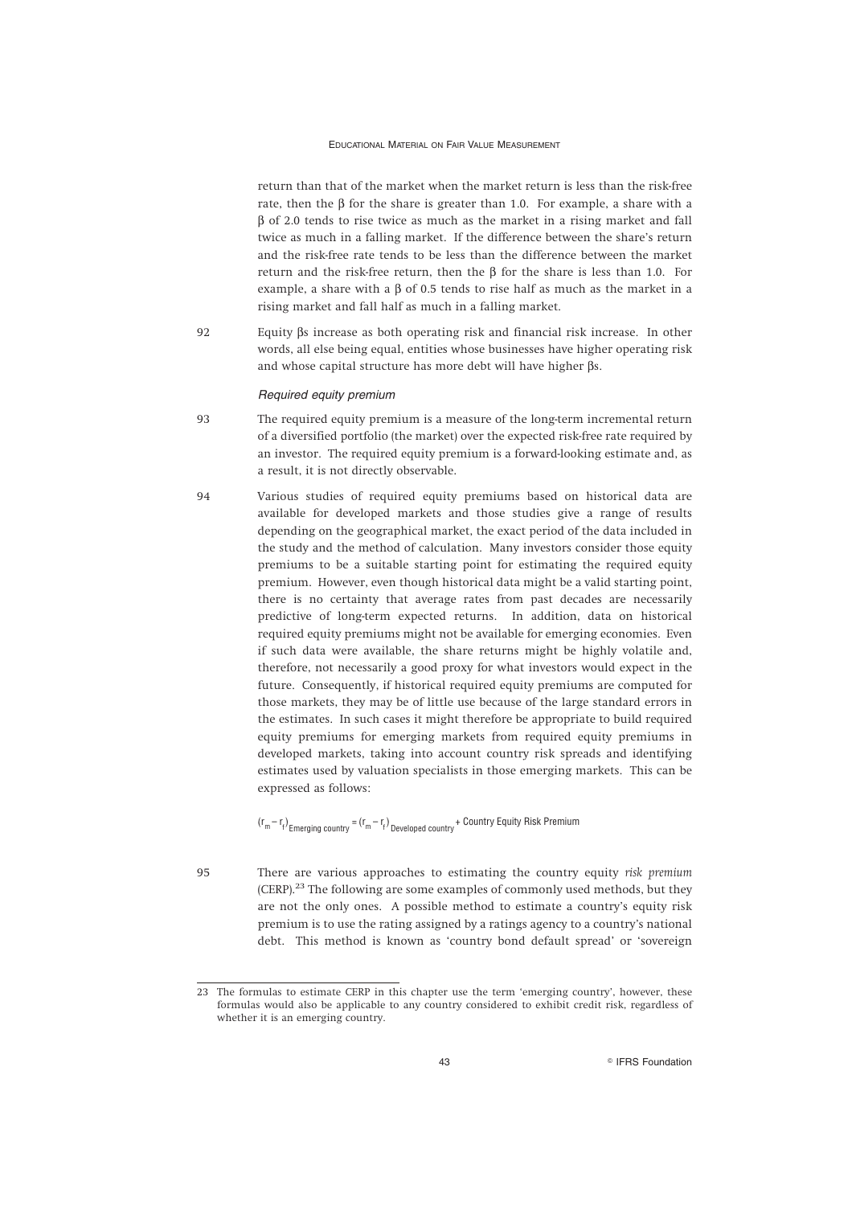return than that of the market when the market return is less than the risk-free rate, then the β for the share is greater than 1.0. For example, a share with a β of 2.0 tends to rise twice as much as the market in a rising market and fall twice as much in a falling market. If the difference between the share's return and the risk-free rate tends to be less than the difference between the market return and the risk-free return, then the β for the share is less than 1.0. For example, a share with a β of 0.5 tends to rise half as much as the market in a rising market and fall half as much in a falling market.

92 Equity βs increase as both operating risk and financial risk increase. In other words, all else being equal, entities whose businesses have higher operating risk and whose capital structure has more debt will have higher βs.

*Required equity premium*

93 The required equity premium is a measure of the long-term incremental return of a diversified portfolio (the market) over the expected risk-free rate required by an investor. The required equity premium is a forward-looking estimate and, as a result, it is not directly observable.

94 Various studies of required equity premiums based on historical data are available for developed markets and those studies give a range of results depending on the geographical market, the exact period of the data included in the study and the method of calculation. Many investors consider those equity premiums to be a suitable starting point for estimating the required equity premium. However, even though historical data might be a valid starting point, there is no certainty that average rates from past decades are necessarily predictive of long-term expected returns. In addition, data on historical required equity premiums might not be available for emerging economies. Even if such data were available, the share returns might be highly volatile and, therefore, not necessarily a good proxy for what investors would expect in the future. Consequently, if historical required equity premiums are computed for those markets, they may be of little use because of the large standard errors in the estimates. In such cases it might therefore be appropriate to build required equity premiums for emerging markets from required equity premiums in developed markets, taking into account country risk spreads and identifying estimates used by valuation specialists in those emerging markets. This can be expressed as follows:

$$(r_m - r_f)_{\text{Emerging country}} = (r_m - r_f)_{\text{Developed country}} + \text{Country Equity Risk Premium}$$

95 There are various approaches to estimating the country equity *risk premium* (CERP).[23] The following are some examples of commonly used methods, but they are not the only ones. A possible method to estimate a country's equity risk premium is to use the rating assigned by a ratings agency to a country's national debt. This method is known as 'country bond default spread' or 'sovereign

---

23 The formulas to estimate CERP in this chapter use the term 'emerging country', however, these formulas would also be applicable to any country considered to exhibit credit risk, regardless of whether it is an emerging country.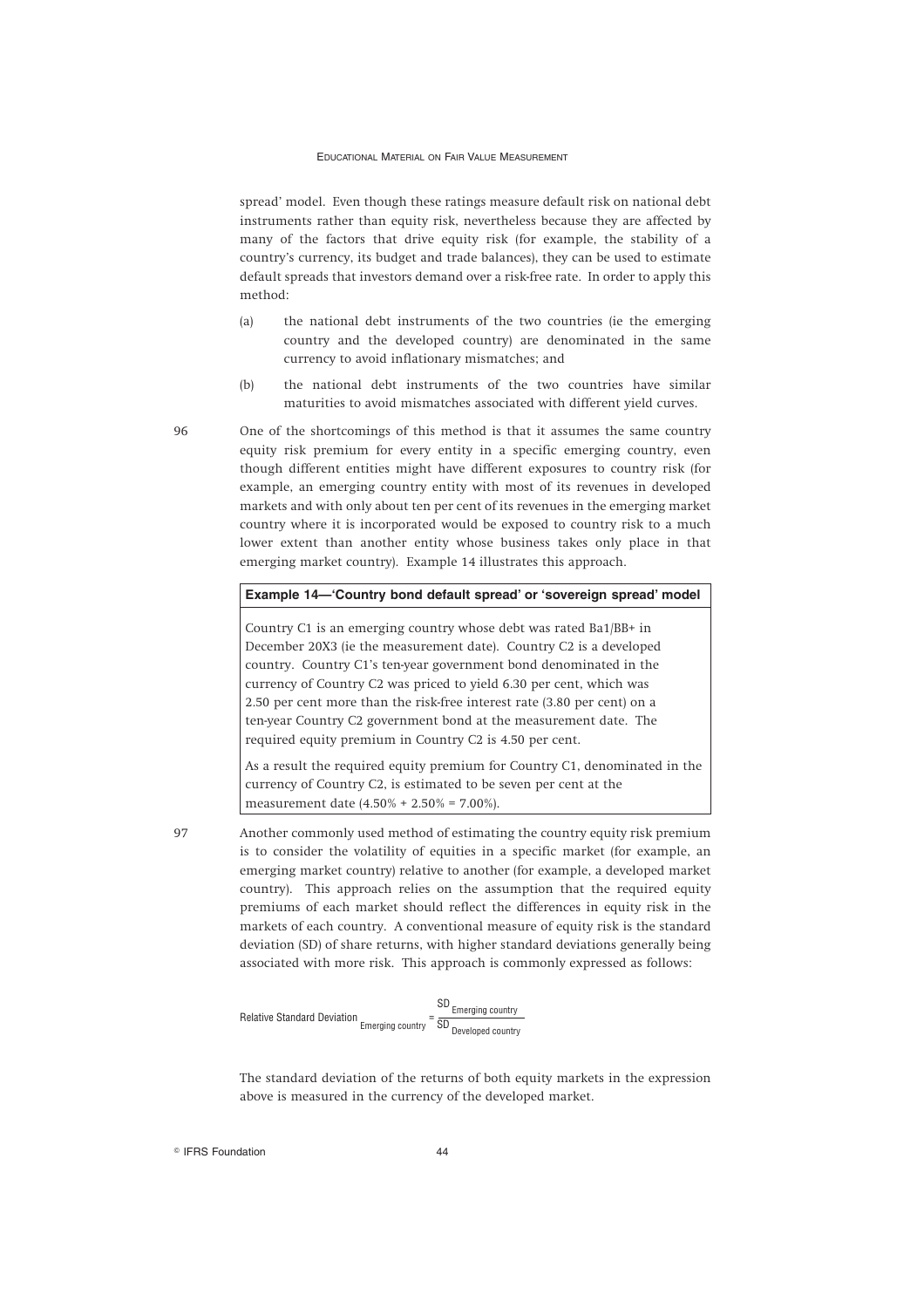spread' model. Even though these ratings measure default risk on national debt instruments rather than equity risk, nevertheless because they are affected by many of the factors that drive equity risk (for example, the stability of a country's currency, its budget and trade balances), they can be used to estimate default spreads that investors demand over a risk-free rate. In order to apply this method:

(a) the national debt instruments of the two countries (ie the emerging country and the developed country) are denominated in the same currency to avoid inflationary mismatches; and

(b) the national debt instruments of the two countries have similar maturities to avoid mismatches associated with different yield curves.

96 One of the shortcomings of this method is that it assumes the same country equity risk premium for every entity in a specific emerging country, even though different entities might have different exposures to country risk (for example, an emerging country entity with most of its revenues in developed markets and with only about ten per cent of its revenues in the emerging market country where it is incorporated would be exposed to country risk to a much lower extent than another entity whose business takes only place in that emerging market country). Example 14 illustrates this approach.

**Example 14—'Country bond default spread' or 'sovereign spread' model**

Country C1 is an emerging country whose debt was rated Ba1/BB+ in December 20X3 (ie the measurement date). Country C2 is a developed country. Country C1's ten-year government bond denominated in the currency of Country C2 was priced to yield 6.30 per cent, which was 2.50 per cent more than the risk-free interest rate (3.80 per cent) on a ten-year Country C2 government bond at the measurement date. The required equity premium in Country C2 is 4.50 per cent.

As a result the required equity premium for Country C1, denominated in the currency of Country C2, is estimated to be seven per cent at the measurement date (4.50% + 2.50% = 7.00%).

97 Another commonly used method of estimating the country equity risk premium is to consider the volatility of equities in a specific market (for example, an emerging market country) relative to another (for example, a developed market country). This approach relies on the assumption that the required equity premiums of each market should reflect the differences in equity risk in the markets of each country. A conventional measure of equity risk is the standard deviation (SD) of share returns, with higher standard deviations generally being associated with more risk. This approach is commonly expressed as follows:

$$\text{Relative Standard Deviation}_{\text{Emerging country}} = \frac{\text{SD}_{\text{Emerging country}}}{\text{SD}_{\text{Developed country}}}$$

The standard deviation of the returns of both equity markets in the expression above is measured in the currency of the developed market.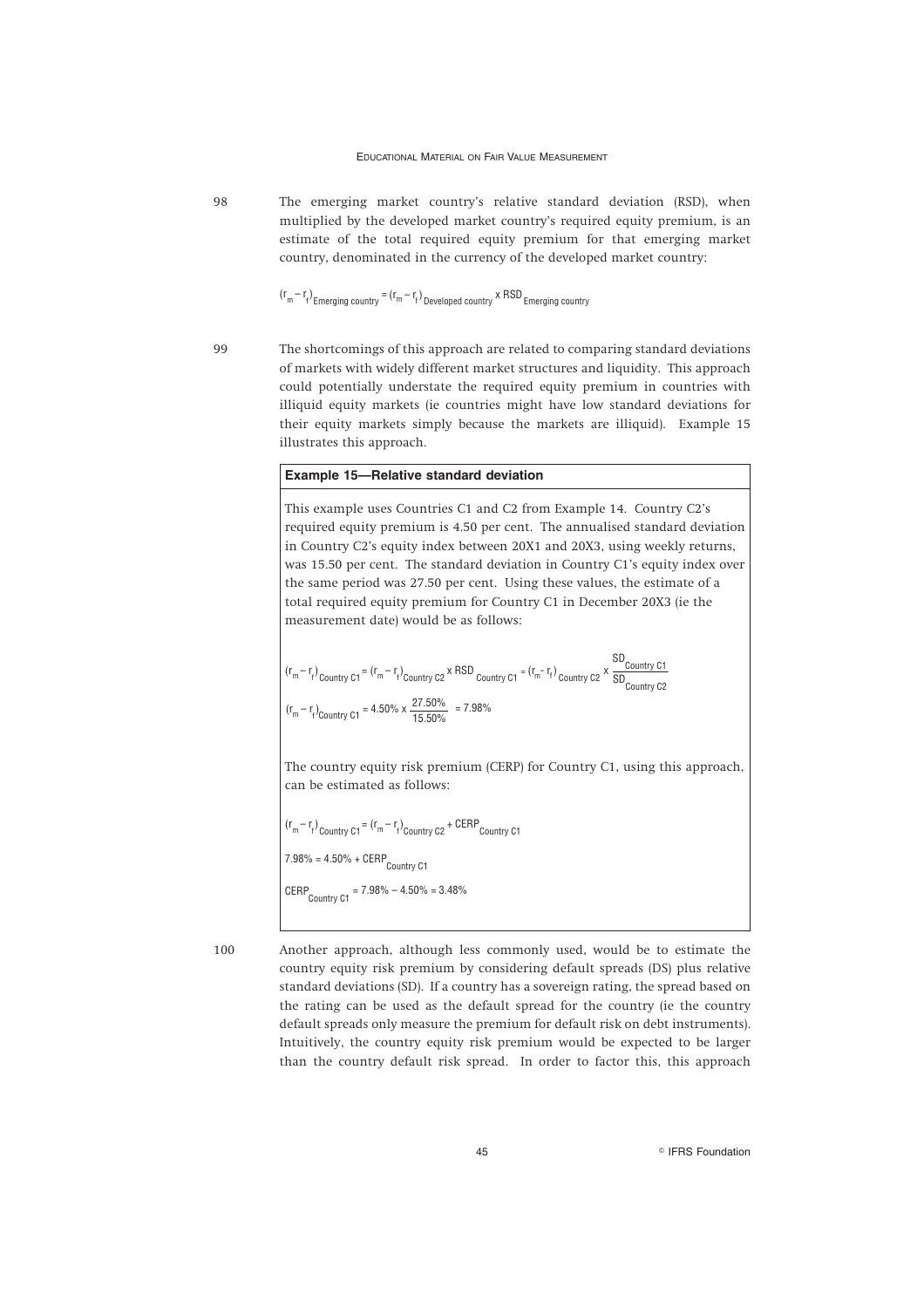98 The emerging market country's relative standard deviation (RSD), when multiplied by the developed market country's required equity premium, is an estimate of the total required equity premium for that emerging market country, denominated in the currency of the developed market country:

$$(r_m - r_f)_{\text{Emerging country}} = (r_m - r_f)_{\text{Developed country}} \times RSD_{\text{Emerging country}}$$

99 The shortcomings of this approach are related to comparing standard deviations of markets with widely different market structures and liquidity. This approach could potentially understate the required equity premium in countries with illiquid equity markets (ie countries might have low standard deviations for their equity markets simply because the markets are illiquid). Example 15 illustrates this approach.

**Example 15—Relative standard deviation**

This example uses Countries C1 and C2 from Example 14. Country C2's required equity premium is 4.50 per cent. The annualised standard deviation in Country C2's equity index between 20X1 and 20X3, using weekly returns, was 15.50 per cent. The standard deviation in Country C1's equity index over the same period was 27.50 per cent. Using these values, the estimate of a total required equity premium for Country C1 in December 20X3 (ie the measurement date) would be as follows:

$$(r_m - r_f)_{\text{Country C1}} = (r_m - r_f)_{\text{Country C2}} \times RSD_{\text{Country C1}} = (r_m - r_f)_{\text{Country C2}} \times \frac{SD_{\text{Country C1}}}{SD_{\text{Country C2}}}$$

$$(r_m - r_f)_{\text{Country C1}} = 4.50\% \times \frac{27.50\%}{15.50\%} = 7.98\%$$

The country equity risk premium (CERP) for Country C1, using this approach, can be estimated as follows:

$$(r_m - r_f)_{\text{Country C1}} = (r_m - r_f)_{\text{Country C2}} + CERP_{\text{Country C1}}$$

$$7.98\% = 4.50\% + CERP_{\text{Country C1}}$$

$$CERP_{\text{Country C1}} = 7.98\% - 4.50\% = 3.48\%$$

100 Another approach, although less commonly used, would be to estimate the country equity risk premium by considering default spreads (DS) plus relative standard deviations (SD). If a country has a sovereign rating, the spread based on the rating can be used as the default spread for the country (ie the country default spreads only measure the premium for default risk on debt instruments). Intuitively, the country equity risk premium would be expected to be larger than the country default risk spread. In order to factor this, this approach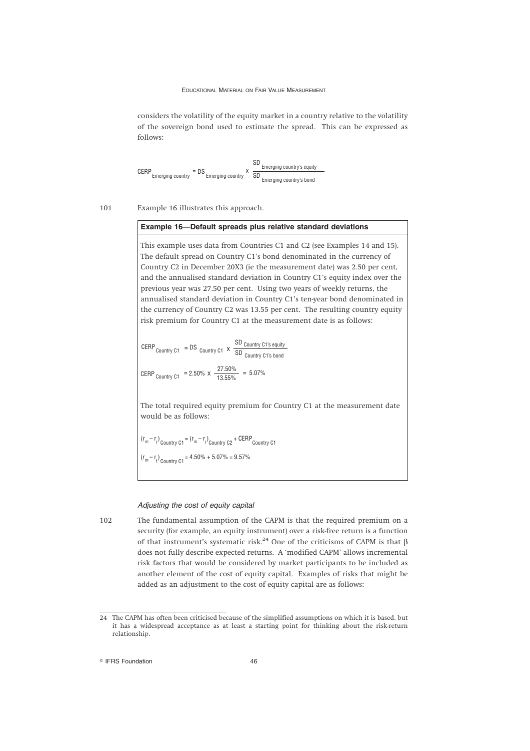considers the volatility of the equity market in a country relative to the volatility of the sovereign bond used to estimate the spread. This can be expressed as follows:

$$CERP_{\text{Emerging country}} = DS_{\text{Emerging country}} \times \frac{SD_{\text{Emerging country's equity}}}{SD_{\text{Emerging country's bond}}}$$

101 Example 16 illustrates this approach.

**Example 16—Default spreads plus relative standard deviations**

This example uses data from Countries C1 and C2 (see Examples 14 and 15). The default spread on Country C1's bond denominated in the currency of Country C2 in December 20X3 (ie the measurement date) was 2.50 per cent, and the annualised standard deviation in Country C1's equity index over the previous year was 27.50 per cent. Using two years of weekly returns, the annualised standard deviation in Country C1's ten-year bond denominated in the currency of Country C2 was 13.55 per cent. The resulting country equity risk premium for Country C1 at the measurement date is as follows:

$$CERP_{\text{Country C1}} = DS_{\text{Country C1}} \times \frac{SD_{\text{Country C1's equity}}}{SD_{\text{Country C1's bond}}}$$

$$CERP_{\text{Country C1}} = 2.50\% \times \frac{27.50\%}{13.55\%} = 5.07\%$$

The total required equity premium for Country C1 at the measurement date would be as follows:

$$(r_m - r_f)_{\text{Country C1}} = (r_m - r_f)_{\text{Country C2}} + CERP_{\text{Country C1}}$$

$$(r_m - r_f)_{\text{Country C1}} = 4.50\% + 5.07\% = 9.57\%$$

*Adjusting the cost of equity capital*

102 The fundamental assumption of the CAPM is that the required premium on a security (for example, an equity instrument) over a risk-free return is a function of that instrument's systematic risk.[24] One of the criticisms of CAPM is that $\beta$ does not fully describe expected returns. A 'modified CAPM' allows incremental risk factors that would be considered by market participants to be included as another element of the cost of equity capital. Examples of risks that might be added as an adjustment to the cost of equity capital are as follows:

24 The CAPM has often been criticised because of the simplified assumptions on which it is based, but it has a widespread acceptance as at least a starting point for thinking about the risk-return relationship.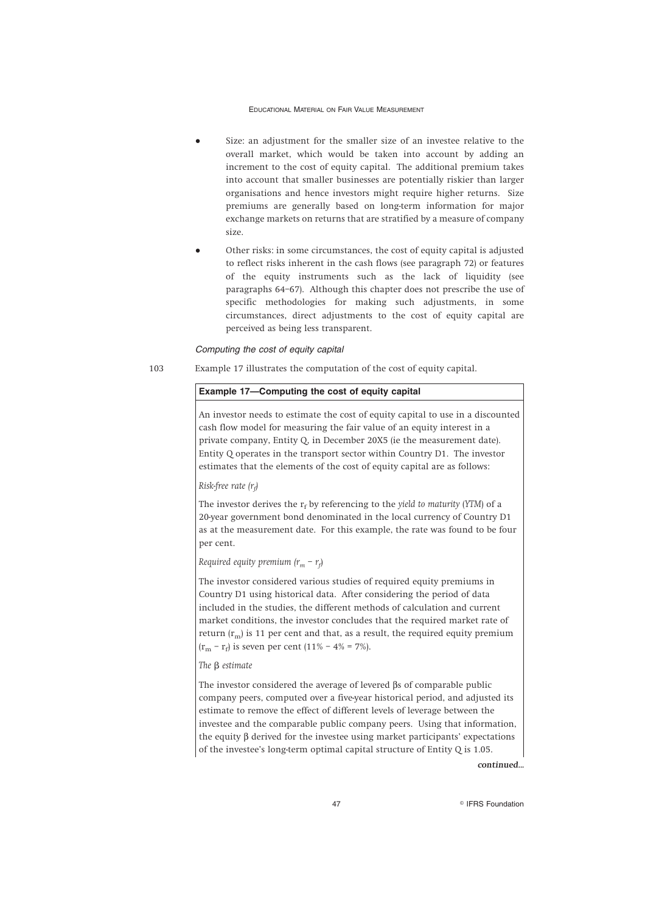- Size: an adjustment for the smaller size of an investee relative to the overall market, which would be taken into account by adding an increment to the cost of equity capital. The additional premium takes into account that smaller businesses are potentially riskier than larger organisations and hence investors might require higher returns. Size premiums are generally based on long-term information for major exchange markets on returns that are stratified by a measure of company size.
- Other risks: in some circumstances, the cost of equity capital is adjusted to reflect risks inherent in the cash flows (see paragraph 72) or features of the equity instruments such as the lack of liquidity (see paragraphs 64–67). Although this chapter does not prescribe the use of specific methodologies for making such adjustments, in some circumstances, direct adjustments to the cost of equity capital are perceived as being less transparent.

*Computing the cost of equity capital*

103 Example 17 illustrates the computation of the cost of equity capital.

**Example 17—Computing the cost of equity capital**

An investor needs to estimate the cost of equity capital to use in a discounted cash flow model for measuring the fair value of an equity interest in a private company, Entity Q, in December 20X5 (ie the measurement date). Entity Q operates in the transport sector within Country D1. The investor estimates that the elements of the cost of equity capital are as follows:

*Risk-free rate ($r_f$)*

The investor derives the $r_f$ by referencing to the *yield to maturity (YTM)* of a 20-year government bond denominated in the local currency of Country D1 as at the measurement date. For this example, the rate was found to be four per cent.

*Required equity premium ($r_m - r_f$)*

The investor considered various studies of required equity premiums in Country D1 using historical data. After considering the period of data included in the studies, the different methods of calculation and current market conditions, the investor concludes that the required market rate of return ($r_m$) is 11 per cent and that, as a result, the required equity premium ($r_m - r_f$) is seven per cent (11% – 4% = 7%).

*The β estimate*

The investor considered the average of levered βs of comparable public company peers, computed over a five-year historical period, and adjusted its estimate to remove the effect of different levels of leverage between the investee and the comparable public company peers. Using that information, the equity β derived for the investee using market participants' expectations of the investee's long-term optimal capital structure of Entity Q is 1.05.

*continued...*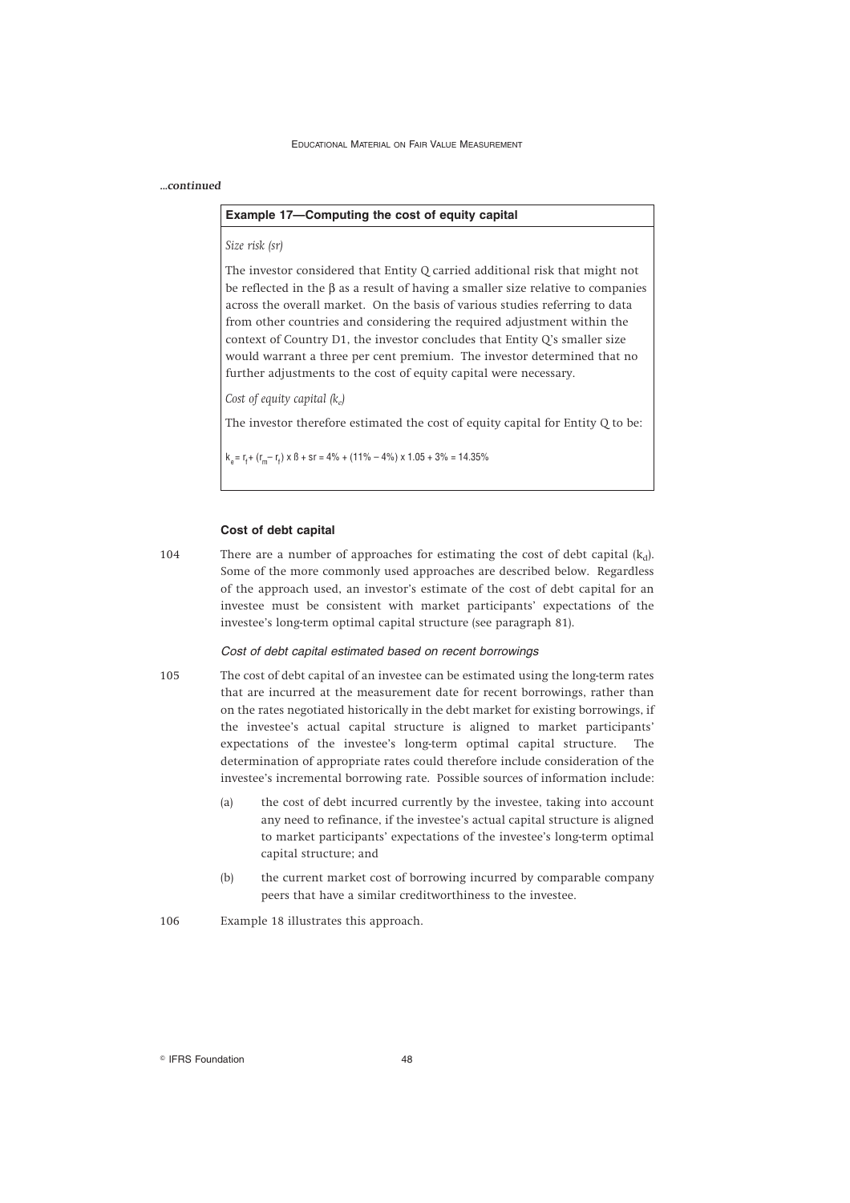*...continued*

**Example 17—Computing the cost of equity capital**

*Size risk (sr)*

The investor considered that Entity Q carried additional risk that might not be reflected in the β as a result of having a smaller size relative to companies across the overall market. On the basis of various studies referring to data from other countries and considering the required adjustment within the context of Country D1, the investor concludes that Entity Q's smaller size would warrant a three per cent premium. The investor determined that no further adjustments to the cost of equity capital were necessary.

*Cost of equity capital ($k_e$)*

The investor therefore estimated the cost of equity capital for Entity Q to be:

$$k_e = r_f + (r_m - r_f) \times \beta + sr = 4\% + (11\% - 4\%) \times 1.05 + 3\% = 14.35\%$$

### Cost of debt capital

104 There are a number of approaches for estimating the cost of debt capital ($k_d$). Some of the more commonly used approaches are described below. Regardless of the approach used, an investor's estimate of the cost of debt capital for an investee must be consistent with market participants' expectations of the investee's long-term optimal capital structure (see paragraph 81).

*Cost of debt capital estimated based on recent borrowings*

105 The cost of debt capital of an investee can be estimated using the long-term rates that are incurred at the measurement date for recent borrowings, rather than on the rates negotiated historically in the debt market for existing borrowings, if the investee's actual capital structure is aligned to market participants' expectations of the investee's long-term optimal capital structure. The determination of appropriate rates could therefore include consideration of the investee's incremental borrowing rate. Possible sources of information include:

(a) the cost of debt incurred currently by the investee, taking into account any need to refinance, if the investee's actual capital structure is aligned to market participants' expectations of the investee's long-term optimal capital structure; and

(b) the current market cost of borrowing incurred by comparable company peers that have a similar creditworthiness to the investee.

106 Example 18 illustrates this approach.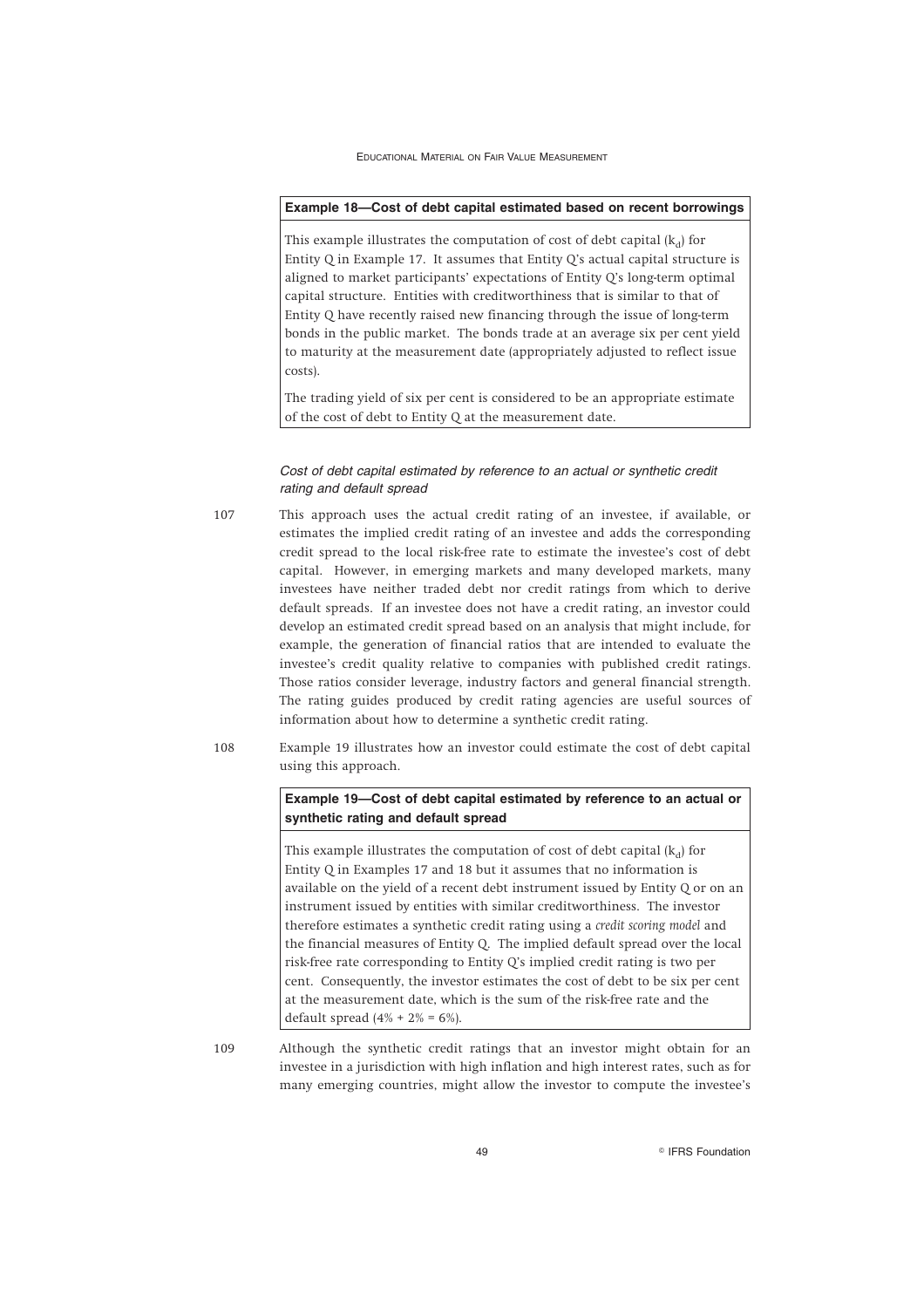**Example 18—Cost of debt capital estimated based on recent borrowings**

This example illustrates the computation of cost of debt capital ($k_d$) for Entity Q in Example 17. It assumes that Entity Q's actual capital structure is aligned to market participants' expectations of Entity Q's long-term optimal capital structure. Entities with creditworthiness that is similar to that of Entity Q have recently raised new financing through the issue of long-term bonds in the public market. The bonds trade at an average six per cent yield to maturity at the measurement date (appropriately adjusted to reflect issue costs).

The trading yield of six per cent is considered to be an appropriate estimate of the cost of debt to Entity Q at the measurement date.

### *Cost of debt capital estimated by reference to an actual or synthetic credit rating and default spread*

107 This approach uses the actual credit rating of an investee, if available, or estimates the implied credit rating of an investee and adds the corresponding credit spread to the local risk-free rate to estimate the investee's cost of debt capital. However, in emerging markets and many developed markets, many investees have neither traded debt nor credit ratings from which to derive default spreads. If an investee does not have a credit rating, an investor could develop an estimated credit spread based on an analysis that might include, for example, the generation of financial ratios that are intended to evaluate the investee's credit quality relative to companies with published credit ratings. Those ratios consider leverage, industry factors and general financial strength. The rating guides produced by credit rating agencies are useful sources of information about how to determine a synthetic credit rating.

108 Example 19 illustrates how an investor could estimate the cost of debt capital using this approach.

**Example 19—Cost of debt capital estimated by reference to an actual or synthetic rating and default spread**

This example illustrates the computation of cost of debt capital ($k_d$) for Entity Q in Examples 17 and 18 but it assumes that no information is available on the yield of a recent debt instrument issued by Entity Q or on an instrument issued by entities with similar creditworthiness. The investor therefore estimates a synthetic credit rating using a *credit scoring model* and the financial measures of Entity Q. The implied default spread over the local risk-free rate corresponding to Entity Q's implied credit rating is two per cent. Consequently, the investor estimates the cost of debt to be six per cent at the measurement date, which is the sum of the risk-free rate and the default spread ($4\% + 2\% = 6\%$).

109 Although the synthetic credit ratings that an investor might obtain for an investee in a jurisdiction with high inflation and high interest rates, such as for many emerging countries, might allow the investor to compute the investee's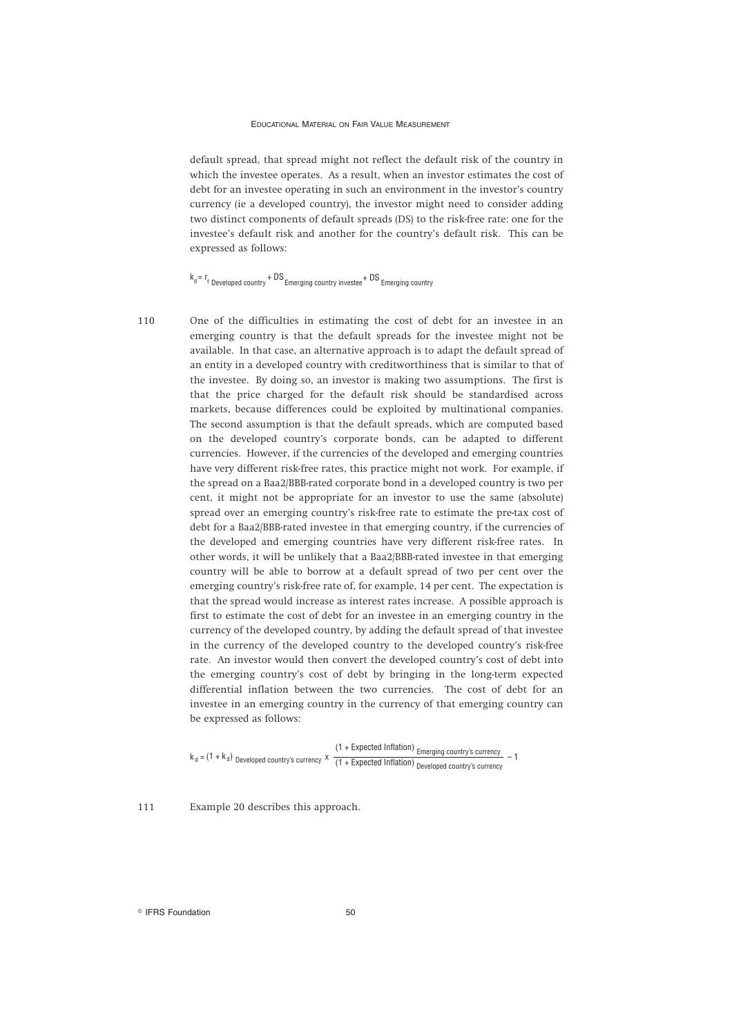default spread, that spread might not reflect the default risk of the country in which the investee operates. As a result, when an investor estimates the cost of debt for an investee operating in such an environment in the investor's country currency (ie a developed country), the investor might need to consider adding two distinct components of default spreads (DS) to the risk-free rate: one for the investee's default risk and another for the country's default risk. This can be expressed as follows:

$$k_d = r_{f\ \text{Developed country}} + DS_{\text{Emerging country investee}} + DS_{\text{Emerging country}}$$

110 One of the difficulties in estimating the cost of debt for an investee in an emerging country is that the default spreads for the investee might not be available. In that case, an alternative approach is to adapt the default spread of an entity in a developed country with creditworthiness that is similar to that of the investee. By doing so, an investor is making two assumptions. The first is that the price charged for the default risk should be standardised across markets, because differences could be exploited by multinational companies. The second assumption is that the default spreads, which are computed based on the developed country's corporate bonds, can be adapted to different currencies. However, if the currencies of the developed and emerging countries have very different risk-free rates, this practice might not work. For example, if the spread on a Baa2/BBB-rated corporate bond in a developed country is two per cent, it might not be appropriate for an investor to use the same (absolute) spread over an emerging country's risk-free rate to estimate the pre-tax cost of debt for a Baa2/BBB-rated investee in that emerging country, if the currencies of the developed and emerging countries have very different risk-free rates. In other words, it will be unlikely that a Baa2/BBB-rated investee in that emerging country will be able to borrow at a default spread of two per cent over the emerging country's risk-free rate of, for example, 14 per cent. The expectation is that the spread would increase as interest rates increase. A possible approach is first to estimate the cost of debt for an investee in an emerging country in the currency of the developed country, by adding the default spread of that investee in the currency of the developed country to the developed country's risk-free rate. An investor would then convert the developed country's cost of debt into the emerging country's cost of debt by bringing in the long-term expected differential inflation between the two currencies. The cost of debt for an investee in an emerging country in the currency of that emerging country can be expressed as follows:

$$k_d = (1 + k_d)_{\text{Developed country's currency}} \times \frac{(1 + \text{Expected Inflation})_{\text{Emerging country's currency}}}{(1 + \text{Expected Inflation})_{\text{Developed country's currency}}} - 1$$

111 Example 20 describes this approach.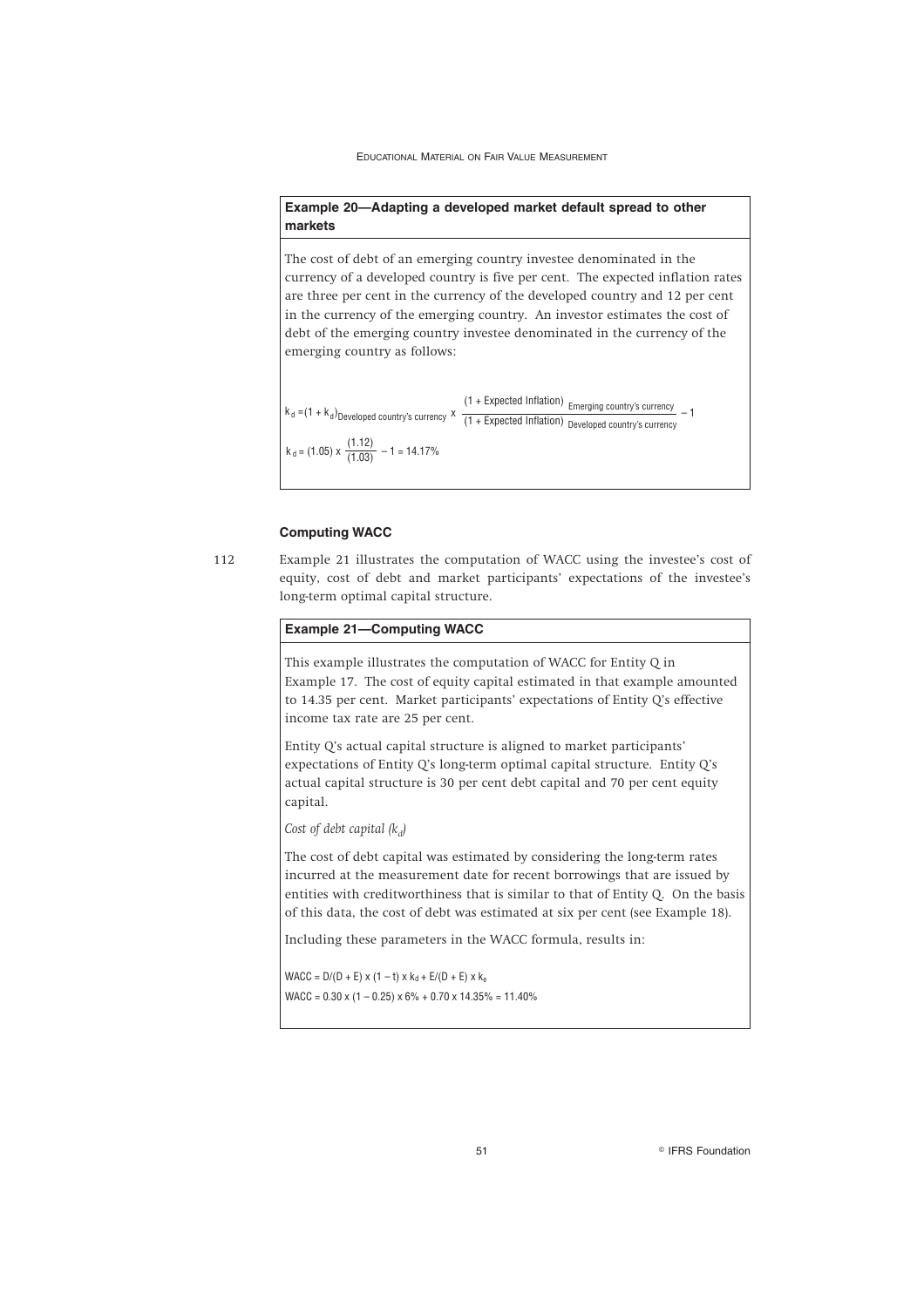**Example 20—Adapting a developed market default spread to other markets**

The cost of debt of an emerging country investee denominated in the currency of a developed country is five per cent. The expected inflation rates are three per cent in the currency of the developed country and 12 per cent in the currency of the emerging country. An investor estimates the cost of debt of the emerging country investee denominated in the currency of the emerging country as follows:

$$k_d = (1 + k_d)_{\text{Developed country's currency}} \times \frac{(1 + \text{Expected Inflation})_{\text{Emerging country's currency}}}{(1 + \text{Expected Inflation})_{\text{Developed country's currency}}} - 1$$

$$k_d = (1.05) \times \frac{(1.12)}{(1.03)} - 1 = 14.17\%$$

### Computing WACC

112 Example 21 illustrates the computation of WACC using the investee's cost of equity, cost of debt and market participants' expectations of the investee's long-term optimal capital structure.

**Example 21—Computing WACC**

This example illustrates the computation of WACC for Entity Q in Example 17. The cost of equity capital estimated in that example amounted to 14.35 per cent. Market participants' expectations of Entity Q's effective income tax rate are 25 per cent.

Entity Q's actual capital structure is aligned to market participants' expectations of Entity Q's long-term optimal capital structure. Entity Q's actual capital structure is 30 per cent debt capital and 70 per cent equity capital.

*Cost of debt capital ($k_d$)*

The cost of debt capital was estimated by considering the long-term rates incurred at the measurement date for recent borrowings that are issued by entities with creditworthiness that is similar to that of Entity Q. On the basis of this data, the cost of debt was estimated at six per cent (see Example 18).

Including these parameters in the WACC formula, results in:

$$WACC = D/(D + E) \times (1 - t) \times k_d + E/(D + E) \times k_e$$

$$WACC = 0.30 \times (1 - 0.25) \times 6\% + 0.70 \times 14.35\% = 11.40\%$$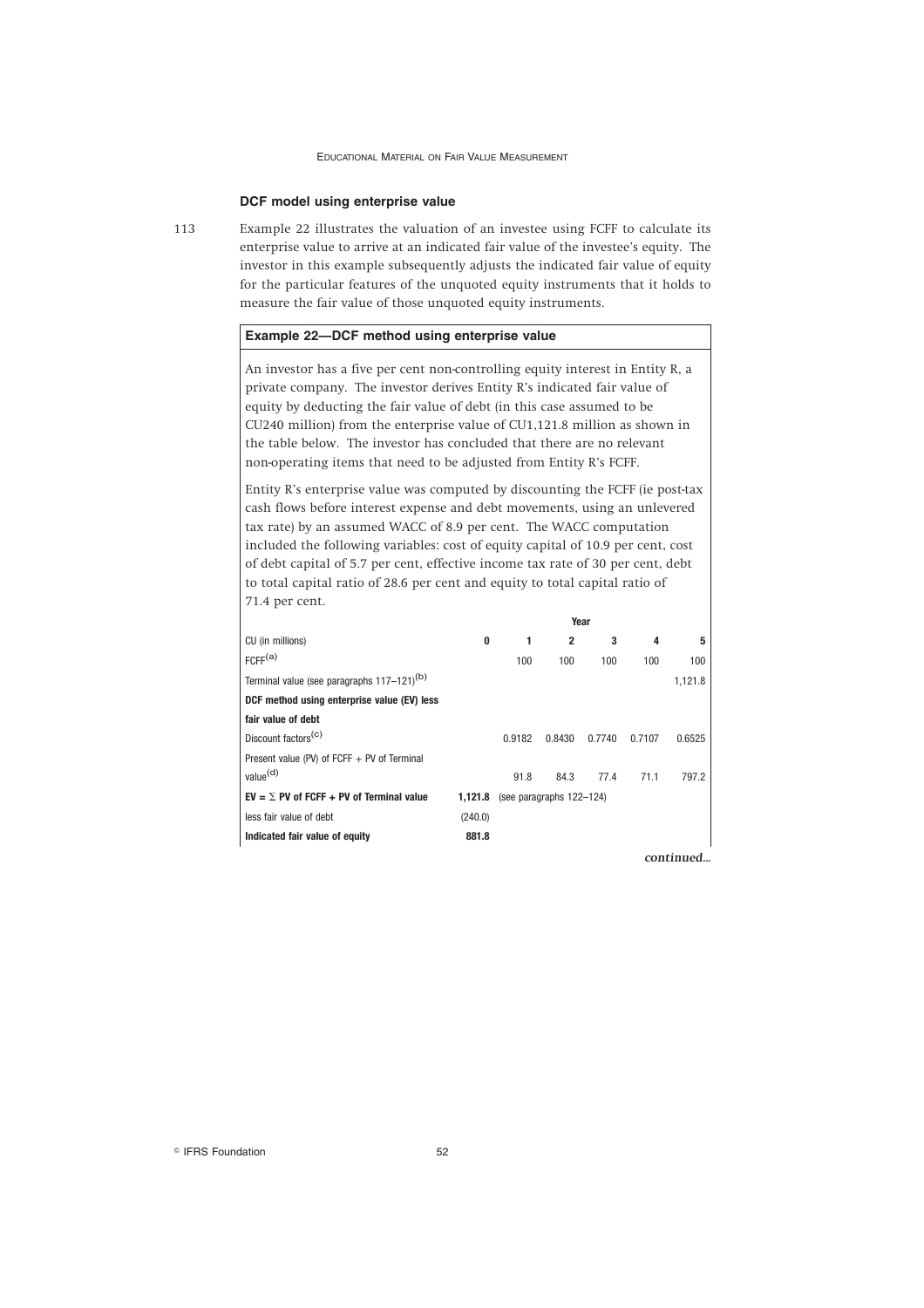**DCF model using enterprise value**

113 Example 22 illustrates the valuation of an investee using FCFF to calculate its enterprise value to arrive at an indicated fair value of the investee's equity. The investor in this example subsequently adjusts the indicated fair value of equity for the particular features of the unquoted equity instruments that it holds to measure the fair value of those unquoted equity instruments.

**Example 22—DCF method using enterprise value**

An investor has a five per cent non-controlling equity interest in Entity R, a private company. The investor derives Entity R's indicated fair value of equity by deducting the fair value of debt (in this case assumed to be CU240 million) from the enterprise value of CU1,121.8 million as shown in the table below. The investor has concluded that there are no relevant non-operating items that need to be adjusted from Entity R's FCFF.

Entity R's enterprise value was computed by discounting the FCFF (ie post-tax cash flows before interest expense and debt movements, using an unlevered tax rate) by an assumed WACC of 8.9 per cent. The WACC computation included the following variables: cost of equity capital of 10.9 per cent, cost of debt capital of 5.7 per cent, effective income tax rate of 30 per cent, debt to total capital ratio of 28.6 per cent and equity to total capital ratio of 71.4 per cent.

| | Year | | | | | |
|---|---|---|---|---|---|---|
| CU (in millions) | 0 | 1 | 2 | 3 | 4 | 5 |
| FCFF[(a)] | | 100 | 100 | 100 | 100 | 100 |
| Terminal value (see paragraphs 117–121)[(b)] | | | | | | 1,121.8 |
| **DCF method using enterprise value (EV) less fair value of debt** | | | | | | |
| Discount factors[(c)] | | 0.9182 | 0.8430 | 0.7740 | 0.7107 | 0.6525 |
| Present value (PV) of FCFF + PV of Terminal value[(d)] | | 91.8 | 84.3 | 77.4 | 71.1 | 797.2 |
| **EV = Σ PV of FCFF + PV of Terminal value** | **1,121.8** | (see paragraphs 122–124) | | | | |
| less fair value of debt | (240.0) | | | | | |
| **Indicated fair value of equity** | **881.8** | | | | | |

*continued...*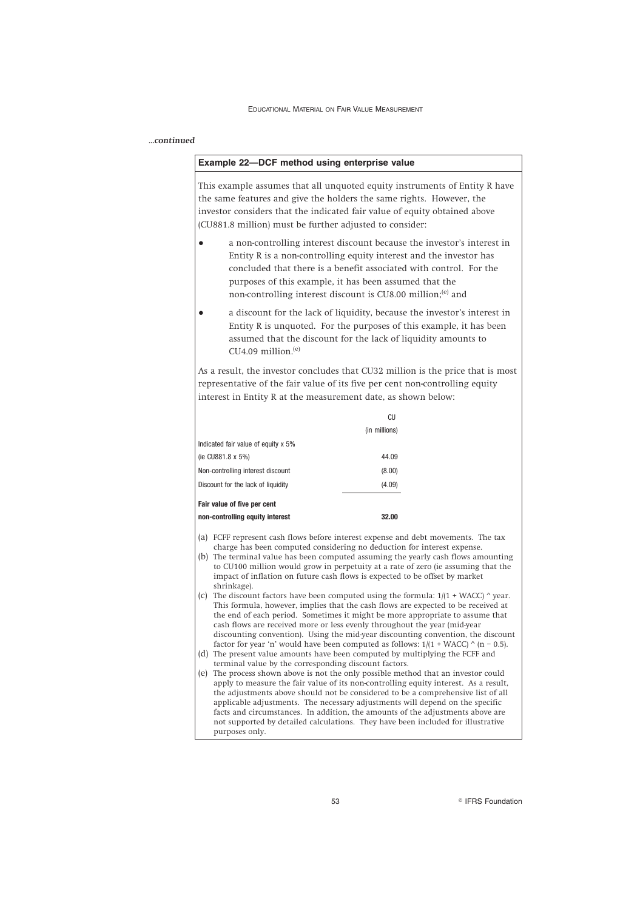*...continued*

**Example 22—DCF method using enterprise value**

This example assumes that all unquoted equity instruments of Entity R have the same features and give the holders the same rights. However, the investor considers that the indicated fair value of equity obtained above (CU881.8 million) must be further adjusted to consider:

- a non-controlling interest discount because the investor's interest in Entity R is a non-controlling equity interest and the investor has concluded that there is a benefit associated with control. For the purposes of this example, it has been assumed that the non-controlling interest discount is CU8.00 million;[(e)] and
- a discount for the lack of liquidity, because the investor's interest in Entity R is unquoted. For the purposes of this example, it has been assumed that the discount for the lack of liquidity amounts to CU4.09 million.[(e)]

As a result, the investor concludes that CU32 million is the price that is most representative of the fair value of its five per cent non-controlling equity interest in Entity R at the measurement date, as shown below:

| | CU (in millions) |
|---|---|
| Indicated fair value of equity x 5% (ie CU881.8 x 5%) | 44.09 |
| Non-controlling interest discount | (8.00) |
| Discount for the lack of liquidity | (4.09) |
| **Fair value of five per cent non-controlling equity interest** | **32.00** |

(a) FCFF represent cash flows before interest expense and debt movements. The tax charge has been computed considering no deduction for interest expense.

(b) The terminal value has been computed assuming the yearly cash flows amounting to CU100 million would grow in perpetuity at a rate of zero (ie assuming that the impact of inflation on future cash flows is expected to be offset by market shrinkage).

(c) The discount factors have been computed using the formula: 1/(1 + WACC) ^ year. This formula, however, implies that the cash flows are expected to be received at the end of each period. Sometimes it might be more appropriate to assume that cash flows are received more or less evenly throughout the year (mid-year discounting convention). Using the mid-year discounting convention, the discount factor for year 'n' would have been computed as follows: 1/(1 + WACC) ^ (n − 0.5).

(d) The present value amounts have been computed by multiplying the FCFF and terminal value by the corresponding discount factors.

(e) The process shown above is not the only possible method that an investor could apply to measure the fair value of its non-controlling equity interest. As a result, the adjustments above should not be considered to be a comprehensive list of all applicable adjustments. The necessary adjustments will depend on the specific facts and circumstances. In addition, the amounts of the adjustments above are not supported by detailed calculations. They have been included for illustrative purposes only.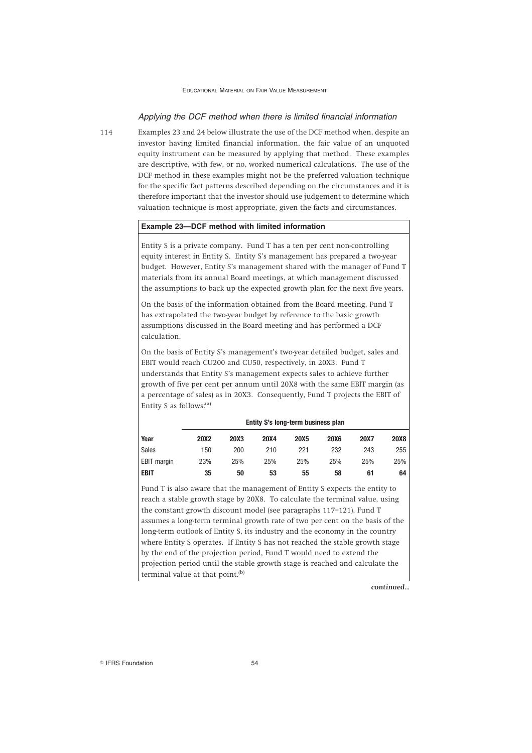### *Applying the DCF method when there is limited financial information*

114 Examples 23 and 24 below illustrate the use of the DCF method when, despite an investor having limited financial information, the fair value of an unquoted equity instrument can be measured by applying that method. These examples are descriptive, with few, or no, worked numerical calculations. The use of the DCF method in these examples might not be the preferred valuation technique for the specific fact patterns described depending on the circumstances and it is therefore important that the investor should use judgement to determine which valuation technique is most appropriate, given the facts and circumstances.

**Example 23—DCF method with limited information**

Entity S is a private company. Fund T has a ten per cent non-controlling equity interest in Entity S. Entity S's management has prepared a two-year budget. However, Entity S's management shared with the manager of Fund T materials from its annual Board meetings, at which management discussed the assumptions to back up the expected growth plan for the next five years.

On the basis of the information obtained from the Board meeting, Fund T has extrapolated the two-year budget by reference to the basic growth assumptions discussed in the Board meeting and has performed a DCF calculation.

On the basis of Entity S's management's two-year detailed budget, sales and EBIT would reach CU200 and CU50, respectively, in 20X3. Fund T understands that Entity S's management expects sales to achieve further growth of five per cent per annum until 20X8 with the same EBIT margin (as a percentage of sales) as in 20X3. Consequently, Fund T projects the EBIT of Entity S as follows:[(a)]

| | Entity S's long-term business plan | | | | | | |
|---|---|---|---|---|---|---|---|
| **Year** | **20X2** | **20X3** | **20X4** | **20X5** | **20X6** | **20X7** | **20X8** |
| Sales | 150 | 200 | 210 | 221 | 232 | 243 | 255 |
| EBIT margin | 23% | 25% | 25% | 25% | 25% | 25% | 25% |
| **EBIT** | **35** | **50** | **53** | **55** | **58** | **61** | **64** |

Fund T is also aware that the management of Entity S expects the entity to reach a stable growth stage by 20X8. To calculate the terminal value, using the constant growth discount model (see paragraphs 117–121), Fund T assumes a long-term terminal growth rate of two per cent on the basis of the long-term outlook of Entity S, its industry and the economy in the country where Entity S operates. If Entity S has not reached the stable growth stage by the end of the projection period, Fund T would need to extend the projection period until the stable growth stage is reached and calculate the terminal value at that point.[(b)]

*continued...*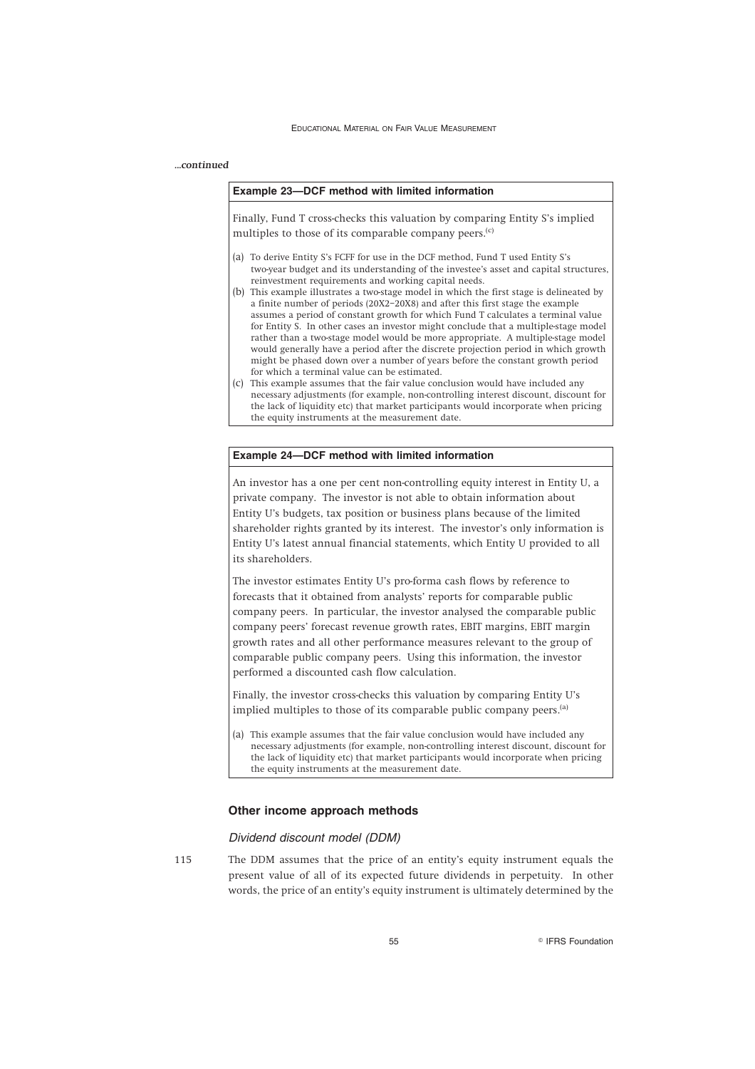*...continued*

**Example 23—DCF method with limited information**

Finally, Fund T cross-checks this valuation by comparing Entity S's implied multiples to those of its comparable company peers.[c]

(a) To derive Entity S's FCFF for use in the DCF method, Fund T used Entity S's two-year budget and its understanding of the investee's asset and capital structures, reinvestment requirements and working capital needs.

(b) This example illustrates a two-stage model in which the first stage is delineated by a finite number of periods (20X2–20X8) and after this first stage the example assumes a period of constant growth for which Fund T calculates a terminal value for Entity S. In other cases an investor might conclude that a multiple-stage model rather than a two-stage model would be more appropriate. A multiple-stage model would generally have a period after the discrete projection period in which growth might be phased down over a number of years before the constant growth period for which a terminal value can be estimated.

(c) This example assumes that the fair value conclusion would have included any necessary adjustments (for example, non-controlling interest discount, discount for the lack of liquidity etc) that market participants would incorporate when pricing the equity instruments at the measurement date.

**Example 24—DCF method with limited information**

An investor has a one per cent non-controlling equity interest in Entity U, a private company. The investor is not able to obtain information about Entity U's budgets, tax position or business plans because of the limited shareholder rights granted by its interest. The investor's only information is Entity U's latest annual financial statements, which Entity U provided to all its shareholders.

The investor estimates Entity U's pro-forma cash flows by reference to forecasts that it obtained from analysts' reports for comparable public company peers. In particular, the investor analysed the comparable public company peers' forecast revenue growth rates, EBIT margins, EBIT margin growth rates and all other performance measures relevant to the group of comparable public company peers. Using this information, the investor performed a discounted cash flow calculation.

Finally, the investor cross-checks this valuation by comparing Entity U's implied multiples to those of its comparable public company peers.[a]

(a) This example assumes that the fair value conclusion would have included any necessary adjustments (for example, non-controlling interest discount, discount for the lack of liquidity etc) that market participants would incorporate when pricing the equity instruments at the measurement date.

## Other income approach methods

### *Dividend discount model (DDM)*

115 The DDM assumes that the price of an entity's equity instrument equals the present value of all of its expected future dividends in perpetuity. In other words, the price of an entity's equity instrument is ultimately determined by the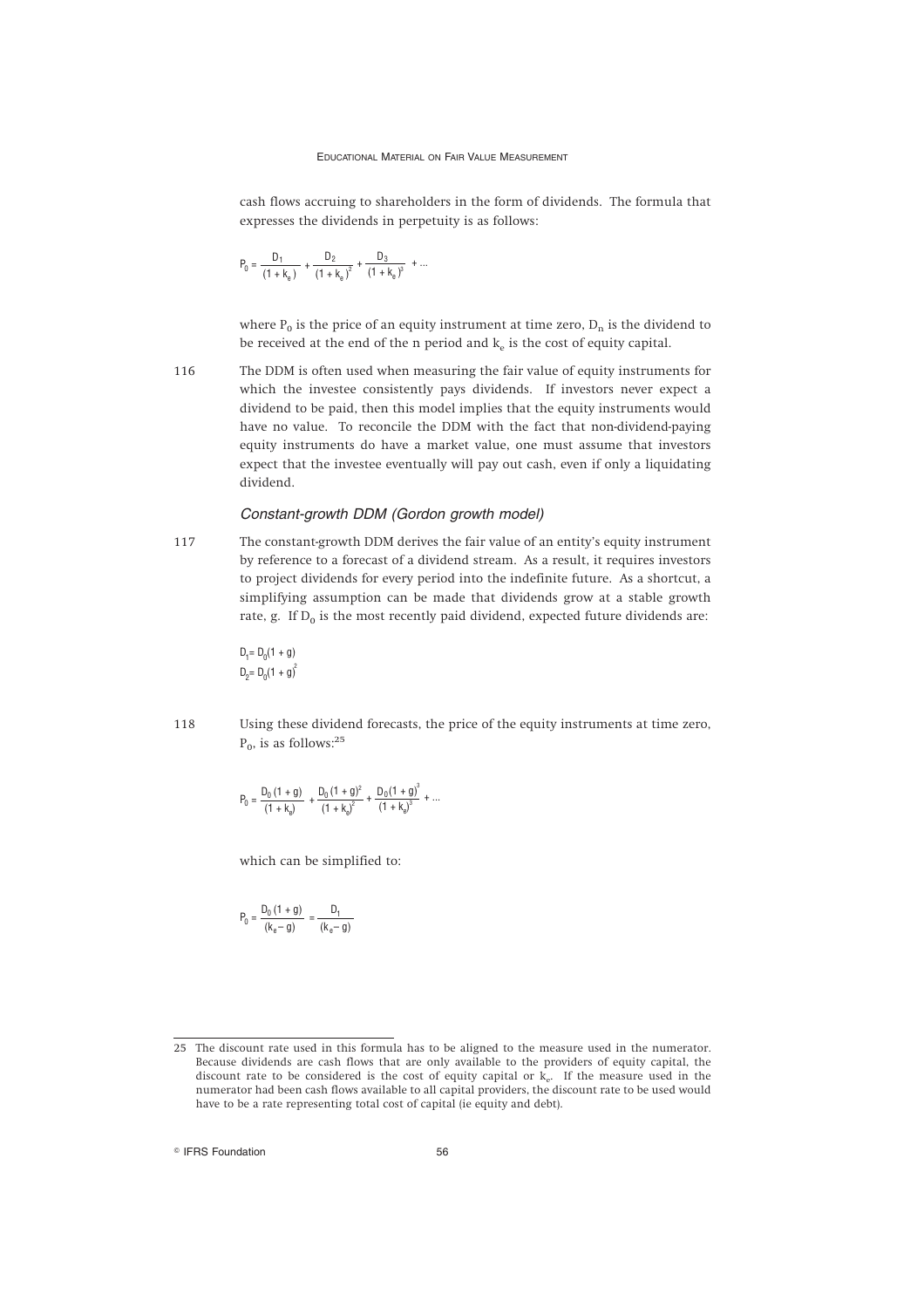cash flows accruing to shareholders in the form of dividends. The formula that expresses the dividends in perpetuity is as follows:

$$P_0 = \frac{D_1}{(1 + k_e)} + \frac{D_2}{(1 + k_e)^2} + \frac{D_3}{(1 + k_e)^3} + \ldots$$

where $P_0$ is the price of an equity instrument at time zero, $D_n$ is the dividend to be received at the end of the n period and $k_e$ is the cost of equity capital.

116 The DDM is often used when measuring the fair value of equity instruments for which the investee consistently pays dividends. If investors never expect a dividend to be paid, then this model implies that the equity instruments would have no value. To reconcile the DDM with the fact that non-dividend-paying equity instruments do have a market value, one must assume that investors expect that the investee eventually will pay out cash, even if only a liquidating dividend.

### *Constant-growth DDM (Gordon growth model)*

117 The constant-growth DDM derives the fair value of an entity's equity instrument by reference to a forecast of a dividend stream. As a result, it requires investors to project dividends for every period into the indefinite future. As a shortcut, a simplifying assumption can be made that dividends grow at a stable growth rate, g. If $D_0$ is the most recently paid dividend, expected future dividends are:

$$D_1 = D_0(1 + g)$$
$$D_2 = D_0(1 + g)^2$$

118 Using these dividend forecasts, the price of the equity instruments at time zero, $P_0$, is as follows:[25]

$$P_0 = \frac{D_0 (1 + g)}{(1 + k_e)} + \frac{D_0 (1 + g)^2}{(1 + k_e)^2} + \frac{D_0 (1 + g)^3}{(1 + k_e)^3} + \ldots$$

which can be simplified to:

$$P_0 = \frac{D_0 (1 + g)}{(k_e - g)} = \frac{D_1}{(k_e - g)}$$

25 The discount rate used in this formula has to be aligned to the measure used in the numerator. Because dividends are cash flows that are only available to the providers of equity capital, the discount rate to be considered is the cost of equity capital or $k_e$. If the measure used in the numerator had been cash flows available to all capital providers, the discount rate to be used would have to be a rate representing total cost of capital (ie equity and debt).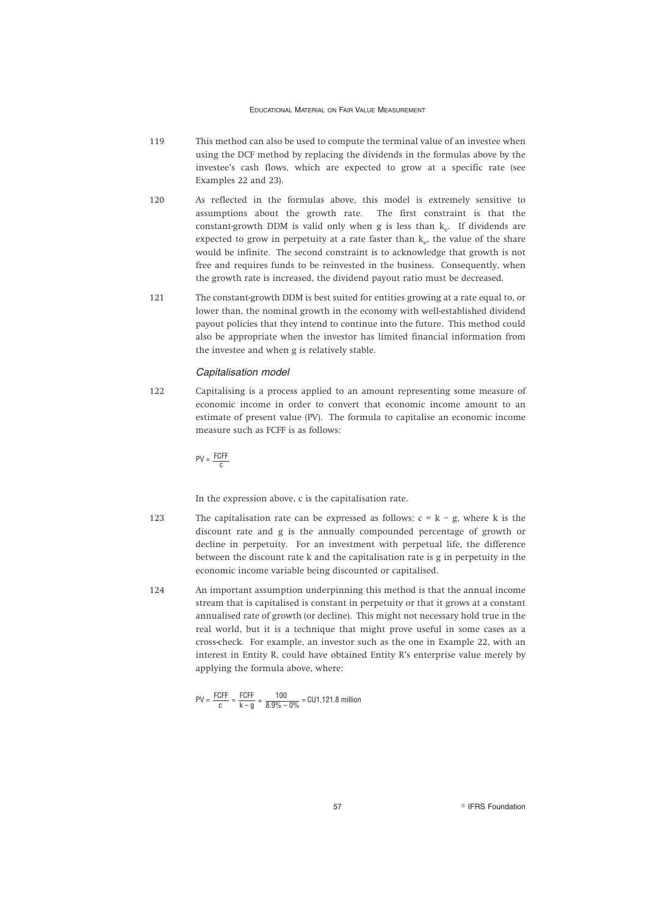119 This method can also be used to compute the terminal value of an investee when using the DCF method by replacing the dividends in the formulas above by the investee's cash flows, which are expected to grow at a specific rate (see Examples 22 and 23).

120 As reflected in the formulas above, this model is extremely sensitive to assumptions about the growth rate. The first constraint is that the constant-growth DDM is valid only when g is less than $k_e$. If dividends are expected to grow in perpetuity at a rate faster than $k_e$, the value of the share would be infinite. The second constraint is to acknowledge that growth is not free and requires funds to be reinvested in the business. Consequently, when the growth rate is increased, the dividend payout ratio must be decreased.

121 The constant-growth DDM is best suited for entities growing at a rate equal to, or lower than, the nominal growth in the economy with well-established dividend payout policies that they intend to continue into the future. This method could also be appropriate when the investor has limited financial information from the investee and when g is relatively stable.

### *Capitalisation model*

122 Capitalising is a process applied to an amount representing some measure of economic income in order to convert that economic income amount to an estimate of present value (PV). The formula to capitalise an economic income measure such as FCFF is as follows:

$$PV = \frac{FCFF}{c}$$

In the expression above, c is the capitalisation rate.

123 The capitalisation rate can be expressed as follows: $c = k - g$, where k is the discount rate and g is the annually compounded percentage of growth or decline in perpetuity. For an investment with perpetual life, the difference between the discount rate k and the capitalisation rate is g in perpetuity in the economic income variable being discounted or capitalised.

124 An important assumption underpinning this method is that the annual income stream that is capitalised is constant in perpetuity or that it grows at a constant annualised rate of growth (or decline). This might not necessary hold true in the real world, but it is a technique that might prove useful in some cases as a cross-check. For example, an investor such as the one in Example 22, with an interest in Entity R, could have obtained Entity R's enterprise value merely by applying the formula above, where:

$$PV = \frac{FCFF}{c} = \frac{FCFF}{k - g} = \frac{100}{8.9\% - 0\%} = \text{CU1,121.8 million}$$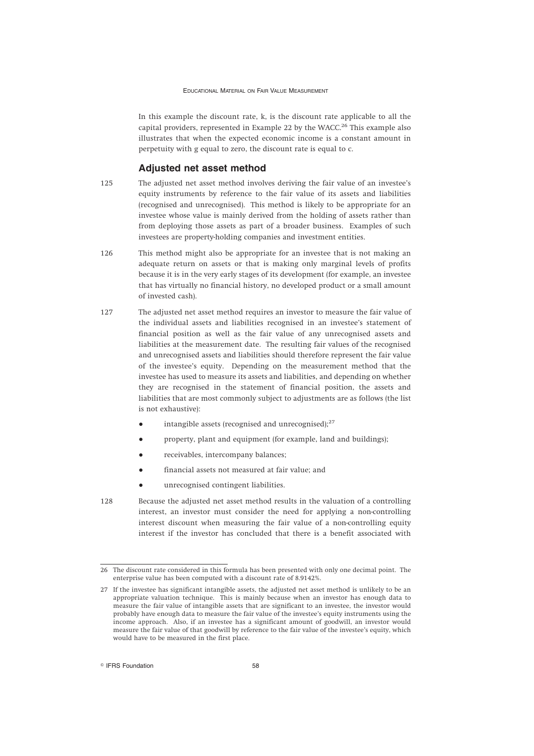In this example the discount rate, k, is the discount rate applicable to all the capital providers, represented in Example 22 by the WACC.[26] This example also illustrates that when the expected economic income is a constant amount in perpetuity with g equal to zero, the discount rate is equal to c.

### Adjusted net asset method

125 The adjusted net asset method involves deriving the fair value of an investee's equity instruments by reference to the fair value of its assets and liabilities (recognised and unrecognised). This method is likely to be appropriate for an investee whose value is mainly derived from the holding of assets rather than from deploying those assets as part of a broader business. Examples of such investees are property-holding companies and investment entities.

126 This method might also be appropriate for an investee that is not making an adequate return on assets or that is making only marginal levels of profits because it is in the very early stages of its development (for example, an investee that has virtually no financial history, no developed product or a small amount of invested cash).

127 The adjusted net asset method requires an investor to measure the fair value of the individual assets and liabilities recognised in an investee's statement of financial position as well as the fair value of any unrecognised assets and liabilities at the measurement date. The resulting fair values of the recognised and unrecognised assets and liabilities should therefore represent the fair value of the investee's equity. Depending on the measurement method that the investee has used to measure its assets and liabilities, and depending on whether they are recognised in the statement of financial position, the assets and liabilities that are most commonly subject to adjustments are as follows (the list is not exhaustive):

- intangible assets (recognised and unrecognised);[27]
- property, plant and equipment (for example, land and buildings);
- receivables, intercompany balances;
- financial assets not measured at fair value; and
- unrecognised contingent liabilities.

128 Because the adjusted net asset method results in the valuation of a controlling interest, an investor must consider the need for applying a non-controlling interest discount when measuring the fair value of a non-controlling equity interest if the investor has concluded that there is a benefit associated with

---

26 The discount rate considered in this formula has been presented with only one decimal point. The enterprise value has been computed with a discount rate of 8.9142%.

27 If the investee has significant intangible assets, the adjusted net asset method is unlikely to be an appropriate valuation technique. This is mainly because when an investor has enough data to measure the fair value of intangible assets that are significant to an investee, the investor would probably have enough data to measure the fair value of the investee's equity instruments using the income approach. Also, if an investee has a significant amount of goodwill, an investor would measure the fair value of that goodwill by reference to the fair value of the investee's equity, which would have to be measured in the first place.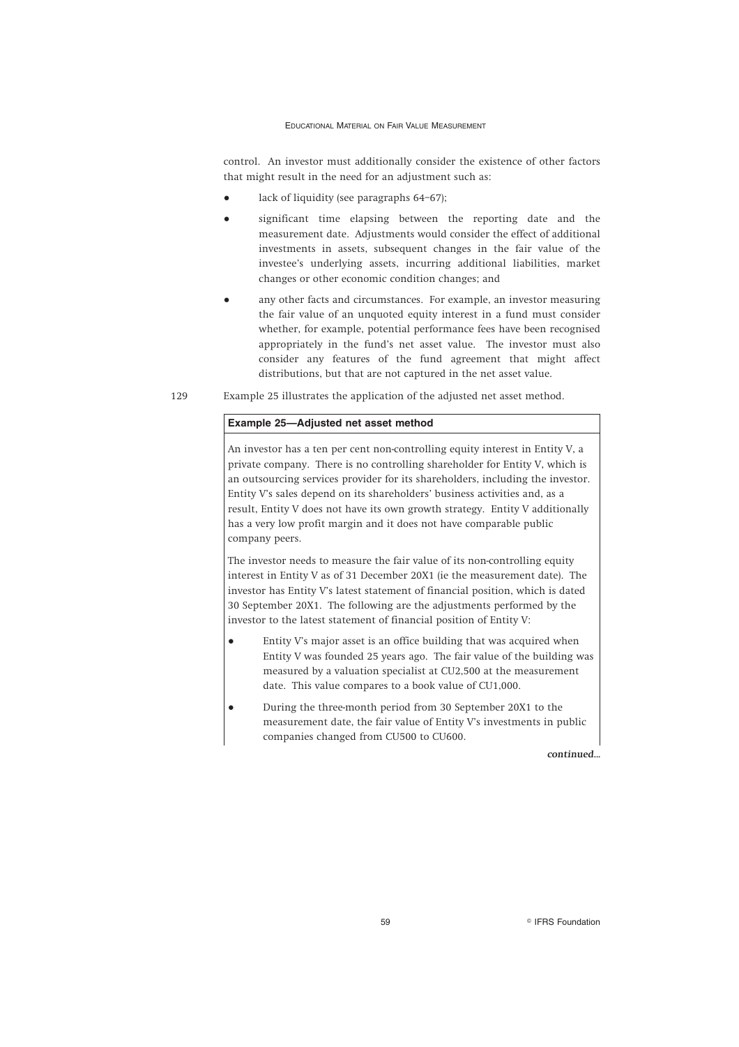control. An investor must additionally consider the existence of other factors that might result in the need for an adjustment such as:

- lack of liquidity (see paragraphs 64–67);
- significant time elapsing between the reporting date and the measurement date. Adjustments would consider the effect of additional investments in assets, subsequent changes in the fair value of the investee's underlying assets, incurring additional liabilities, market changes or other economic condition changes; and
- any other facts and circumstances. For example, an investor measuring the fair value of an unquoted equity interest in a fund must consider whether, for example, potential performance fees have been recognised appropriately in the fund's net asset value. The investor must also consider any features of the fund agreement that might affect distributions, but that are not captured in the net asset value.

129 Example 25 illustrates the application of the adjusted net asset method.

**Example 25—Adjusted net asset method**

An investor has a ten per cent non-controlling equity interest in Entity V, a private company. There is no controlling shareholder for Entity V, which is an outsourcing services provider for its shareholders, including the investor. Entity V's sales depend on its shareholders' business activities and, as a result, Entity V does not have its own growth strategy. Entity V additionally has a very low profit margin and it does not have comparable public company peers.

The investor needs to measure the fair value of its non-controlling equity interest in Entity V as of 31 December 20X1 (ie the measurement date). The investor has Entity V's latest statement of financial position, which is dated 30 September 20X1. The following are the adjustments performed by the investor to the latest statement of financial position of Entity V:

- Entity V's major asset is an office building that was acquired when Entity V was founded 25 years ago. The fair value of the building was measured by a valuation specialist at CU2,500 at the measurement date. This value compares to a book value of CU1,000.
- During the three-month period from 30 September 20X1 to the measurement date, the fair value of Entity V's investments in public companies changed from CU500 to CU600.

*continued...*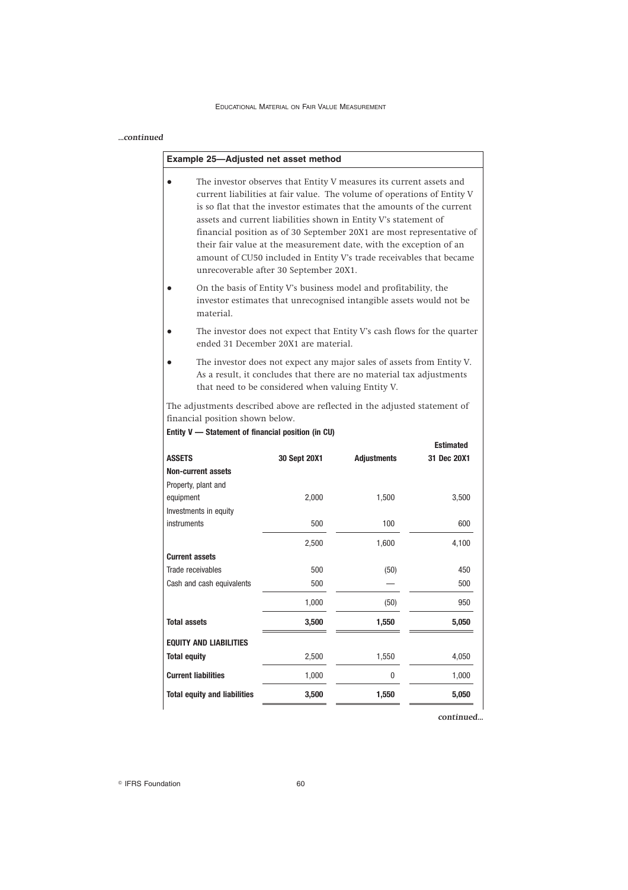*...continued*

**Example 25—Adjusted net asset method**

- The investor observes that Entity V measures its current assets and current liabilities at fair value. The volume of operations of Entity V is so flat that the investor estimates that the amounts of the current assets and current liabilities shown in Entity V's statement of financial position as of 30 September 20X1 are most representative of their fair value at the measurement date, with the exception of an amount of CU50 included in Entity V's trade receivables that became unrecoverable after 30 September 20X1.
- On the basis of Entity V's business model and profitability, the investor estimates that unrecognised intangible assets would not be material.
- The investor does not expect that Entity V's cash flows for the quarter ended 31 December 20X1 are material.
- The investor does not expect any major sales of assets from Entity V. As a result, it concludes that there are no material tax adjustments that need to be considered when valuing Entity V.

The adjustments described above are reflected in the adjusted statement of financial position shown below.

**Entity V — Statement of financial position (in CU)**

| ASSETS | 30 Sept 20X1 | Adjustments | Estimated 31 Dec 20X1 |
|---|---|---|---|
| **Non-current assets** | | | |
| Property, plant and equipment | 2,000 | 1,500 | 3,500 |
| Investments in equity instruments | 500 | 100 | 600 |
| | 2,500 | 1,600 | 4,100 |
| **Current assets** | | | |
| Trade receivables | 500 | (50) | 450 |
| Cash and cash equivalents | 500 | — | 500 |
| | 1,000 | (50) | 950 |
| **Total assets** | **3,500** | **1,550** | **5,050** |
| **EQUITY AND LIABILITIES** | | | |
| **Total equity** | 2,500 | 1,550 | 4,050 |
| **Current liabilities** | 1,000 | 0 | 1,000 |
| **Total equity and liabilities** | **3,500** | **1,550** | **5,050** |

*continued...*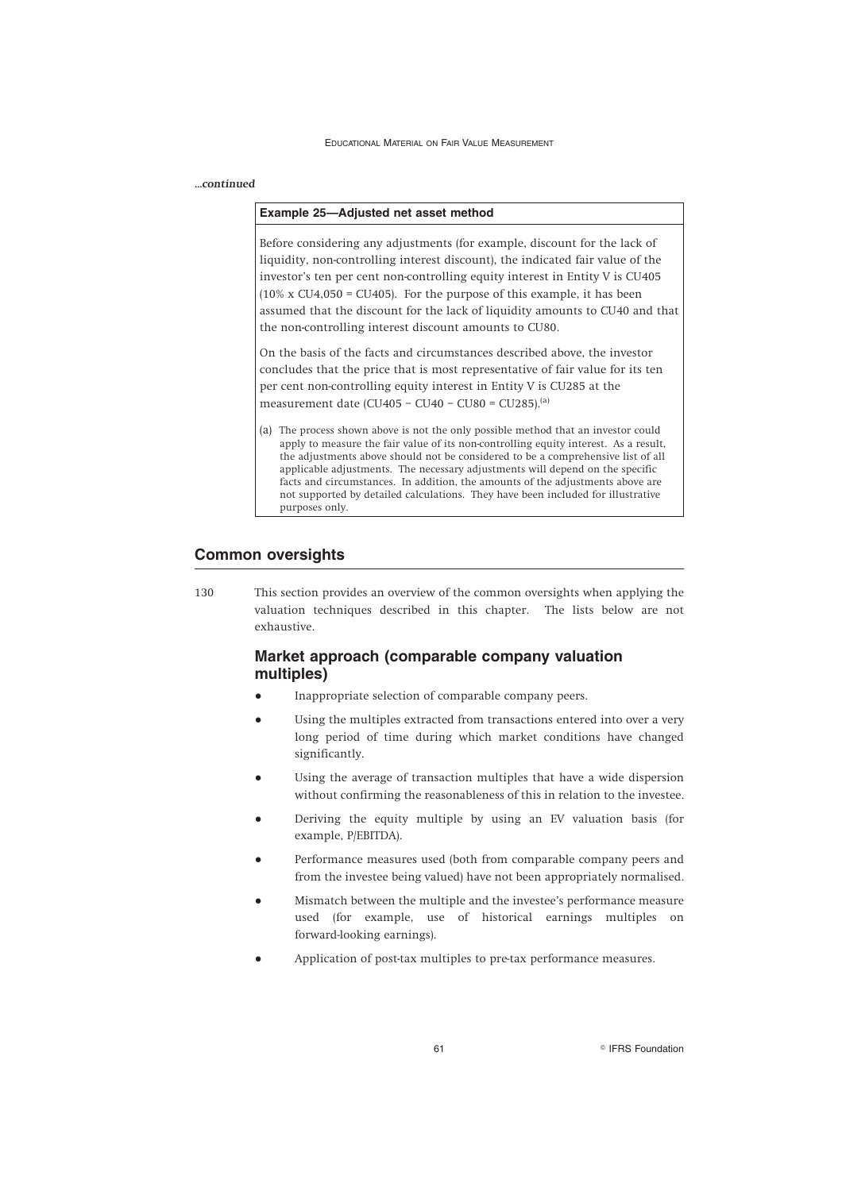*...continued*

**Example 25—Adjusted net asset method**

Before considering any adjustments (for example, discount for the lack of liquidity, non-controlling interest discount), the indicated fair value of the investor's ten per cent non-controlling equity interest in Entity V is CU405 (10% x CU4,050 = CU405). For the purpose of this example, it has been assumed that the discount for the lack of liquidity amounts to CU40 and that the non-controlling interest discount amounts to CU80.

On the basis of the facts and circumstances described above, the investor concludes that the price that is most representative of fair value for its ten per cent non-controlling equity interest in Entity V is CU285 at the measurement date (CU405 – CU40 – CU80 = CU285).[a]

(a) The process shown above is not the only possible method that an investor could apply to measure the fair value of its non-controlling equity interest. As a result, the adjustments above should not be considered to be a comprehensive list of all applicable adjustments. The necessary adjustments will depend on the specific facts and circumstances. In addition, the amounts of the adjustments above are not supported by detailed calculations. They have been included for illustrative purposes only.

## Common oversights

130 This section provides an overview of the common oversights when applying the valuation techniques described in this chapter. The lists below are not exhaustive.

### Market approach (comparable company valuation multiples)

- Inappropriate selection of comparable company peers.
- Using the multiples extracted from transactions entered into over a very long period of time during which market conditions have changed significantly.
- Using the average of transaction multiples that have a wide dispersion without confirming the reasonableness of this in relation to the investee.
- Deriving the equity multiple by using an EV valuation basis (for example, P/EBITDA).
- Performance measures used (both from comparable company peers and from the investee being valued) have not been appropriately normalised.
- Mismatch between the multiple and the investee's performance measure used (for example, use of historical earnings multiples on forward-looking earnings).
- Application of post-tax multiples to pre-tax performance measures.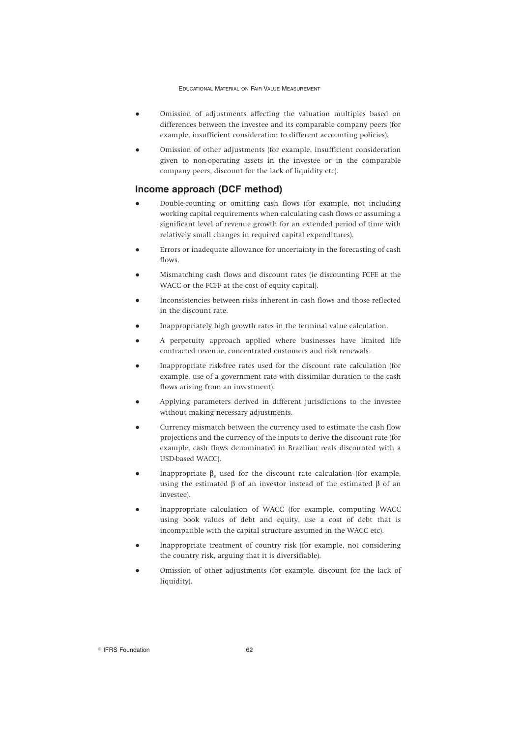- Omission of adjustments affecting the valuation multiples based on differences between the investee and its comparable company peers (for example, insufficient consideration to different accounting policies).
- Omission of other adjustments (for example, insufficient consideration given to non-operating assets in the investee or in the comparable company peers, discount for the lack of liquidity etc).

## Income approach (DCF method)

- Double-counting or omitting cash flows (for example, not including working capital requirements when calculating cash flows or assuming a significant level of revenue growth for an extended period of time with relatively small changes in required capital expenditures).
- Errors or inadequate allowance for uncertainty in the forecasting of cash flows.
- Mismatching cash flows and discount rates (ie discounting FCFE at the WACC or the FCFF at the cost of equity capital).
- Inconsistencies between risks inherent in cash flows and those reflected in the discount rate.
- Inappropriately high growth rates in the terminal value calculation.
- A perpetuity approach applied where businesses have limited life contracted revenue, concentrated customers and risk renewals.
- Inappropriate risk-free rates used for the discount rate calculation (for example, use of a government rate with dissimilar duration to the cash flows arising from an investment).
- Applying parameters derived in different jurisdictions to the investee without making necessary adjustments.
- Currency mismatch between the currency used to estimate the cash flow projections and the currency of the inputs to derive the discount rate (for example, cash flows denominated in Brazilian reals discounted with a USD-based WACC).
- Inappropriate $\beta_s$ used for the discount rate calculation (for example, using the estimated $\beta$ of an investor instead of the estimated $\beta$ of an investee).
- Inappropriate calculation of WACC (for example, computing WACC using book values of debt and equity, use a cost of debt that is incompatible with the capital structure assumed in the WACC etc).
- Inappropriate treatment of country risk (for example, not considering the country risk, arguing that it is diversifiable).
- Omission of other adjustments (for example, discount for the lack of liquidity).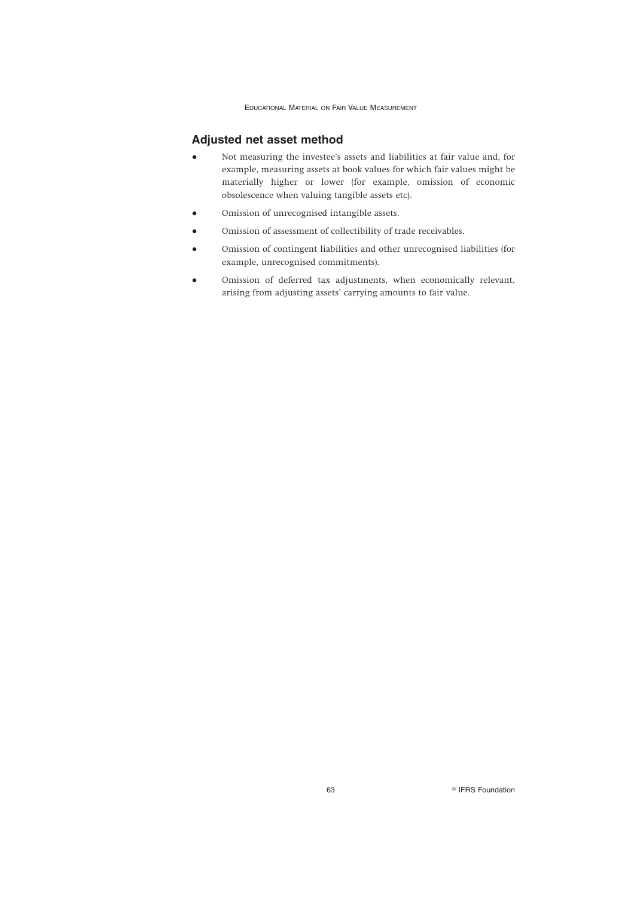## Adjusted net asset method

- Not measuring the investee's assets and liabilities at fair value and, for example, measuring assets at book values for which fair values might be materially higher or lower (for example, omission of economic obsolescence when valuing tangible assets etc).
- Omission of unrecognised intangible assets.
- Omission of assessment of collectibility of trade receivables.
- Omission of contingent liabilities and other unrecognised liabilities (for example, unrecognised commitments).
- Omission of deferred tax adjustments, when economically relevant, arising from adjusting assets' carrying amounts to fair value.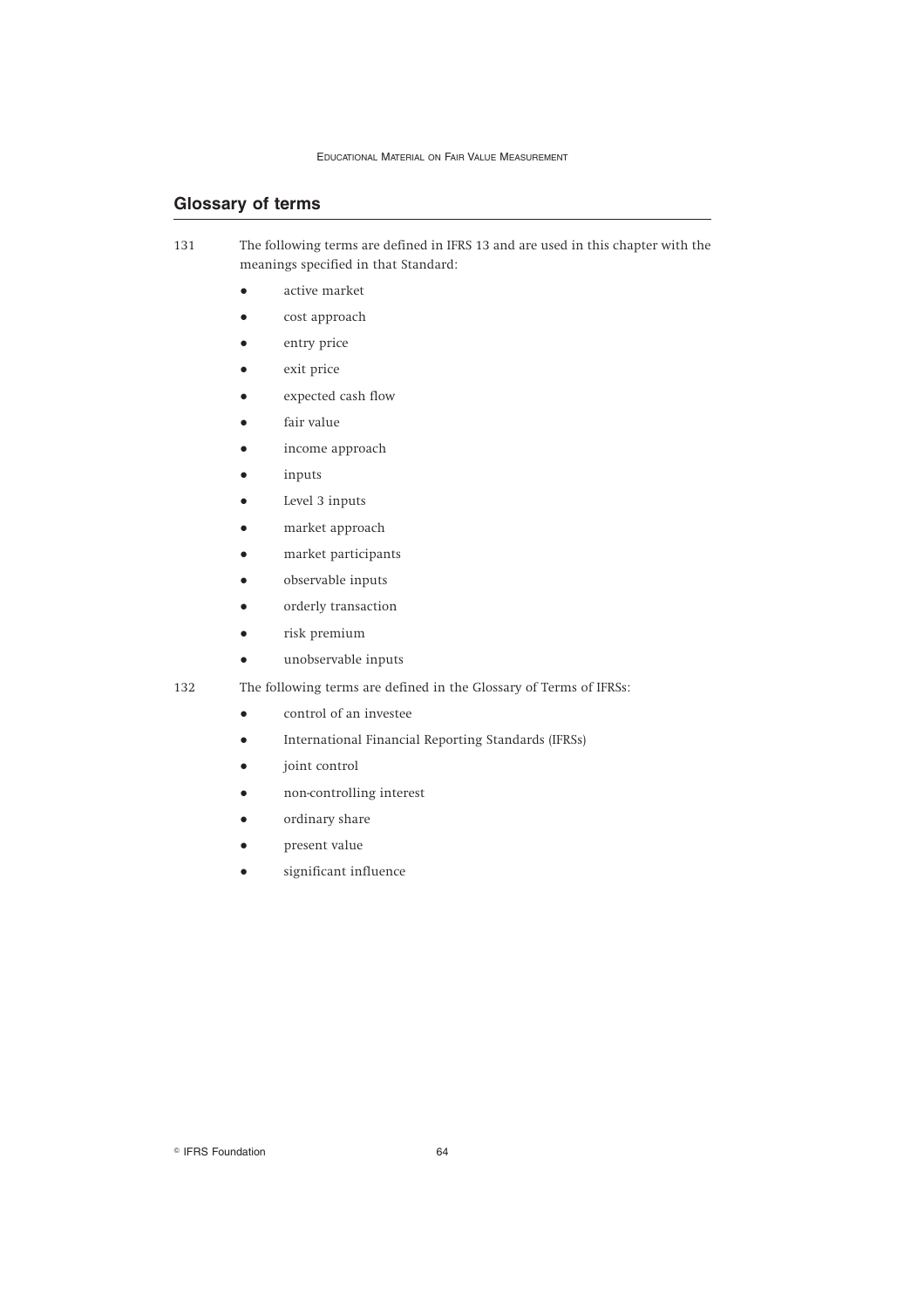## Glossary of terms

131 The following terms are defined in IFRS 13 and are used in this chapter with the meanings specified in that Standard:

- active market
- cost approach
- entry price
- exit price
- expected cash flow
- fair value
- income approach
- inputs
- Level 3 inputs
- market approach
- market participants
- observable inputs
- orderly transaction
- risk premium
- unobservable inputs

132 The following terms are defined in the Glossary of Terms of IFRSs:

- control of an investee
- International Financial Reporting Standards (IFRSs)
- joint control
- non-controlling interest
- ordinary share
- present value
- significant influence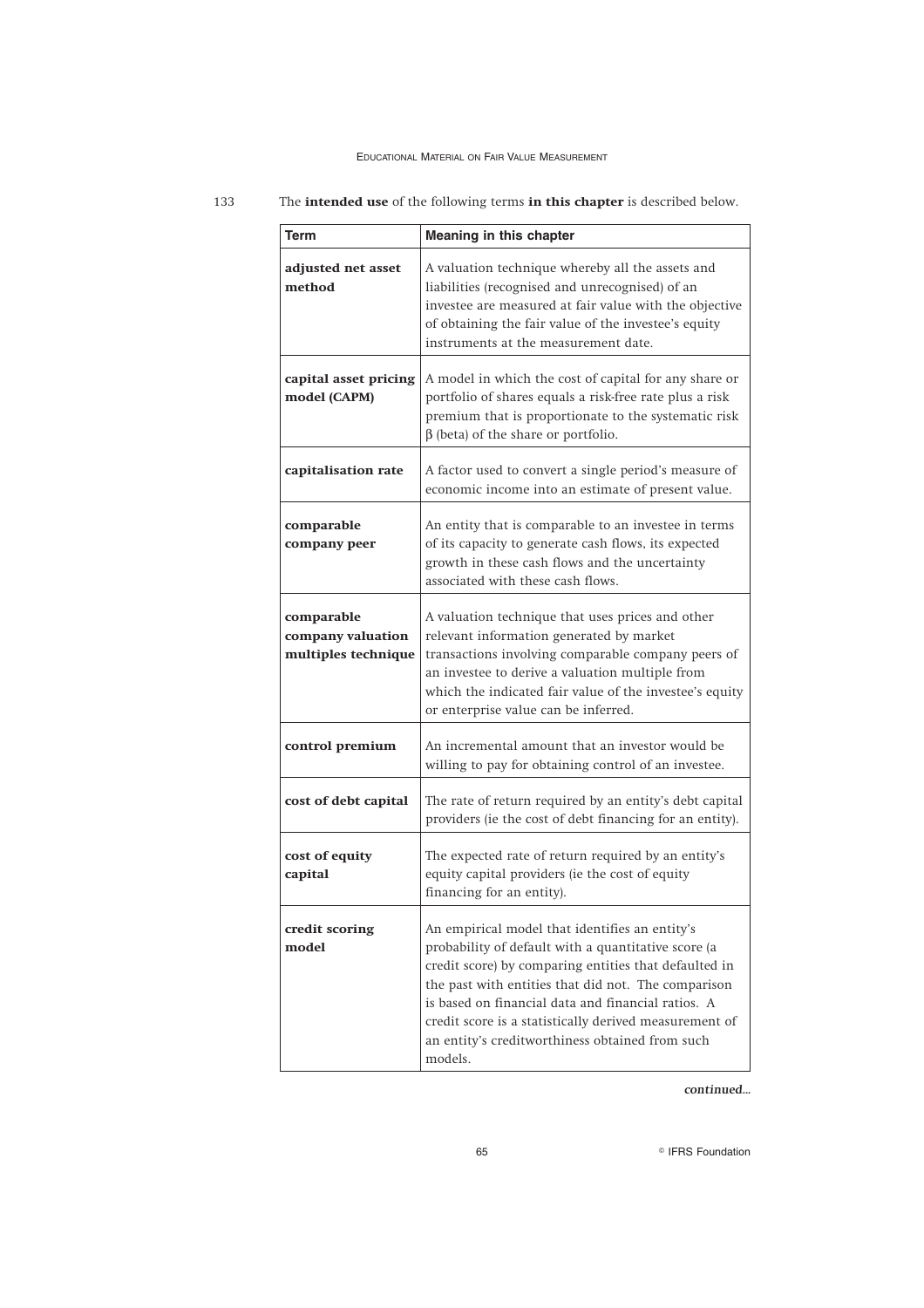133 The **intended use** of the following terms **in this chapter** is described below.

| Term | Meaning in this chapter |
|---|---|
| **adjusted net asset method** | A valuation technique whereby all the assets and liabilities (recognised and unrecognised) of an investee are measured at fair value with the objective of obtaining the fair value of the investee's equity instruments at the measurement date. |
| **capital asset pricing model (CAPM)** | A model in which the cost of capital for any share or portfolio of shares equals a risk-free rate plus a risk premium that is proportionate to the systematic risk $\beta$ (beta) of the share or portfolio. |
| **capitalisation rate** | A factor used to convert a single period's measure of economic income into an estimate of present value. |
| **comparable company peer** | An entity that is comparable to an investee in terms of its capacity to generate cash flows, its expected growth in these cash flows and the uncertainty associated with these cash flows. |
| **comparable company valuation multiples technique** | A valuation technique that uses prices and other relevant information generated by market transactions involving comparable company peers of an investee to derive a valuation multiple from which the indicated fair value of the investee's equity or enterprise value can be inferred. |
| **control premium** | An incremental amount that an investor would be willing to pay for obtaining control of an investee. |
| **cost of debt capital** | The rate of return required by an entity's debt capital providers (ie the cost of debt financing for an entity). |
| **cost of equity capital** | The expected rate of return required by an entity's equity capital providers (ie the cost of equity financing for an entity). |
| **credit scoring model** | An empirical model that identifies an entity's probability of default with a quantitative score (a credit score) by comparing entities that defaulted in the past with entities that did not. The comparison is based on financial data and financial ratios. A credit score is a statistically derived measurement of an entity's creditworthiness obtained from such models. |

*continued...*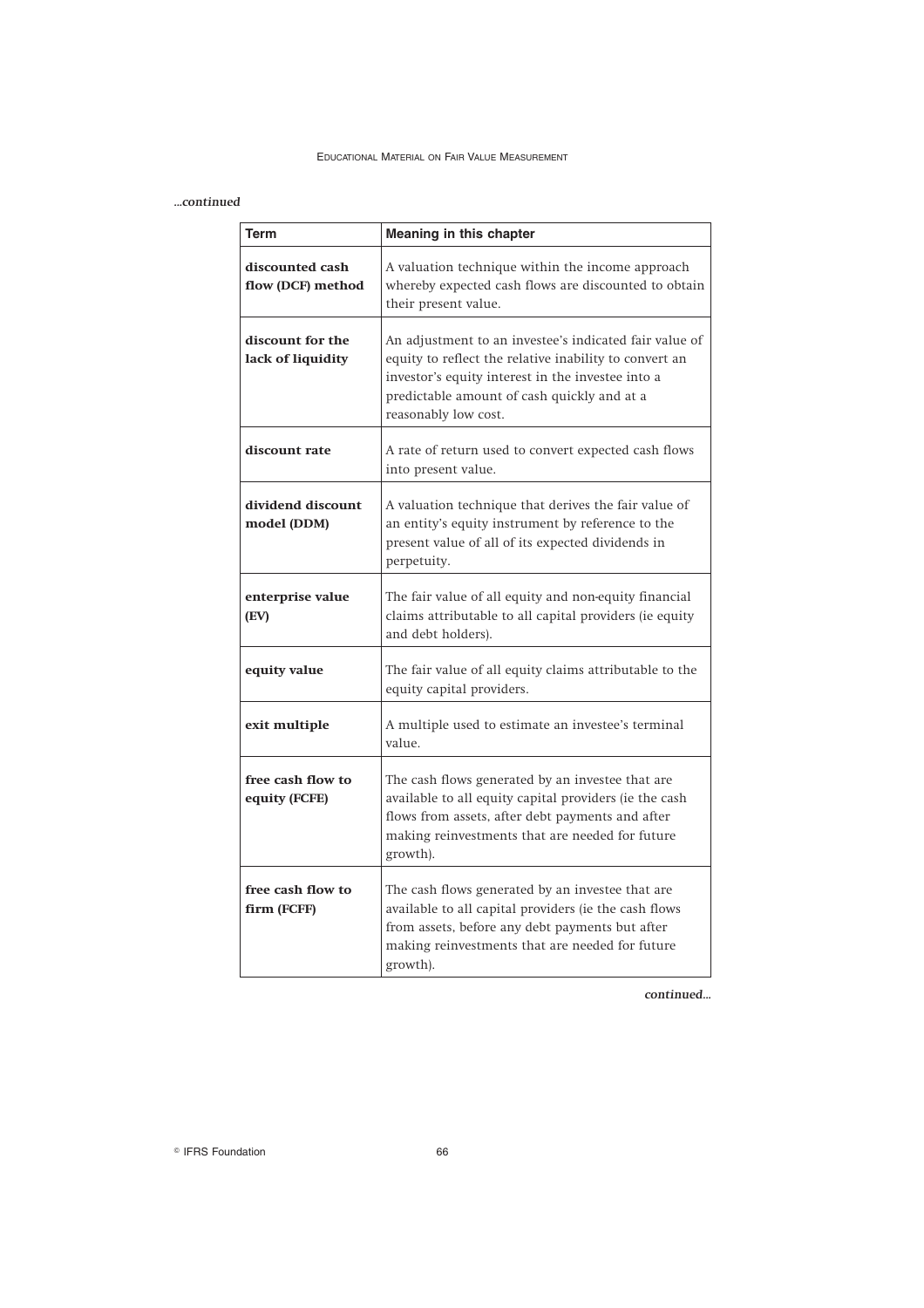*...continued*

| Term | Meaning in this chapter |
|---|---|
| **discounted cash flow (DCF) method** | A valuation technique within the income approach whereby expected cash flows are discounted to obtain their present value. |
| **discount for the lack of liquidity** | An adjustment to an investee's indicated fair value of equity to reflect the relative inability to convert an investor's equity interest in the investee into a predictable amount of cash quickly and at a reasonably low cost. |
| **discount rate** | A rate of return used to convert expected cash flows into present value. |
| **dividend discount model (DDM)** | A valuation technique that derives the fair value of an entity's equity instrument by reference to the present value of all of its expected dividends in perpetuity. |
| **enterprise value (EV)** | The fair value of all equity and non-equity financial claims attributable to all capital providers (ie equity and debt holders). |
| **equity value** | The fair value of all equity claims attributable to the equity capital providers. |
| **exit multiple** | A multiple used to estimate an investee's terminal value. |
| **free cash flow to equity (FCFE)** | The cash flows generated by an investee that are available to all equity capital providers (ie the cash flows from assets, after debt payments and after making reinvestments that are needed for future growth). |
| **free cash flow to firm (FCFF)** | The cash flows generated by an investee that are available to all capital providers (ie the cash flows from assets, before any debt payments but after making reinvestments that are needed for future growth). |

*continued...*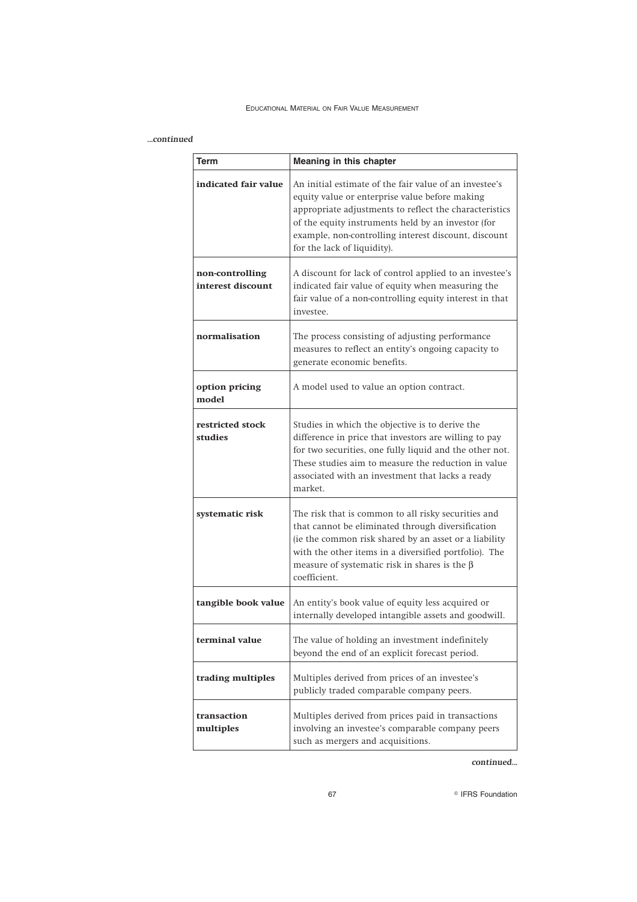*...continued*

| Term | Meaning in this chapter |
| --- | --- |
| **indicated fair value** | An initial estimate of the fair value of an investee's equity value or enterprise value before making appropriate adjustments to reflect the characteristics of the equity instruments held by an investor (for example, non-controlling interest discount, discount for the lack of liquidity). |
| **non-controlling interest discount** | A discount for lack of control applied to an investee's indicated fair value of equity when measuring the fair value of a non-controlling equity interest in that investee. |
| **normalisation** | The process consisting of adjusting performance measures to reflect an entity's ongoing capacity to generate economic benefits. |
| **option pricing model** | A model used to value an option contract. |
| **restricted stock studies** | Studies in which the objective is to derive the difference in price that investors are willing to pay for two securities, one fully liquid and the other not. These studies aim to measure the reduction in value associated with an investment that lacks a ready market. |
| **systematic risk** | The risk that is common to all risky securities and that cannot be eliminated through diversification (ie the common risk shared by an asset or a liability with the other items in a diversified portfolio). The measure of systematic risk in shares is the $\beta$ coefficient. |
| **tangible book value** | An entity's book value of equity less acquired or internally developed intangible assets and goodwill. |
| **terminal value** | The value of holding an investment indefinitely beyond the end of an explicit forecast period. |
| **trading multiples** | Multiples derived from prices of an investee's publicly traded comparable company peers. |
| **transaction multiples** | Multiples derived from prices paid in transactions involving an investee's comparable company peers such as mergers and acquisitions. |

*continued...*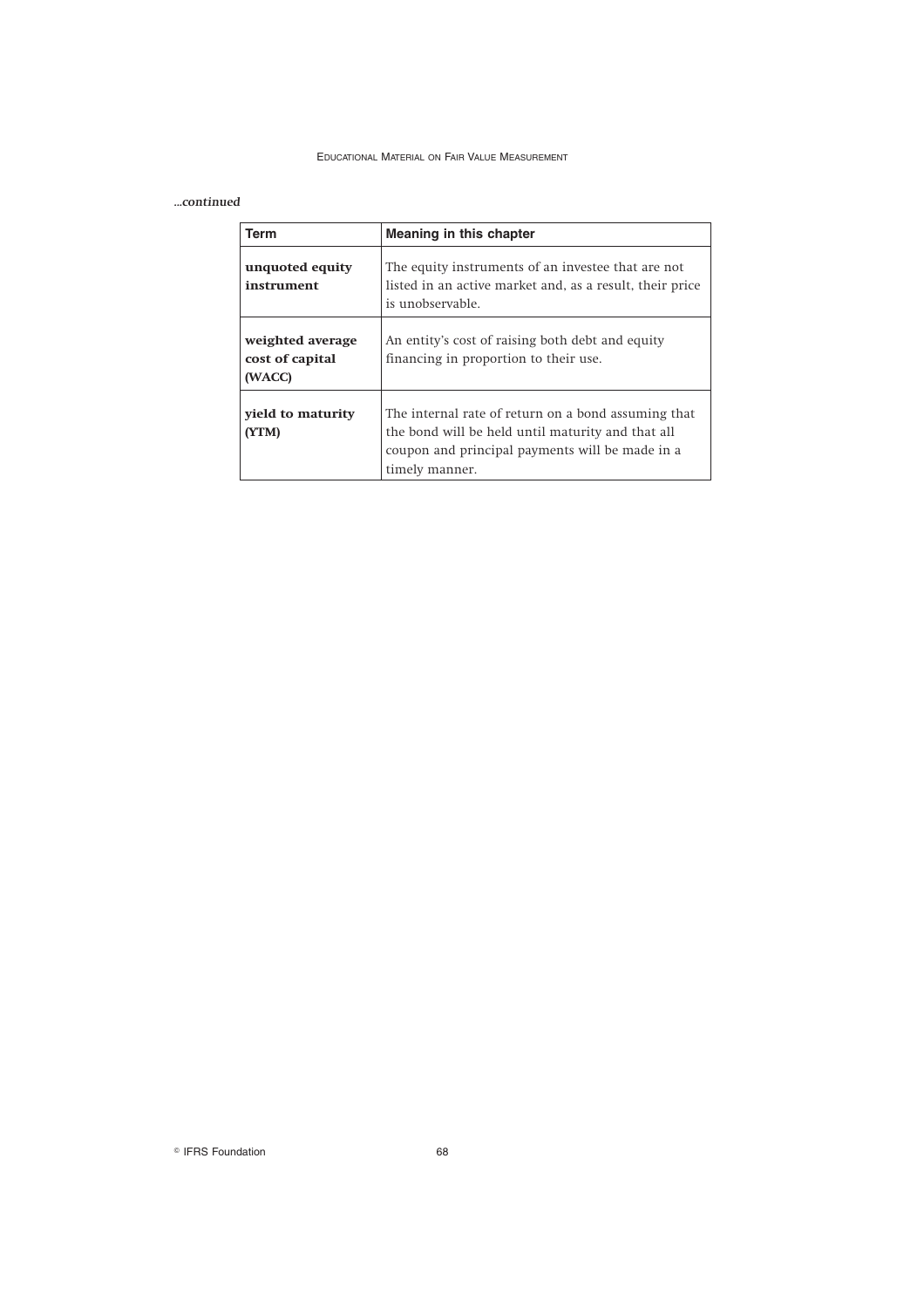*...continued*

| Term | Meaning in this chapter |
|---|---|
| **unquoted equity instrument** | The equity instruments of an investee that are not listed in an active market and, as a result, their price is unobservable. |
| **weighted average cost of capital (WACC)** | An entity's cost of raising both debt and equity financing in proportion to their use. |
| **yield to maturity (YTM)** | The internal rate of return on a bond assuming that the bond will be held until maturity and that all coupon and principal payments will be made in a timely manner. |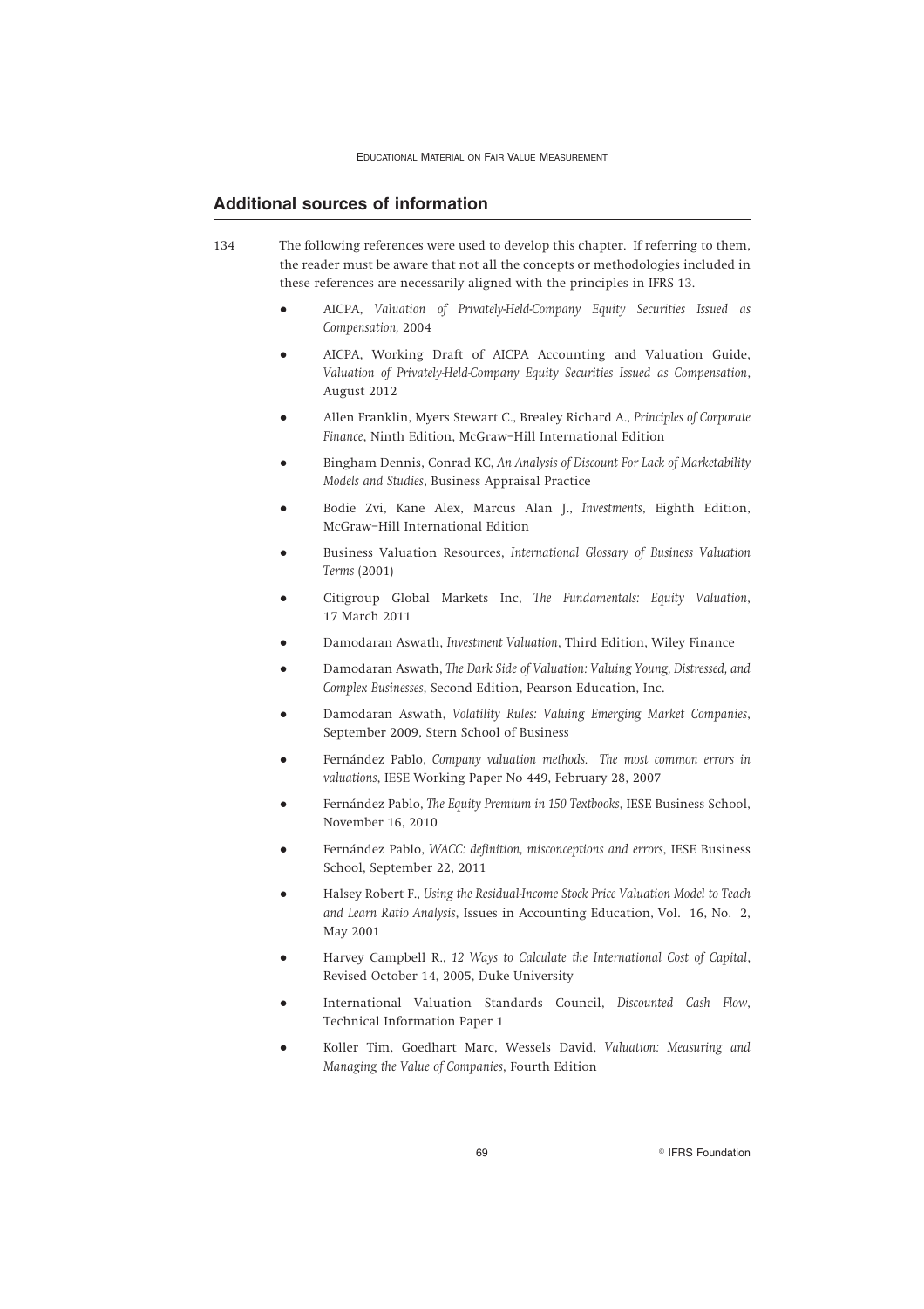## Additional sources of information

134 The following references were used to develop this chapter. If referring to them, the reader must be aware that not all the concepts or methodologies included in these references are necessarily aligned with the principles in IFRS 13.

- AICPA, *Valuation of Privately-Held-Company Equity Securities Issued as Compensation,* 2004
- AICPA, Working Draft of AICPA Accounting and Valuation Guide, *Valuation of Privately-Held-Company Equity Securities Issued as Compensation*, August 2012
- Allen Franklin, Myers Stewart C., Brealey Richard A., *Principles of Corporate Finance*, Ninth Edition, McGraw–Hill International Edition
- Bingham Dennis, Conrad KC, *An Analysis of Discount For Lack of Marketability Models and Studies*, Business Appraisal Practice
- Bodie Zvi, Kane Alex, Marcus Alan J., *Investments*, Eighth Edition, McGraw–Hill International Edition
- Business Valuation Resources, *International Glossary of Business Valuation Terms* (2001)
- Citigroup Global Markets Inc, *The Fundamentals: Equity Valuation*, 17 March 2011
- Damodaran Aswath, *Investment Valuation*, Third Edition, Wiley Finance
- Damodaran Aswath, *The Dark Side of Valuation: Valuing Young, Distressed, and Complex Businesses*, Second Edition, Pearson Education, Inc.
- Damodaran Aswath, *Volatility Rules: Valuing Emerging Market Companies*, September 2009, Stern School of Business
- Fernández Pablo, *Company valuation methods. The most common errors in valuations*, IESE Working Paper No 449, February 28, 2007
- Fernández Pablo, *The Equity Premium in 150 Textbooks*, IESE Business School, November 16, 2010
- Fernández Pablo, *WACC: definition, misconceptions and errors*, IESE Business School, September 22, 2011
- Halsey Robert F., *Using the Residual-Income Stock Price Valuation Model to Teach and Learn Ratio Analysis*, Issues in Accounting Education, Vol. 16, No. 2, May 2001
- Harvey Campbell R., *12 Ways to Calculate the International Cost of Capital*, Revised October 14, 2005, Duke University
- International Valuation Standards Council, *Discounted Cash Flow*, Technical Information Paper 1
- Koller Tim, Goedhart Marc, Wessels David, *Valuation: Measuring and Managing the Value of Companies*, Fourth Edition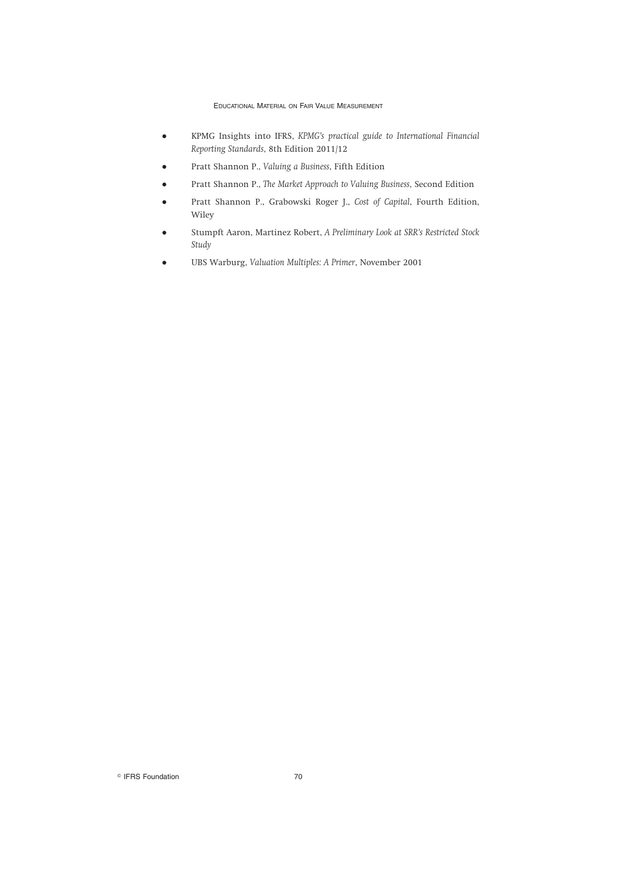- KPMG Insights into IFRS, *KPMG's practical guide to International Financial Reporting Standards*, 8th Edition 2011/12
- Pratt Shannon P., *Valuing a Business*, Fifth Edition
- Pratt Shannon P., *The Market Approach to Valuing Business*, Second Edition
- Pratt Shannon P., Grabowski Roger J., *Cost of Capital*, Fourth Edition, Wiley
- Stumpft Aaron, Martinez Robert, *A Preliminary Look at SRR's Restricted Stock Study*
- UBS Warburg, *Valuation Multiples: A Primer*, November 2001